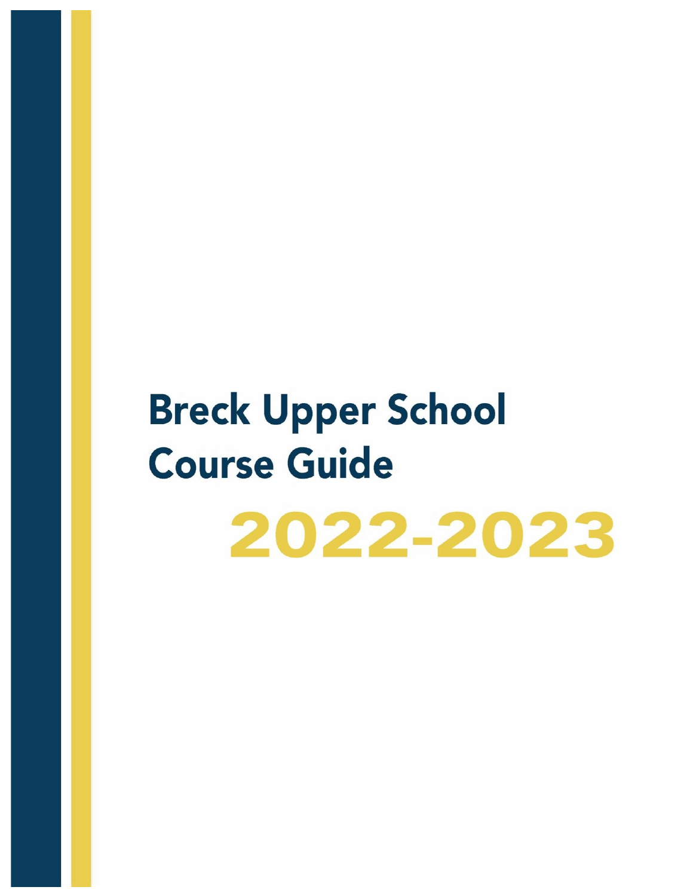# Breck Upper School Course Guide

## 2022-2023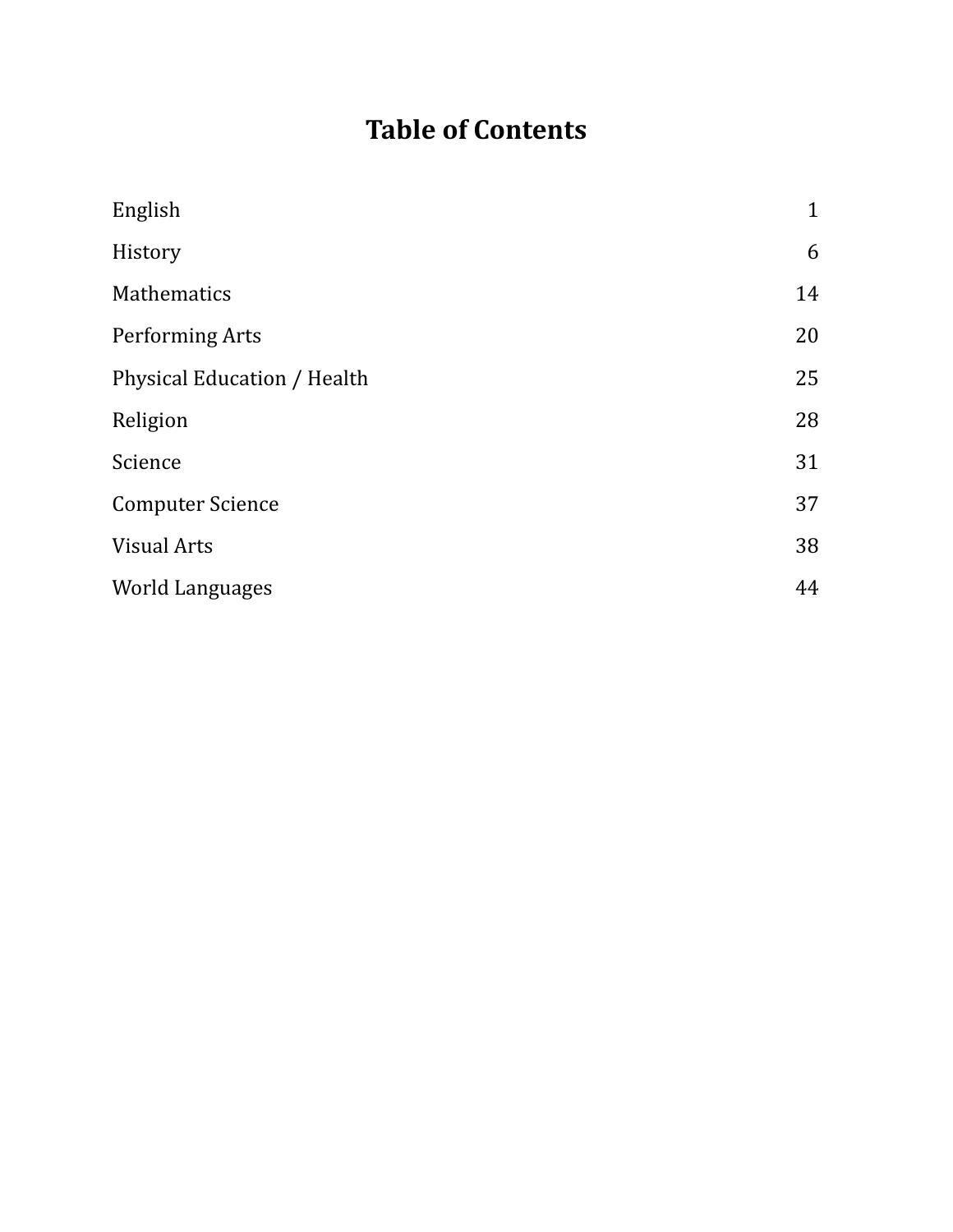# Table of Contents

| | |
|---|---|
| English | 1 |
| History | 6 |
| Mathematics | 14 |
| Performing Arts | 20 |
| Physical Education / Health | 25 |
| Religion | 28 |
| Science | 31 |
| Computer Science | 37 |
| Visual Arts | 38 |
| World Languages | 44 |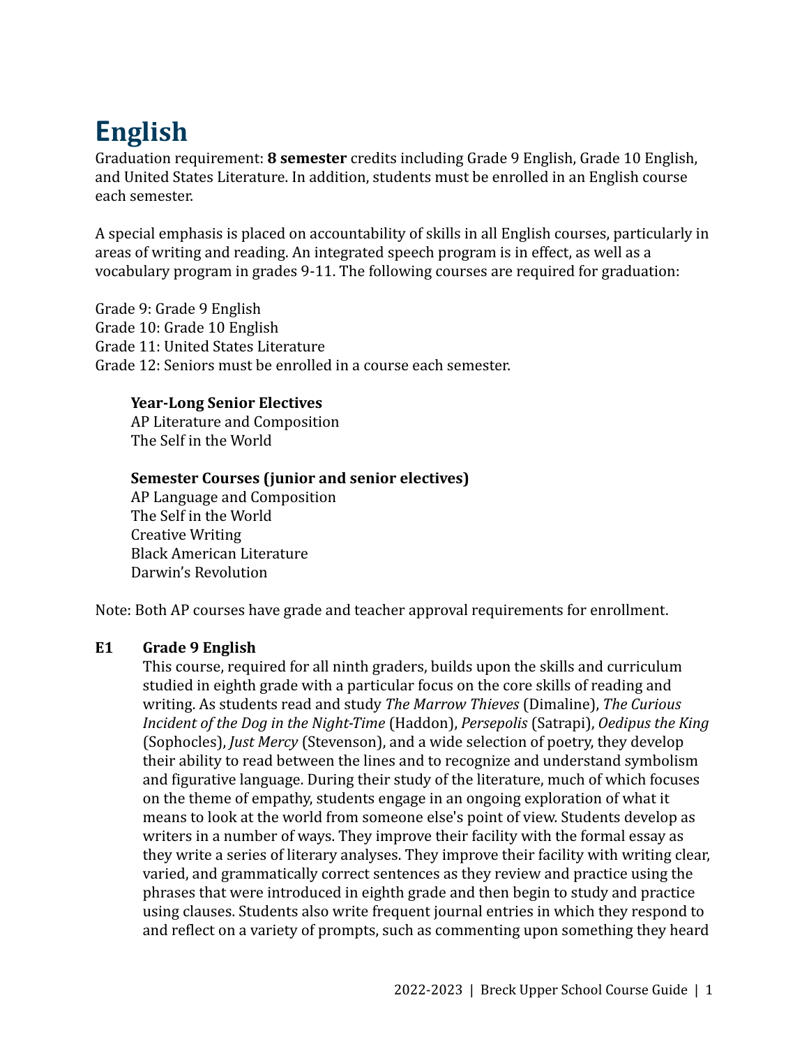# English

Graduation requirement: **8 semester** credits including Grade 9 English, Grade 10 English, and United States Literature. In addition, students must be enrolled in an English course each semester.

A special emphasis is placed on accountability of skills in all English courses, particularly in areas of writing and reading. An integrated speech program is in effect, as well as a vocabulary program in grades 9-11. The following courses are required for graduation:

Grade 9: Grade 9 English
Grade 10: Grade 10 English
Grade 11: United States Literature
Grade 12: Seniors must be enrolled in a course each semester.

**Year-Long Senior Electives**
AP Literature and Composition
The Self in the World

**Semester Courses (junior and senior electives)**
AP Language and Composition
The Self in the World
Creative Writing
Black American Literature
Darwin's Revolution

Note: Both AP courses have grade and teacher approval requirements for enrollment.

**E1 Grade 9 English**

This course, required for all ninth graders, builds upon the skills and curriculum studied in eighth grade with a particular focus on the core skills of reading and writing. As students read and study *The Marrow Thieves* (Dimaline), *The Curious Incident of the Dog in the Night-Time* (Haddon), *Persepolis* (Satrapi), *Oedipus the King* (Sophocles), *Just Mercy* (Stevenson), and a wide selection of poetry, they develop their ability to read between the lines and to recognize and understand symbolism and figurative language. During their study of the literature, much of which focuses on the theme of empathy, students engage in an ongoing exploration of what it means to look at the world from someone else's point of view. Students develop as writers in a number of ways. They improve their facility with the formal essay as they write a series of literary analyses. They improve their facility with writing clear, varied, and grammatically correct sentences as they review and practice using the phrases that were introduced in eighth grade and then begin to study and practice using clauses. Students also write frequent journal entries in which they respond to and reflect on a variety of prompts, such as commenting upon something they heard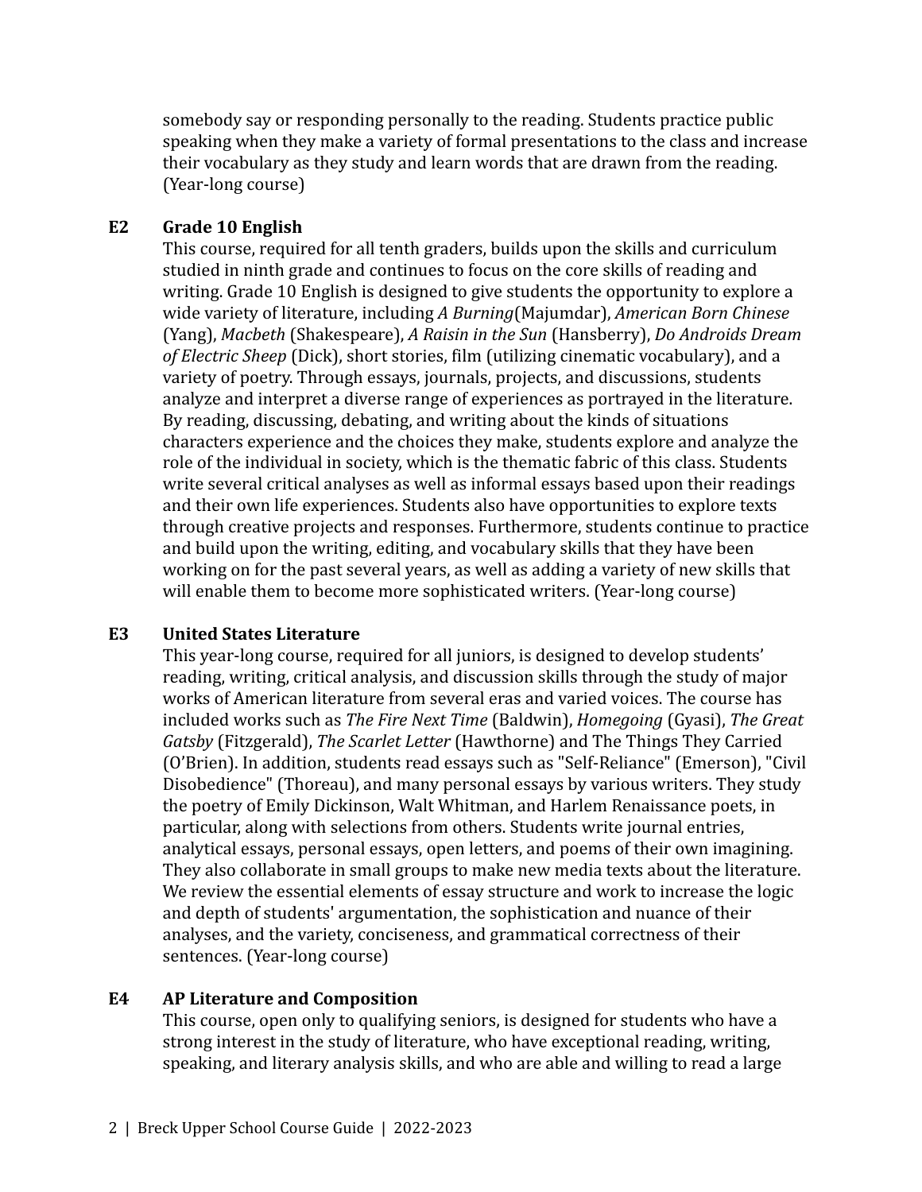somebody say or responding personally to the reading. Students practice public speaking when they make a variety of formal presentations to the class and increase their vocabulary as they study and learn words that are drawn from the reading. (Year-long course)

### E2 Grade 10 English

This course, required for all tenth graders, builds upon the skills and curriculum studied in ninth grade and continues to focus on the core skills of reading and writing. Grade 10 English is designed to give students the opportunity to explore a wide variety of literature, including *A Burning*(Majumdar), *American Born Chinese* (Yang), *Macbeth* (Shakespeare), *A Raisin in the Sun* (Hansberry), *Do Androids Dream of Electric Sheep* (Dick), short stories, film (utilizing cinematic vocabulary), and a variety of poetry. Through essays, journals, projects, and discussions, students analyze and interpret a diverse range of experiences as portrayed in the literature. By reading, discussing, debating, and writing about the kinds of situations characters experience and the choices they make, students explore and analyze the role of the individual in society, which is the thematic fabric of this class. Students write several critical analyses as well as informal essays based upon their readings and their own life experiences. Students also have opportunities to explore texts through creative projects and responses. Furthermore, students continue to practice and build upon the writing, editing, and vocabulary skills that they have been working on for the past several years, as well as adding a variety of new skills that will enable them to become more sophisticated writers. (Year-long course)

### E3 United States Literature

This year-long course, required for all juniors, is designed to develop students' reading, writing, critical analysis, and discussion skills through the study of major works of American literature from several eras and varied voices. The course has included works such as *The Fire Next Time* (Baldwin), *Homegoing* (Gyasi), *The Great Gatsby* (Fitzgerald), *The Scarlet Letter* (Hawthorne) and The Things They Carried (O'Brien). In addition, students read essays such as "Self-Reliance" (Emerson), "Civil Disobedience" (Thoreau), and many personal essays by various writers. They study the poetry of Emily Dickinson, Walt Whitman, and Harlem Renaissance poets, in particular, along with selections from others. Students write journal entries, analytical essays, personal essays, open letters, and poems of their own imagining. They also collaborate in small groups to make new media texts about the literature. We review the essential elements of essay structure and work to increase the logic and depth of students' argumentation, the sophistication and nuance of their analyses, and the variety, conciseness, and grammatical correctness of their sentences. (Year-long course)

### E4 AP Literature and Composition

This course, open only to qualifying seniors, is designed for students who have a strong interest in the study of literature, who have exceptional reading, writing, speaking, and literary analysis skills, and who are able and willing to read a large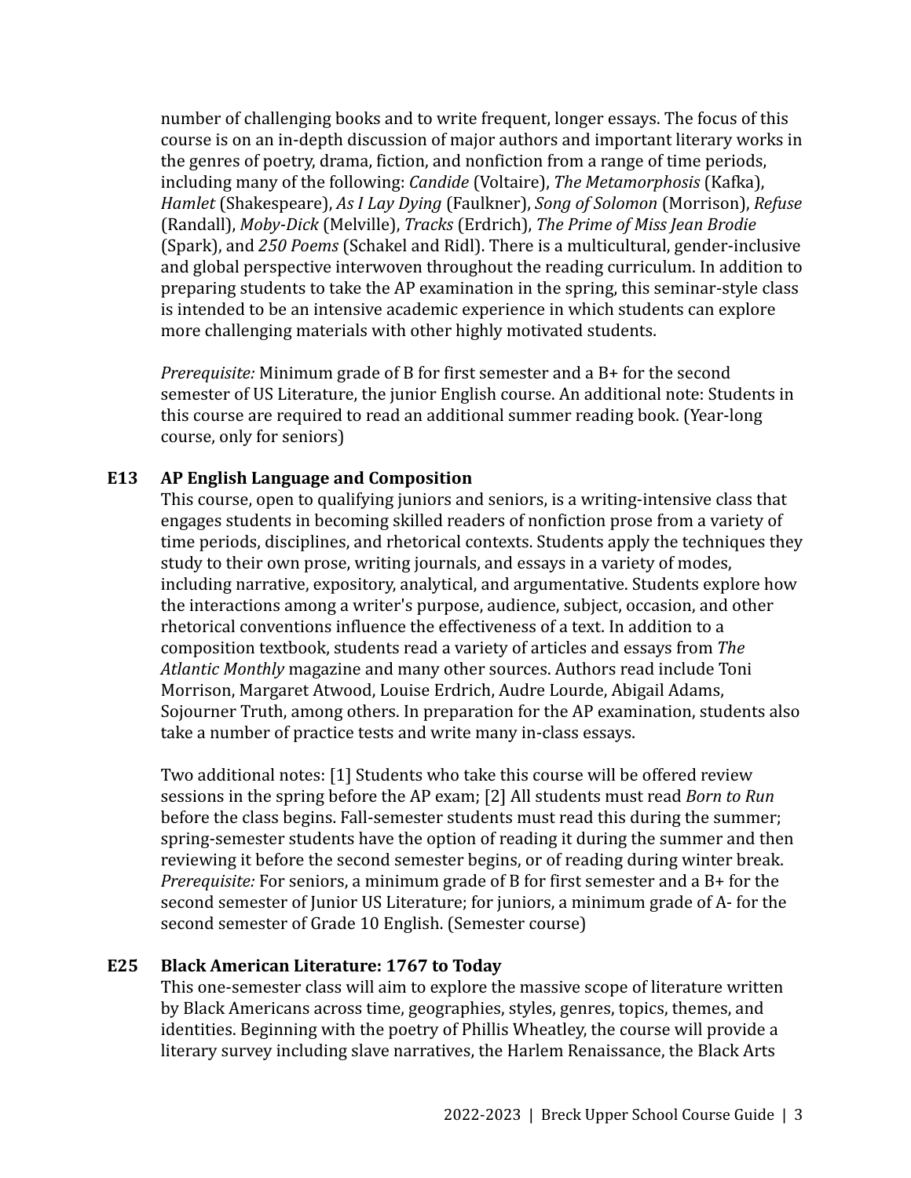number of challenging books and to write frequent, longer essays. The focus of this course is on an in-depth discussion of major authors and important literary works in the genres of poetry, drama, fiction, and nonfiction from a range of time periods, including many of the following: *Candide* (Voltaire), *The Metamorphosis* (Kafka), *Hamlet* (Shakespeare), *As I Lay Dying* (Faulkner), *Song of Solomon* (Morrison), *Refuse* (Randall), *Moby-Dick* (Melville), *Tracks* (Erdrich), *The Prime of Miss Jean Brodie* (Spark), and *250 Poems* (Schakel and Ridl). There is a multicultural, gender-inclusive and global perspective interwoven throughout the reading curriculum. In addition to preparing students to take the AP examination in the spring, this seminar-style class is intended to be an intensive academic experience in which students can explore more challenging materials with other highly motivated students.

*Prerequisite:* Minimum grade of B for first semester and a B+ for the second semester of US Literature, the junior English course. An additional note: Students in this course are required to read an additional summer reading book. (Year-long course, only for seniors)

### E13 AP English Language and Composition

This course, open to qualifying juniors and seniors, is a writing-intensive class that engages students in becoming skilled readers of nonfiction prose from a variety of time periods, disciplines, and rhetorical contexts. Students apply the techniques they study to their own prose, writing journals, and essays in a variety of modes, including narrative, expository, analytical, and argumentative. Students explore how the interactions among a writer's purpose, audience, subject, occasion, and other rhetorical conventions influence the effectiveness of a text. In addition to a composition textbook, students read a variety of articles and essays from *The Atlantic Monthly* magazine and many other sources. Authors read include Toni Morrison, Margaret Atwood, Louise Erdrich, Audre Lourde, Abigail Adams, Sojourner Truth, among others. In preparation for the AP examination, students also take a number of practice tests and write many in-class essays.

Two additional notes: [1] Students who take this course will be offered review sessions in the spring before the AP exam; [2] All students must read *Born to Run* before the class begins. Fall-semester students must read this during the summer; spring-semester students have the option of reading it during the summer and then reviewing it before the second semester begins, or of reading during winter break. *Prerequisite:* For seniors, a minimum grade of B for first semester and a B+ for the second semester of Junior US Literature; for juniors, a minimum grade of A- for the second semester of Grade 10 English. (Semester course)

### E25 Black American Literature: 1767 to Today

This one-semester class will aim to explore the massive scope of literature written by Black Americans across time, geographies, styles, genres, topics, themes, and identities. Beginning with the poetry of Phillis Wheatley, the course will provide a literary survey including slave narratives, the Harlem Renaissance, the Black Arts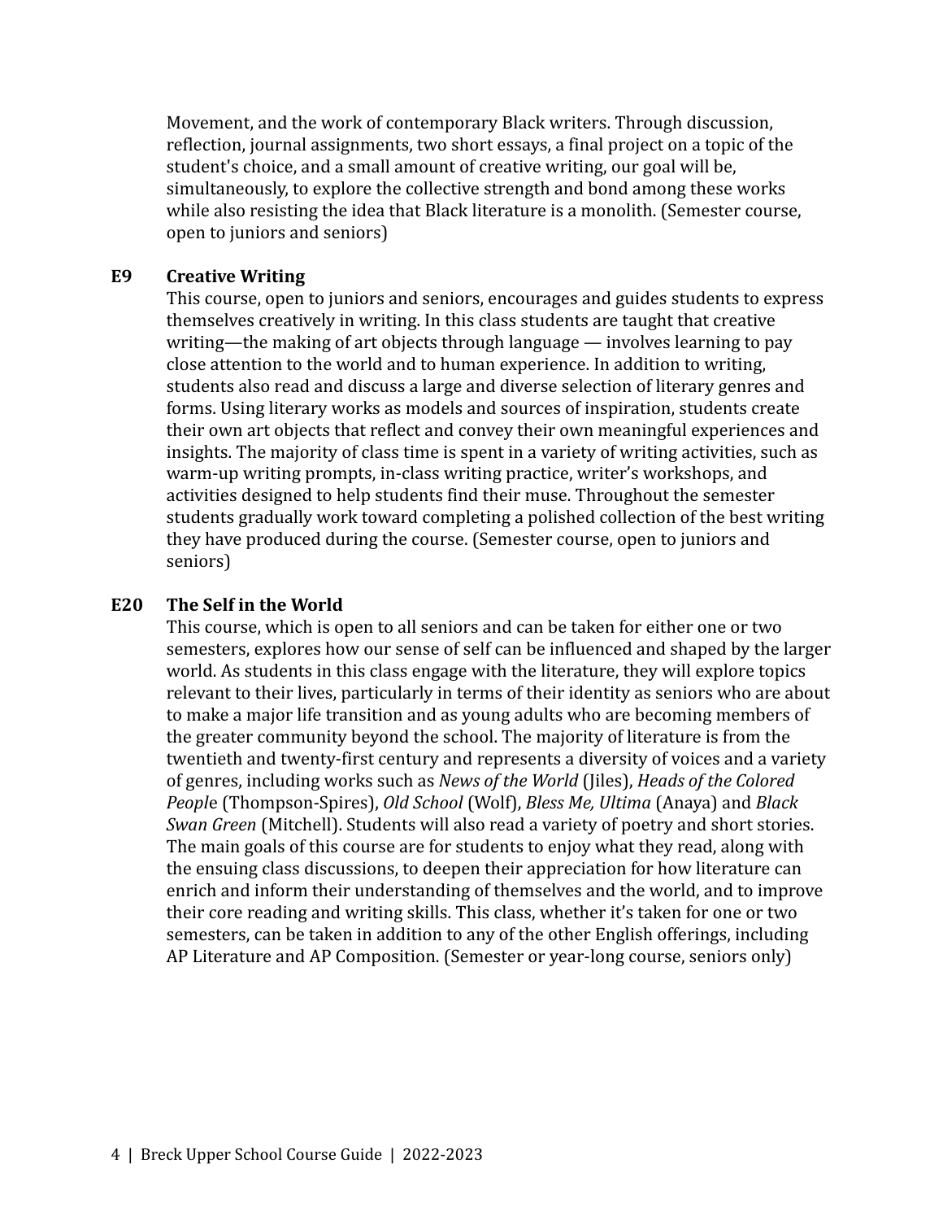Movement, and the work of contemporary Black writers. Through discussion, reflection, journal assignments, two short essays, a final project on a topic of the student's choice, and a small amount of creative writing, our goal will be, simultaneously, to explore the collective strength and bond among these works while also resisting the idea that Black literature is a monolith. (Semester course, open to juniors and seniors)

### E9 Creative Writing

This course, open to juniors and seniors, encourages and guides students to express themselves creatively in writing. In this class students are taught that creative writing—the making of art objects through language — involves learning to pay close attention to the world and to human experience. In addition to writing, students also read and discuss a large and diverse selection of literary genres and forms. Using literary works as models and sources of inspiration, students create their own art objects that reflect and convey their own meaningful experiences and insights. The majority of class time is spent in a variety of writing activities, such as warm-up writing prompts, in-class writing practice, writer's workshops, and activities designed to help students find their muse. Throughout the semester students gradually work toward completing a polished collection of the best writing they have produced during the course. (Semester course, open to juniors and seniors)

### E20 The Self in the World

This course, which is open to all seniors and can be taken for either one or two semesters, explores how our sense of self can be influenced and shaped by the larger world. As students in this class engage with the literature, they will explore topics relevant to their lives, particularly in terms of their identity as seniors who are about to make a major life transition and as young adults who are becoming members of the greater community beyond the school. The majority of literature is from the twentieth and twenty-first century and represents a diversity of voices and a variety of genres, including works such as *News of the World* (Jiles), *Heads of the Colored People* (Thompson-Spires), *Old School* (Wolf), *Bless Me, Ultima* (Anaya) and *Black Swan Green* (Mitchell). Students will also read a variety of poetry and short stories. The main goals of this course are for students to enjoy what they read, along with the ensuing class discussions, to deepen their appreciation for how literature can enrich and inform their understanding of themselves and the world, and to improve their core reading and writing skills. This class, whether it's taken for one or two semesters, can be taken in addition to any of the other English offerings, including AP Literature and AP Composition. (Semester or year-long course, seniors only)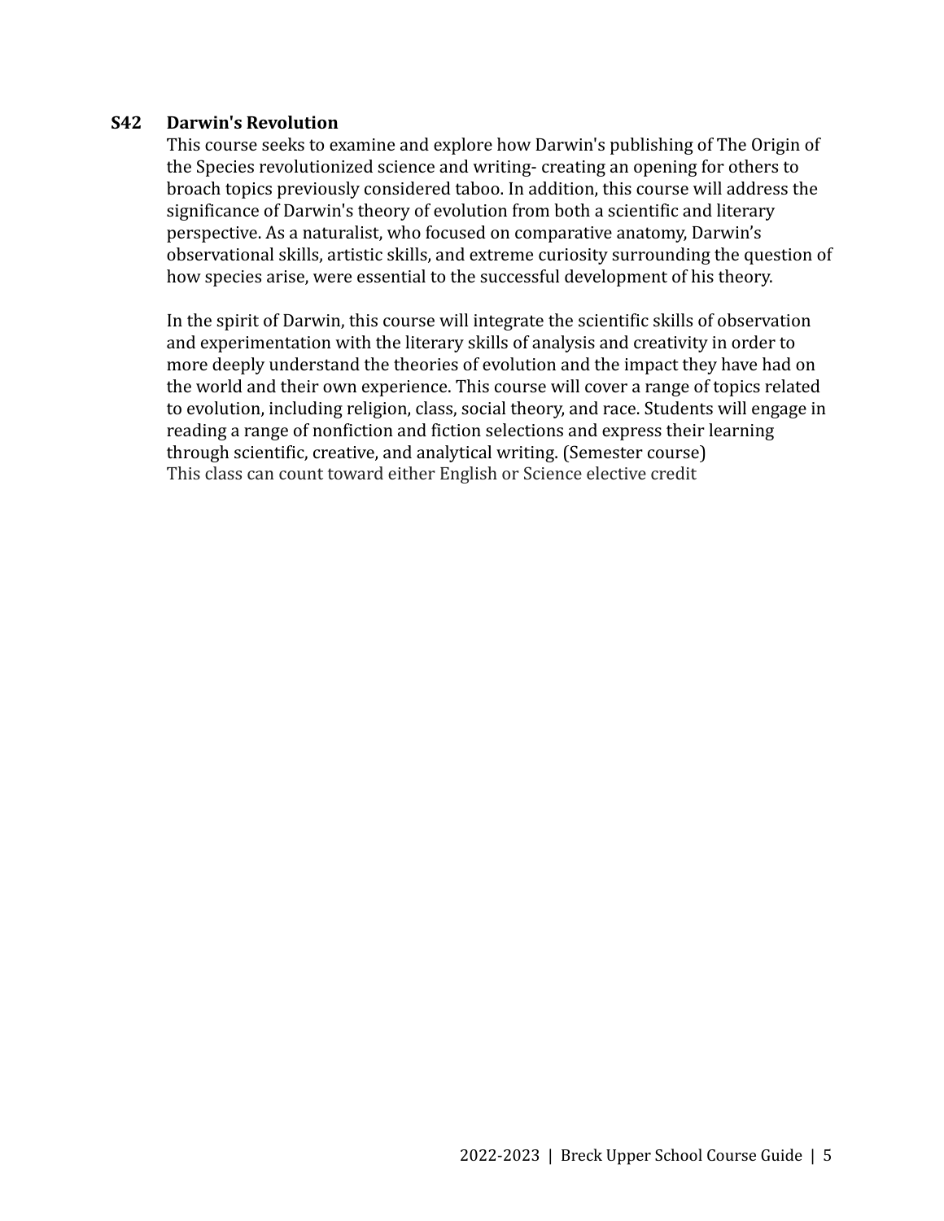**S42 Darwin's Revolution**

This course seeks to examine and explore how Darwin's publishing of The Origin of the Species revolutionized science and writing- creating an opening for others to broach topics previously considered taboo. In addition, this course will address the significance of Darwin's theory of evolution from both a scientific and literary perspective. As a naturalist, who focused on comparative anatomy, Darwin's observational skills, artistic skills, and extreme curiosity surrounding the question of how species arise, were essential to the successful development of his theory.

In the spirit of Darwin, this course will integrate the scientific skills of observation and experimentation with the literary skills of analysis and creativity in order to more deeply understand the theories of evolution and the impact they have had on the world and their own experience. This course will cover a range of topics related to evolution, including religion, class, social theory, and race. Students will engage in reading a range of nonfiction and fiction selections and express their learning through scientific, creative, and analytical writing. (Semester course)
This class can count toward either English or Science elective credit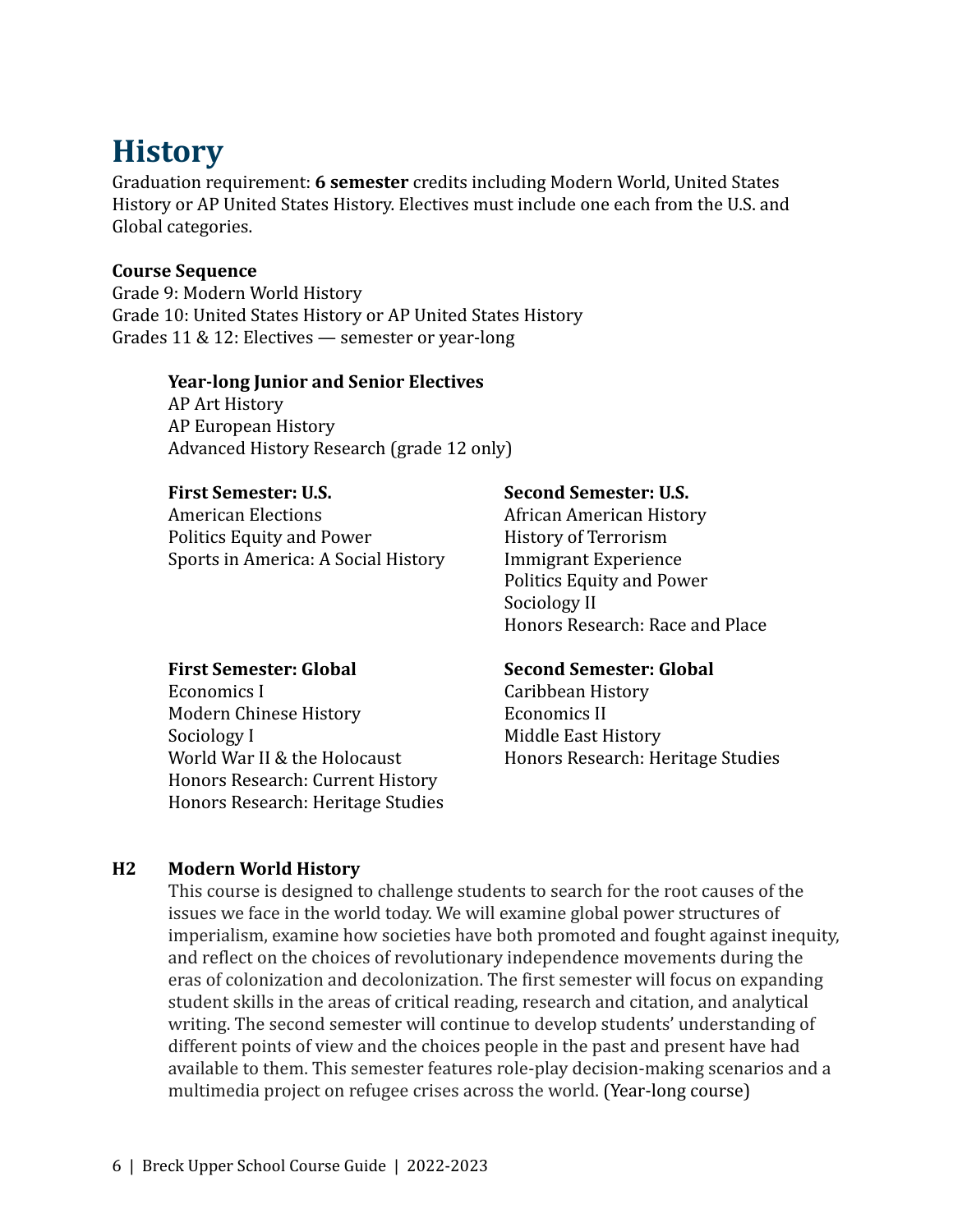# History

Graduation requirement: **6 semester** credits including Modern World, United States History or AP United States History. Electives must include one each from the U.S. and Global categories.

**Course Sequence**
Grade 9: Modern World History
Grade 10: United States History or AP United States History
Grades 11 & 12: Electives — semester or year-long

**Year-long Junior and Senior Electives**
AP Art History
AP European History
Advanced History Research (grade 12 only)

**First Semester: U.S.**
American Elections
Politics Equity and Power
Sports in America: A Social History

**Second Semester: U.S.**
African American History
History of Terrorism
Immigrant Experience
Politics Equity and Power
Sociology II
Honors Research: Race and Place

**First Semester: Global**
Economics I
Modern Chinese History
Sociology I
World War II & the Holocaust
Honors Research: Current History
Honors Research: Heritage Studies

**Second Semester: Global**
Caribbean History
Economics II
Middle East History
Honors Research: Heritage Studies

**H2 Modern World History**

This course is designed to challenge students to search for the root causes of the issues we face in the world today. We will examine global power structures of imperialism, examine how societies have both promoted and fought against inequity, and reflect on the choices of revolutionary independence movements during the eras of colonization and decolonization. The first semester will focus on expanding student skills in the areas of critical reading, research and citation, and analytical writing. The second semester will continue to develop students' understanding of different points of view and the choices people in the past and present have had available to them. This semester features role-play decision-making scenarios and a multimedia project on refugee crises across the world. (Year-long course)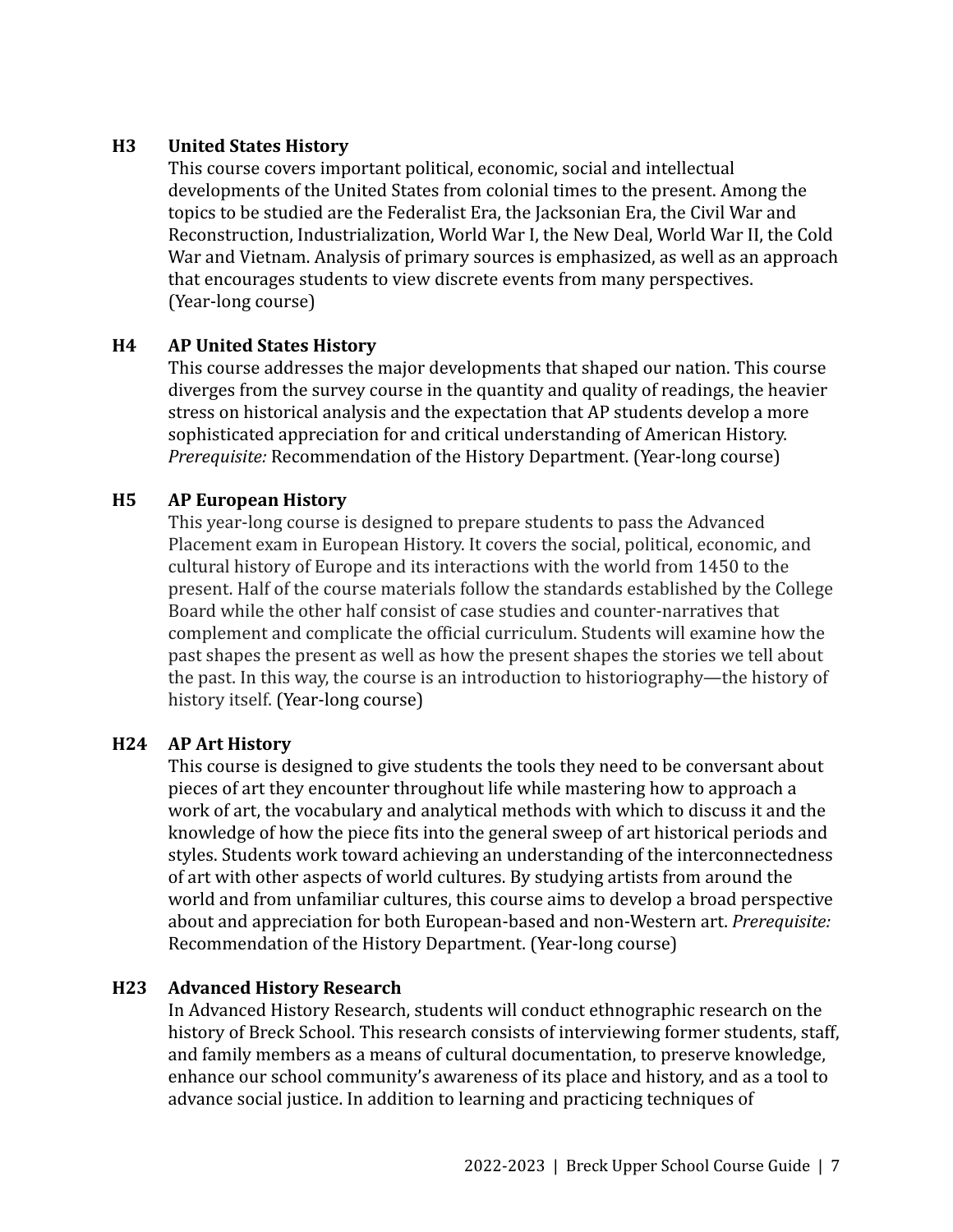**H3 United States History**

This course covers important political, economic, social and intellectual developments of the United States from colonial times to the present. Among the topics to be studied are the Federalist Era, the Jacksonian Era, the Civil War and Reconstruction, Industrialization, World War I, the New Deal, World War II, the Cold War and Vietnam. Analysis of primary sources is emphasized, as well as an approach that encourages students to view discrete events from many perspectives. (Year-long course)

**H4 AP United States History**

This course addresses the major developments that shaped our nation. This course diverges from the survey course in the quantity and quality of readings, the heavier stress on historical analysis and the expectation that AP students develop a more sophisticated appreciation for and critical understanding of American History. *Prerequisite:* Recommendation of the History Department. (Year-long course)

**H5 AP European History**

This year-long course is designed to prepare students to pass the Advanced Placement exam in European History. It covers the social, political, economic, and cultural history of Europe and its interactions with the world from 1450 to the present. Half of the course materials follow the standards established by the College Board while the other half consist of case studies and counter-narratives that complement and complicate the official curriculum. Students will examine how the past shapes the present as well as how the present shapes the stories we tell about the past. In this way, the course is an introduction to historiography—the history of history itself. (Year-long course)

**H24 AP Art History**

This course is designed to give students the tools they need to be conversant about pieces of art they encounter throughout life while mastering how to approach a work of art, the vocabulary and analytical methods with which to discuss it and the knowledge of how the piece fits into the general sweep of art historical periods and styles. Students work toward achieving an understanding of the interconnectedness of art with other aspects of world cultures. By studying artists from around the world and from unfamiliar cultures, this course aims to develop a broad perspective about and appreciation for both European-based and non-Western art. *Prerequisite:* Recommendation of the History Department. (Year-long course)

**H23 Advanced History Research**

In Advanced History Research, students will conduct ethnographic research on the history of Breck School. This research consists of interviewing former students, staff, and family members as a means of cultural documentation, to preserve knowledge, enhance our school community's awareness of its place and history, and as a tool to advance social justice. In addition to learning and practicing techniques of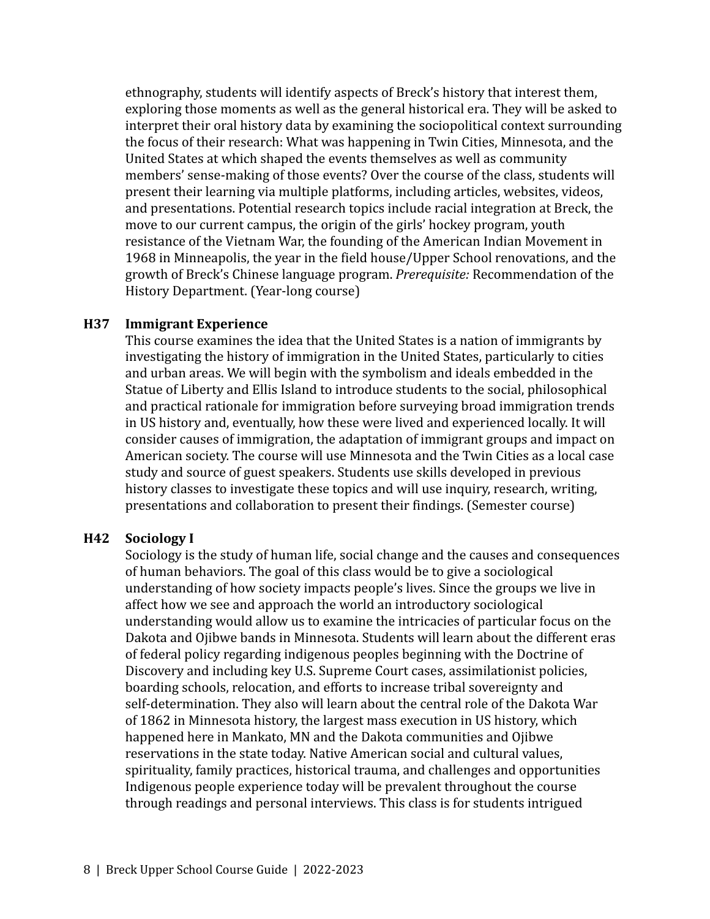ethnography, students will identify aspects of Breck's history that interest them, exploring those moments as well as the general historical era. They will be asked to interpret their oral history data by examining the sociopolitical context surrounding the focus of their research: What was happening in Twin Cities, Minnesota, and the United States at which shaped the events themselves as well as community members' sense-making of those events? Over the course of the class, students will present their learning via multiple platforms, including articles, websites, videos, and presentations. Potential research topics include racial integration at Breck, the move to our current campus, the origin of the girls' hockey program, youth resistance of the Vietnam War, the founding of the American Indian Movement in 1968 in Minneapolis, the year in the field house/Upper School renovations, and the growth of Breck's Chinese language program. *Prerequisite:* Recommendation of the History Department. (Year-long course)

**H37 Immigrant Experience**

This course examines the idea that the United States is a nation of immigrants by investigating the history of immigration in the United States, particularly to cities and urban areas. We will begin with the symbolism and ideals embedded in the Statue of Liberty and Ellis Island to introduce students to the social, philosophical and practical rationale for immigration before surveying broad immigration trends in US history and, eventually, how these were lived and experienced locally. It will consider causes of immigration, the adaptation of immigrant groups and impact on American society. The course will use Minnesota and the Twin Cities as a local case study and source of guest speakers. Students use skills developed in previous history classes to investigate these topics and will use inquiry, research, writing, presentations and collaboration to present their findings. (Semester course)

**H42 Sociology I**

Sociology is the study of human life, social change and the causes and consequences of human behaviors. The goal of this class would be to give a sociological understanding of how society impacts people's lives. Since the groups we live in affect how we see and approach the world an introductory sociological understanding would allow us to examine the intricacies of particular focus on the Dakota and Ojibwe bands in Minnesota. Students will learn about the different eras of federal policy regarding indigenous peoples beginning with the Doctrine of Discovery and including key U.S. Supreme Court cases, assimilationist policies, boarding schools, relocation, and efforts to increase tribal sovereignty and self-determination. They also will learn about the central role of the Dakota War of 1862 in Minnesota history, the largest mass execution in US history, which happened here in Mankato, MN and the Dakota communities and Ojibwe reservations in the state today. Native American social and cultural values, spirituality, family practices, historical trauma, and challenges and opportunities Indigenous people experience today will be prevalent throughout the course through readings and personal interviews. This class is for students intrigued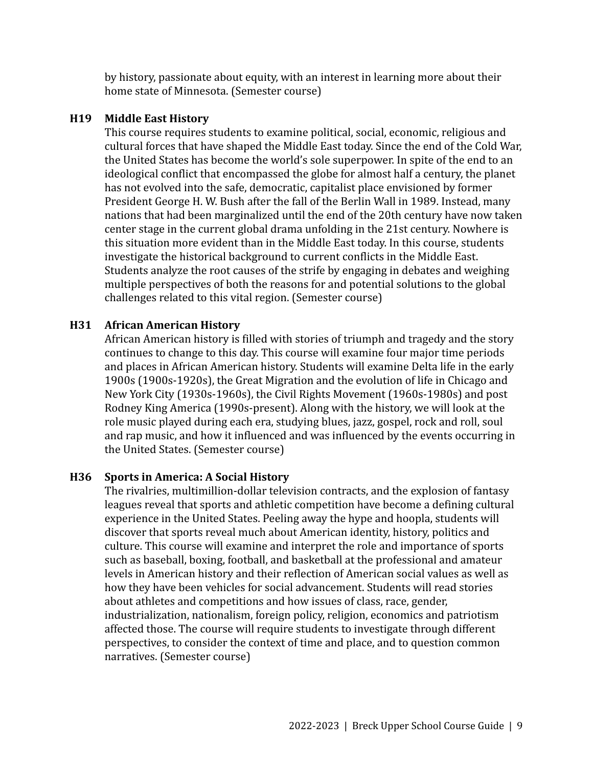by history, passionate about equity, with an interest in learning more about their home state of Minnesota. (Semester course)

### H19 Middle East History

This course requires students to examine political, social, economic, religious and cultural forces that have shaped the Middle East today. Since the end of the Cold War, the United States has become the world's sole superpower. In spite of the end to an ideological conflict that encompassed the globe for almost half a century, the planet has not evolved into the safe, democratic, capitalist place envisioned by former President George H. W. Bush after the fall of the Berlin Wall in 1989. Instead, many nations that had been marginalized until the end of the 20th century have now taken center stage in the current global drama unfolding in the 21st century. Nowhere is this situation more evident than in the Middle East today. In this course, students investigate the historical background to current conflicts in the Middle East. Students analyze the root causes of the strife by engaging in debates and weighing multiple perspectives of both the reasons for and potential solutions to the global challenges related to this vital region. (Semester course)

### H31 African American History

African American history is filled with stories of triumph and tragedy and the story continues to change to this day. This course will examine four major time periods and places in African American history. Students will examine Delta life in the early 1900s (1900s-1920s), the Great Migration and the evolution of life in Chicago and New York City (1930s-1960s), the Civil Rights Movement (1960s-1980s) and post Rodney King America (1990s-present). Along with the history, we will look at the role music played during each era, studying blues, jazz, gospel, rock and roll, soul and rap music, and how it influenced and was influenced by the events occurring in the United States. (Semester course)

### H36 Sports in America: A Social History

The rivalries, multimillion-dollar television contracts, and the explosion of fantasy leagues reveal that sports and athletic competition have become a defining cultural experience in the United States. Peeling away the hype and hoopla, students will discover that sports reveal much about American identity, history, politics and culture. This course will examine and interpret the role and importance of sports such as baseball, boxing, football, and basketball at the professional and amateur levels in American history and their reflection of American social values as well as how they have been vehicles for social advancement. Students will read stories about athletes and competitions and how issues of class, race, gender, industrialization, nationalism, foreign policy, religion, economics and patriotism affected those. The course will require students to investigate through different perspectives, to consider the context of time and place, and to question common narratives. (Semester course)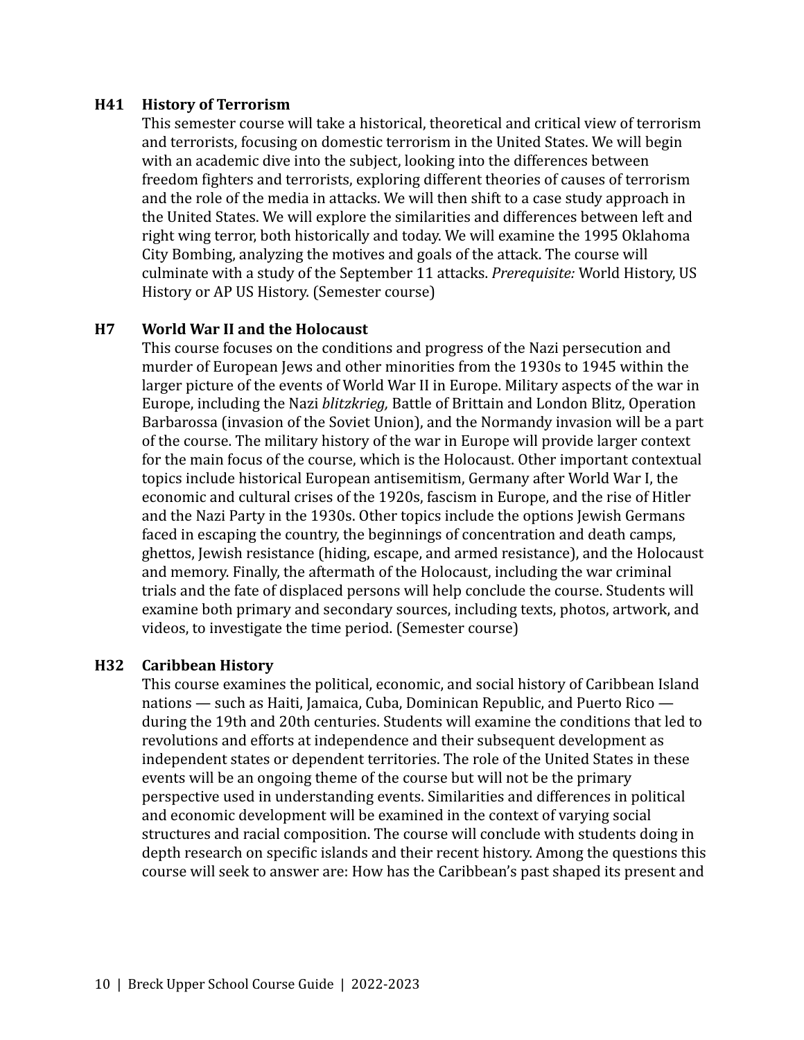### H41 History of Terrorism

This semester course will take a historical, theoretical and critical view of terrorism and terrorists, focusing on domestic terrorism in the United States. We will begin with an academic dive into the subject, looking into the differences between freedom fighters and terrorists, exploring different theories of causes of terrorism and the role of the media in attacks. We will then shift to a case study approach in the United States. We will explore the similarities and differences between left and right wing terror, both historically and today. We will examine the 1995 Oklahoma City Bombing, analyzing the motives and goals of the attack. The course will culminate with a study of the September 11 attacks. *Prerequisite:* World History, US History or AP US History. (Semester course)

### H7 World War II and the Holocaust

This course focuses on the conditions and progress of the Nazi persecution and murder of European Jews and other minorities from the 1930s to 1945 within the larger picture of the events of World War II in Europe. Military aspects of the war in Europe, including the Nazi *blitzkrieg,* Battle of Brittain and London Blitz, Operation Barbarossa (invasion of the Soviet Union), and the Normandy invasion will be a part of the course. The military history of the war in Europe will provide larger context for the main focus of the course, which is the Holocaust. Other important contextual topics include historical European antisemitism, Germany after World War I, the economic and cultural crises of the 1920s, fascism in Europe, and the rise of Hitler and the Nazi Party in the 1930s. Other topics include the options Jewish Germans faced in escaping the country, the beginnings of concentration and death camps, ghettos, Jewish resistance (hiding, escape, and armed resistance), and the Holocaust and memory. Finally, the aftermath of the Holocaust, including the war criminal trials and the fate of displaced persons will help conclude the course. Students will examine both primary and secondary sources, including texts, photos, artwork, and videos, to investigate the time period. (Semester course)

### H32 Caribbean History

This course examines the political, economic, and social history of Caribbean Island nations — such as Haiti, Jamaica, Cuba, Dominican Republic, and Puerto Rico — during the 19th and 20th centuries. Students will examine the conditions that led to revolutions and efforts at independence and their subsequent development as independent states or dependent territories. The role of the United States in these events will be an ongoing theme of the course but will not be the primary perspective used in understanding events. Similarities and differences in political and economic development will be examined in the context of varying social structures and racial composition. The course will conclude with students doing in depth research on specific islands and their recent history. Among the questions this course will seek to answer are: How has the Caribbean's past shaped its present and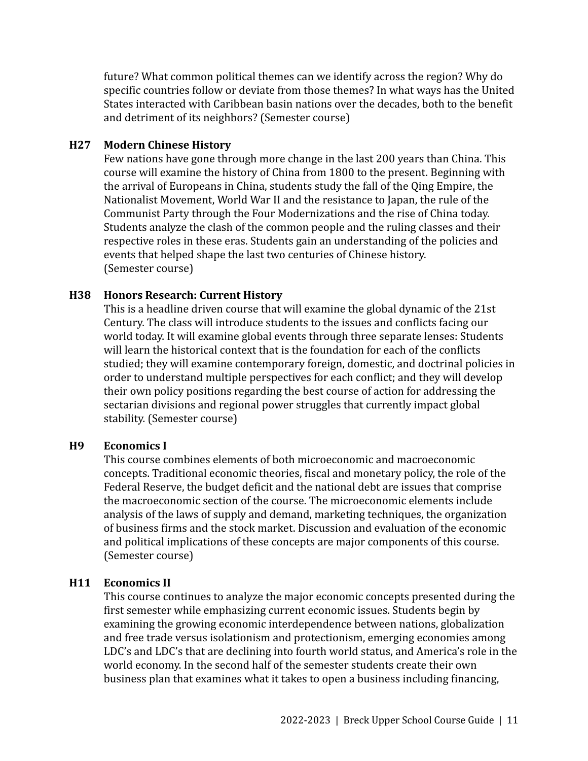future? What common political themes can we identify across the region? Why do specific countries follow or deviate from those themes? In what ways has the United States interacted with Caribbean basin nations over the decades, both to the benefit and detriment of its neighbors? (Semester course)

**H27 Modern Chinese History**

Few nations have gone through more change in the last 200 years than China. This course will examine the history of China from 1800 to the present. Beginning with the arrival of Europeans in China, students study the fall of the Qing Empire, the Nationalist Movement, World War II and the resistance to Japan, the rule of the Communist Party through the Four Modernizations and the rise of China today. Students analyze the clash of the common people and the ruling classes and their respective roles in these eras. Students gain an understanding of the policies and events that helped shape the last two centuries of Chinese history. (Semester course)

**H38 Honors Research: Current History**

This is a headline driven course that will examine the global dynamic of the 21st Century. The class will introduce students to the issues and conflicts facing our world today. It will examine global events through three separate lenses: Students will learn the historical context that is the foundation for each of the conflicts studied; they will examine contemporary foreign, domestic, and doctrinal policies in order to understand multiple perspectives for each conflict; and they will develop their own policy positions regarding the best course of action for addressing the sectarian divisions and regional power struggles that currently impact global stability. (Semester course)

**H9 Economics I**

This course combines elements of both microeconomic and macroeconomic concepts. Traditional economic theories, fiscal and monetary policy, the role of the Federal Reserve, the budget deficit and the national debt are issues that comprise the macroeconomic section of the course. The microeconomic elements include analysis of the laws of supply and demand, marketing techniques, the organization of business firms and the stock market. Discussion and evaluation of the economic and political implications of these concepts are major components of this course. (Semester course)

**H11 Economics II**

This course continues to analyze the major economic concepts presented during the first semester while emphasizing current economic issues. Students begin by examining the growing economic interdependence between nations, globalization and free trade versus isolationism and protectionism, emerging economies among LDC's and LDC's that are declining into fourth world status, and America's role in the world economy. In the second half of the semester students create their own business plan that examines what it takes to open a business including financing,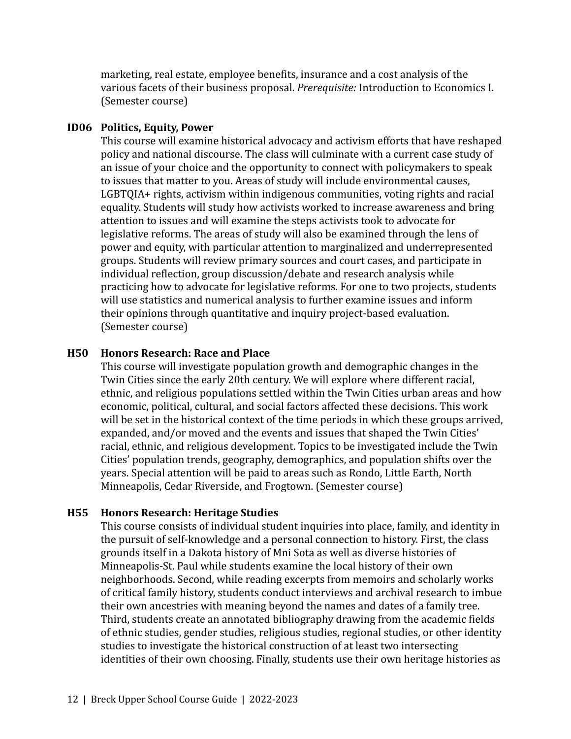marketing, real estate, employee benefits, insurance and a cost analysis of the various facets of their business proposal. *Prerequisite:* Introduction to Economics I. (Semester course)

**ID06 Politics, Equity, Power**

This course will examine historical advocacy and activism efforts that have reshaped policy and national discourse. The class will culminate with a current case study of an issue of your choice and the opportunity to connect with policymakers to speak to issues that matter to you. Areas of study will include environmental causes, LGBTQIA+ rights, activism within indigenous communities, voting rights and racial equality. Students will study how activists worked to increase awareness and bring attention to issues and will examine the steps activists took to advocate for legislative reforms. The areas of study will also be examined through the lens of power and equity, with particular attention to marginalized and underrepresented groups. Students will review primary sources and court cases, and participate in individual reflection, group discussion/debate and research analysis while practicing how to advocate for legislative reforms. For one to two projects, students will use statistics and numerical analysis to further examine issues and inform their opinions through quantitative and inquiry project-based evaluation. (Semester course)

**H50 Honors Research: Race and Place**

This course will investigate population growth and demographic changes in the Twin Cities since the early 20th century. We will explore where different racial, ethnic, and religious populations settled within the Twin Cities urban areas and how economic, political, cultural, and social factors affected these decisions. This work will be set in the historical context of the time periods in which these groups arrived, expanded, and/or moved and the events and issues that shaped the Twin Cities' racial, ethnic, and religious development. Topics to be investigated include the Twin Cities' population trends, geography, demographics, and population shifts over the years. Special attention will be paid to areas such as Rondo, Little Earth, North Minneapolis, Cedar Riverside, and Frogtown. (Semester course)

**H55 Honors Research: Heritage Studies**

This course consists of individual student inquiries into place, family, and identity in the pursuit of self-knowledge and a personal connection to history. First, the class grounds itself in a Dakota history of Mni Sota as well as diverse histories of Minneapolis-St. Paul while students examine the local history of their own neighborhoods. Second, while reading excerpts from memoirs and scholarly works of critical family history, students conduct interviews and archival research to imbue their own ancestries with meaning beyond the names and dates of a family tree. Third, students create an annotated bibliography drawing from the academic fields of ethnic studies, gender studies, religious studies, regional studies, or other identity studies to investigate the historical construction of at least two intersecting identities of their own choosing. Finally, students use their own heritage histories as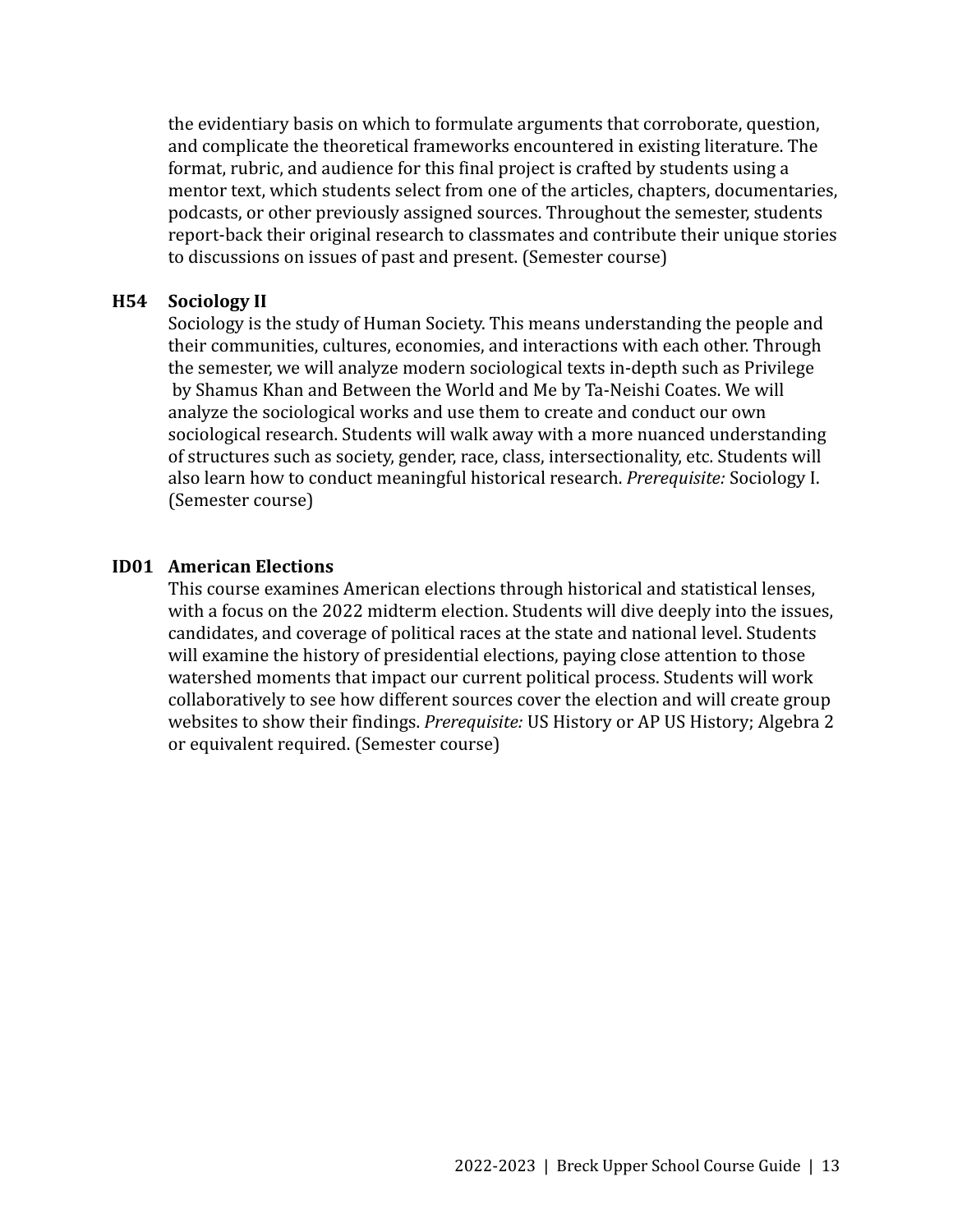the evidentiary basis on which to formulate arguments that corroborate, question, and complicate the theoretical frameworks encountered in existing literature. The format, rubric, and audience for this final project is crafted by students using a mentor text, which students select from one of the articles, chapters, documentaries, podcasts, or other previously assigned sources. Throughout the semester, students report-back their original research to classmates and contribute their unique stories to discussions on issues of past and present. (Semester course)

**H54 Sociology II**

Sociology is the study of Human Society. This means understanding the people and their communities, cultures, economies, and interactions with each other. Through the semester, we will analyze modern sociological texts in-depth such as Privilege by Shamus Khan and Between the World and Me by Ta-Neishi Coates. We will analyze the sociological works and use them to create and conduct our own sociological research. Students will walk away with a more nuanced understanding of structures such as society, gender, race, class, intersectionality, etc. Students will also learn how to conduct meaningful historical research. *Prerequisite:* Sociology I. (Semester course)

**ID01 American Elections**

This course examines American elections through historical and statistical lenses, with a focus on the 2022 midterm election. Students will dive deeply into the issues, candidates, and coverage of political races at the state and national level. Students will examine the history of presidential elections, paying close attention to those watershed moments that impact our current political process. Students will work collaboratively to see how different sources cover the election and will create group websites to show their findings. *Prerequisite:* US History or AP US History; Algebra 2 or equivalent required. (Semester course)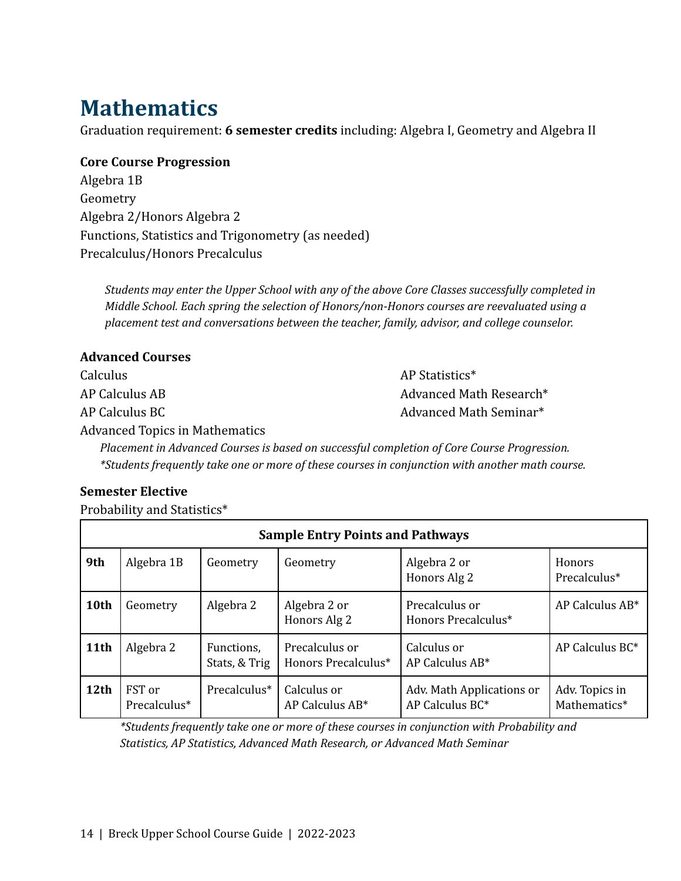# Mathematics

Graduation requirement: **6 semester credits** including: Algebra I, Geometry and Algebra II

### Core Course Progression

Algebra 1B
Geometry
Algebra 2/Honors Algebra 2
Functions, Statistics and Trigonometry (as needed)
Precalculus/Honors Precalculus

*Students may enter the Upper School with any of the above Core Classes successfully completed in Middle School. Each spring the selection of Honors/non-Honors courses are reevaluated using a placement test and conversations between the teacher, family, advisor, and college counselor.*

### Advanced Courses

Calculus
AP Calculus AB
AP Calculus BC
Advanced Topics in Mathematics
AP Statistics*
Advanced Math Research*
Advanced Math Seminar*

*Placement in Advanced Courses is based on successful completion of Core Course Progression.*
*\*Students frequently take one or more of these courses in conjunction with another math course.*

### Semester Elective

Probability and Statistics*

| Sample Entry Points and Pathways | | | | | |
|---|---|---|---|---|---|
| **9th** | Algebra 1B | Geometry | Geometry | Algebra 2 or Honors Alg 2 | Honors Precalculus* |
| **10th** | Geometry | Algebra 2 | Algebra 2 or Honors Alg 2 | Precalculus or Honors Precalculus* | AP Calculus AB* |
| **11th** | Algebra 2 | Functions, Stats, & Trig | Precalculus or Honors Precalculus* | Calculus or AP Calculus AB* | AP Calculus BC* |
| **12th** | FST or Precalculus* | Precalculus* | Calculus or AP Calculus AB* | Adv. Math Applications or AP Calculus BC* | Adv. Topics in Mathematics* |

*\*Students frequently take one or more of these courses in conjunction with Probability and Statistics, AP Statistics, Advanced Math Research, or Advanced Math Seminar*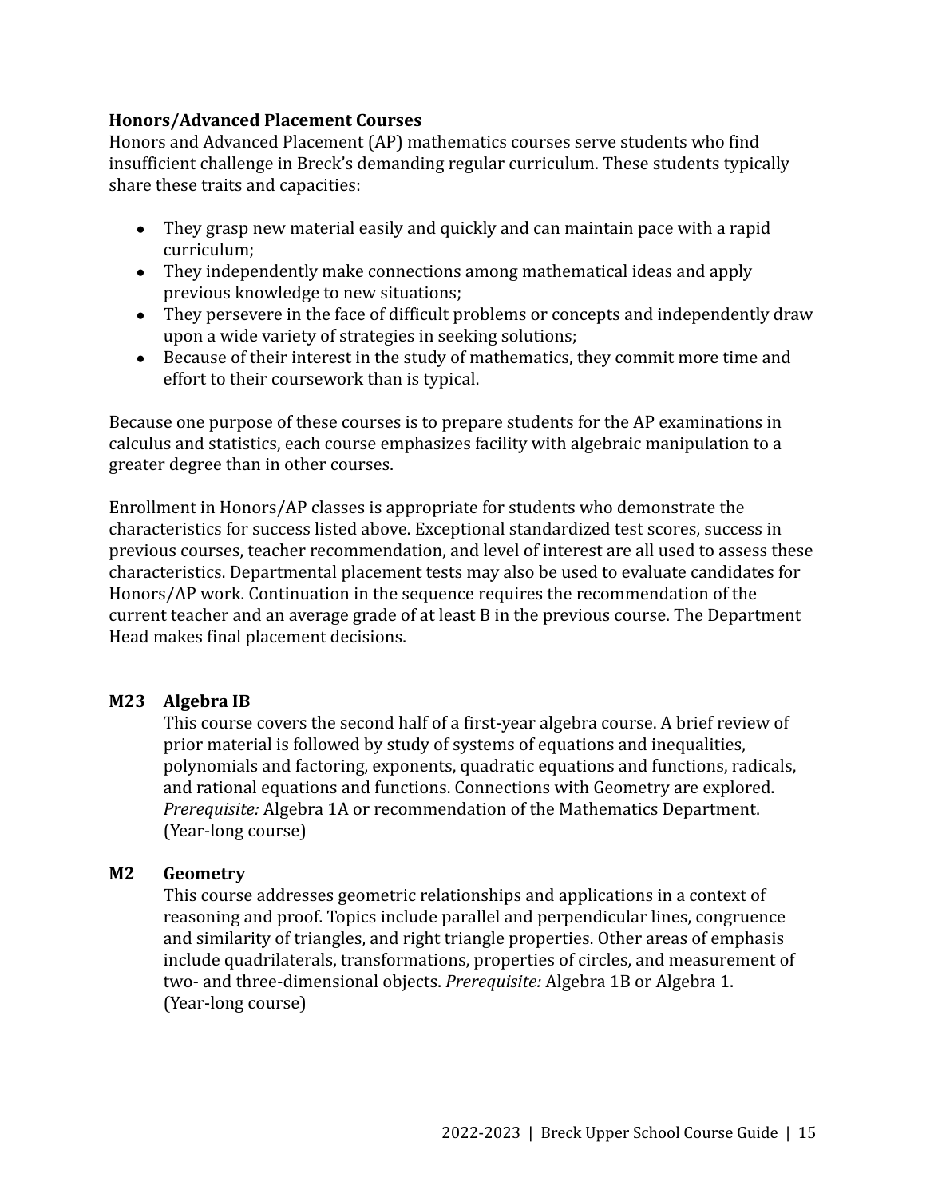**Honors/Advanced Placement Courses**

Honors and Advanced Placement (AP) mathematics courses serve students who find insufficient challenge in Breck's demanding regular curriculum. These students typically share these traits and capacities:

- They grasp new material easily and quickly and can maintain pace with a rapid curriculum;
- They independently make connections among mathematical ideas and apply previous knowledge to new situations;
- They persevere in the face of difficult problems or concepts and independently draw upon a wide variety of strategies in seeking solutions;
- Because of their interest in the study of mathematics, they commit more time and effort to their coursework than is typical.

Because one purpose of these courses is to prepare students for the AP examinations in calculus and statistics, each course emphasizes facility with algebraic manipulation to a greater degree than in other courses.

Enrollment in Honors/AP classes is appropriate for students who demonstrate the characteristics for success listed above. Exceptional standardized test scores, success in previous courses, teacher recommendation, and level of interest are all used to assess these characteristics. Departmental placement tests may also be used to evaluate candidates for Honors/AP work. Continuation in the sequence requires the recommendation of the current teacher and an average grade of at least B in the previous course. The Department Head makes final placement decisions.

**M23 Algebra IB**

This course covers the second half of a first-year algebra course. A brief review of prior material is followed by study of systems of equations and inequalities, polynomials and factoring, exponents, quadratic equations and functions, radicals, and rational equations and functions. Connections with Geometry are explored. *Prerequisite:* Algebra 1A or recommendation of the Mathematics Department. (Year-long course)

**M2 Geometry**

This course addresses geometric relationships and applications in a context of reasoning and proof. Topics include parallel and perpendicular lines, congruence and similarity of triangles, and right triangle properties. Other areas of emphasis include quadrilaterals, transformations, properties of circles, and measurement of two- and three-dimensional objects. *Prerequisite:* Algebra 1B or Algebra 1. (Year-long course)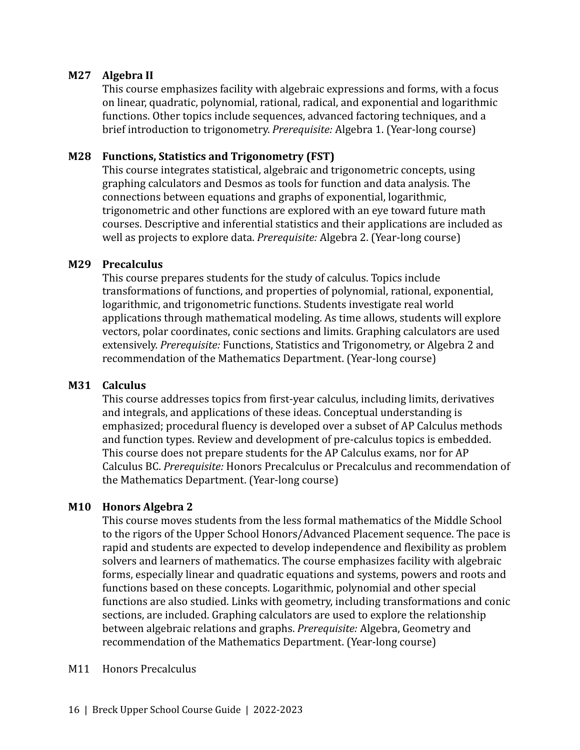**M27 Algebra II**

This course emphasizes facility with algebraic expressions and forms, with a focus on linear, quadratic, polynomial, rational, radical, and exponential and logarithmic functions. Other topics include sequences, advanced factoring techniques, and a brief introduction to trigonometry. *Prerequisite:* Algebra 1. (Year-long course)

**M28 Functions, Statistics and Trigonometry (FST)**

This course integrates statistical, algebraic and trigonometric concepts, using graphing calculators and Desmos as tools for function and data analysis. The connections between equations and graphs of exponential, logarithmic, trigonometric and other functions are explored with an eye toward future math courses. Descriptive and inferential statistics and their applications are included as well as projects to explore data. *Prerequisite:* Algebra 2. (Year-long course)

**M29 Precalculus**

This course prepares students for the study of calculus. Topics include transformations of functions, and properties of polynomial, rational, exponential, logarithmic, and trigonometric functions. Students investigate real world applications through mathematical modeling. As time allows, students will explore vectors, polar coordinates, conic sections and limits. Graphing calculators are used extensively. *Prerequisite:* Functions, Statistics and Trigonometry, or Algebra 2 and recommendation of the Mathematics Department. (Year-long course)

**M31 Calculus**

This course addresses topics from first-year calculus, including limits, derivatives and integrals, and applications of these ideas. Conceptual understanding is emphasized; procedural fluency is developed over a subset of AP Calculus methods and function types. Review and development of pre-calculus topics is embedded. This course does not prepare students for the AP Calculus exams, nor for AP Calculus BC. *Prerequisite:* Honors Precalculus or Precalculus and recommendation of the Mathematics Department. (Year-long course)

**M10 Honors Algebra 2**

This course moves students from the less formal mathematics of the Middle School to the rigors of the Upper School Honors/Advanced Placement sequence. The pace is rapid and students are expected to develop independence and flexibility as problem solvers and learners of mathematics. The course emphasizes facility with algebraic forms, especially linear and quadratic equations and systems, powers and roots and functions based on these concepts. Logarithmic, polynomial and other special functions are also studied. Links with geometry, including transformations and conic sections, are included. Graphing calculators are used to explore the relationship between algebraic relations and graphs. *Prerequisite:* Algebra, Geometry and recommendation of the Mathematics Department. (Year-long course)

M11 Honors Precalculus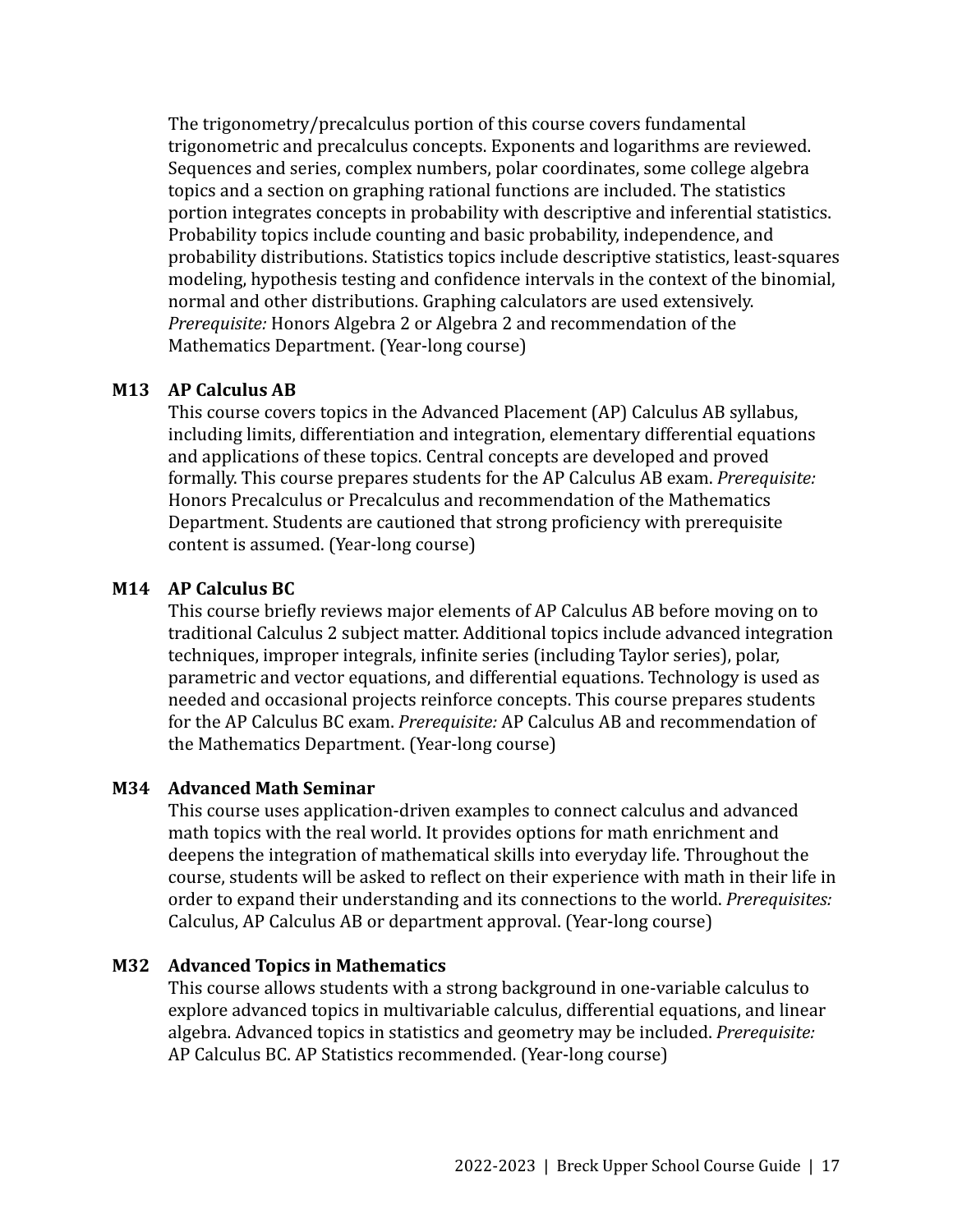The trigonometry/precalculus portion of this course covers fundamental trigonometric and precalculus concepts. Exponents and logarithms are reviewed. Sequences and series, complex numbers, polar coordinates, some college algebra topics and a section on graphing rational functions are included. The statistics portion integrates concepts in probability with descriptive and inferential statistics. Probability topics include counting and basic probability, independence, and probability distributions. Statistics topics include descriptive statistics, least-squares modeling, hypothesis testing and confidence intervals in the context of the binomial, normal and other distributions. Graphing calculators are used extensively. *Prerequisite:* Honors Algebra 2 or Algebra 2 and recommendation of the Mathematics Department. (Year-long course)

### M13 AP Calculus AB

This course covers topics in the Advanced Placement (AP) Calculus AB syllabus, including limits, differentiation and integration, elementary differential equations and applications of these topics. Central concepts are developed and proved formally. This course prepares students for the AP Calculus AB exam. *Prerequisite:* Honors Precalculus or Precalculus and recommendation of the Mathematics Department. Students are cautioned that strong proficiency with prerequisite content is assumed. (Year-long course)

### M14 AP Calculus BC

This course briefly reviews major elements of AP Calculus AB before moving on to traditional Calculus 2 subject matter. Additional topics include advanced integration techniques, improper integrals, infinite series (including Taylor series), polar, parametric and vector equations, and differential equations. Technology is used as needed and occasional projects reinforce concepts. This course prepares students for the AP Calculus BC exam. *Prerequisite:* AP Calculus AB and recommendation of the Mathematics Department. (Year-long course)

### M34 Advanced Math Seminar

This course uses application-driven examples to connect calculus and advanced math topics with the real world. It provides options for math enrichment and deepens the integration of mathematical skills into everyday life. Throughout the course, students will be asked to reflect on their experience with math in their life in order to expand their understanding and its connections to the world. *Prerequisites:* Calculus, AP Calculus AB or department approval. (Year-long course)

### M32 Advanced Topics in Mathematics

This course allows students with a strong background in one-variable calculus to explore advanced topics in multivariable calculus, differential equations, and linear algebra. Advanced topics in statistics and geometry may be included. *Prerequisite:* AP Calculus BC. AP Statistics recommended. (Year-long course)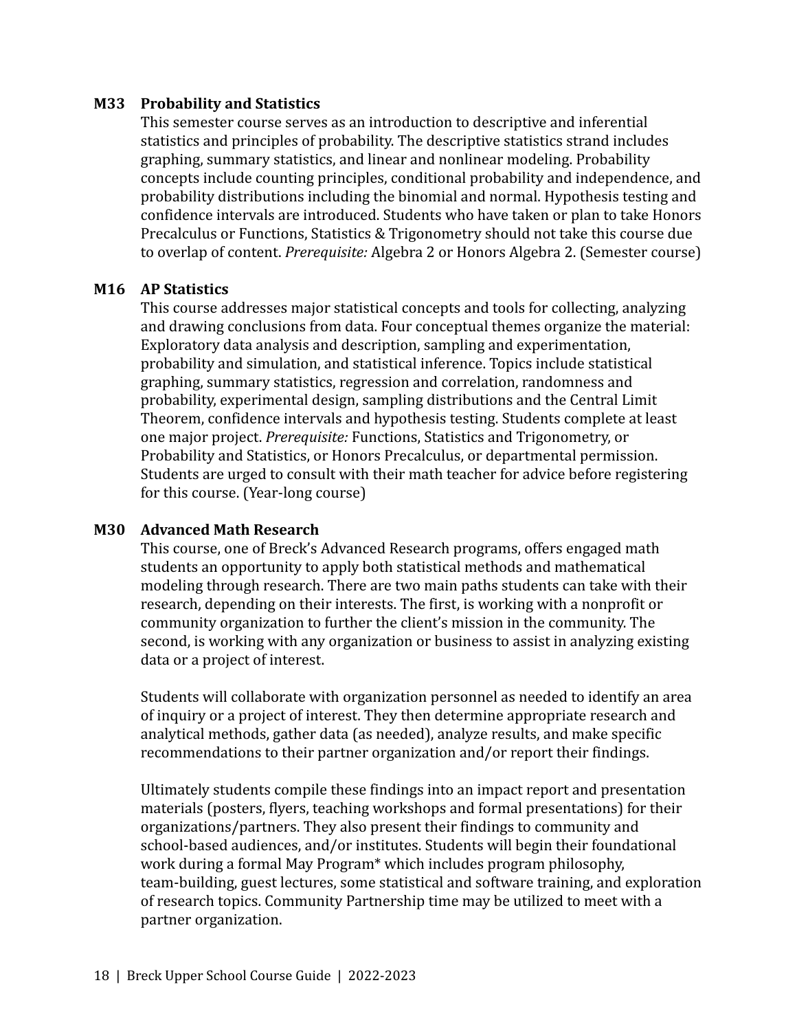**M33 Probability and Statistics**

This semester course serves as an introduction to descriptive and inferential statistics and principles of probability. The descriptive statistics strand includes graphing, summary statistics, and linear and nonlinear modeling. Probability concepts include counting principles, conditional probability and independence, and probability distributions including the binomial and normal. Hypothesis testing and confidence intervals are introduced. Students who have taken or plan to take Honors Precalculus or Functions, Statistics & Trigonometry should not take this course due to overlap of content. *Prerequisite:* Algebra 2 or Honors Algebra 2. (Semester course)

**M16 AP Statistics**

This course addresses major statistical concepts and tools for collecting, analyzing and drawing conclusions from data. Four conceptual themes organize the material: Exploratory data analysis and description, sampling and experimentation, probability and simulation, and statistical inference. Topics include statistical graphing, summary statistics, regression and correlation, randomness and probability, experimental design, sampling distributions and the Central Limit Theorem, confidence intervals and hypothesis testing. Students complete at least one major project. *Prerequisite:* Functions, Statistics and Trigonometry, or Probability and Statistics, or Honors Precalculus, or departmental permission. Students are urged to consult with their math teacher for advice before registering for this course. (Year-long course)

**M30 Advanced Math Research**

This course, one of Breck's Advanced Research programs, offers engaged math students an opportunity to apply both statistical methods and mathematical modeling through research. There are two main paths students can take with their research, depending on their interests. The first, is working with a nonprofit or community organization to further the client's mission in the community. The second, is working with any organization or business to assist in analyzing existing data or a project of interest.

Students will collaborate with organization personnel as needed to identify an area of inquiry or a project of interest. They then determine appropriate research and analytical methods, gather data (as needed), analyze results, and make specific recommendations to their partner organization and/or report their findings.

Ultimately students compile these findings into an impact report and presentation materials (posters, flyers, teaching workshops and formal presentations) for their organizations/partners. They also present their findings to community and school-based audiences, and/or institutes. Students will begin their foundational work during a formal May Program* which includes program philosophy, team-building, guest lectures, some statistical and software training, and exploration of research topics. Community Partnership time may be utilized to meet with a partner organization.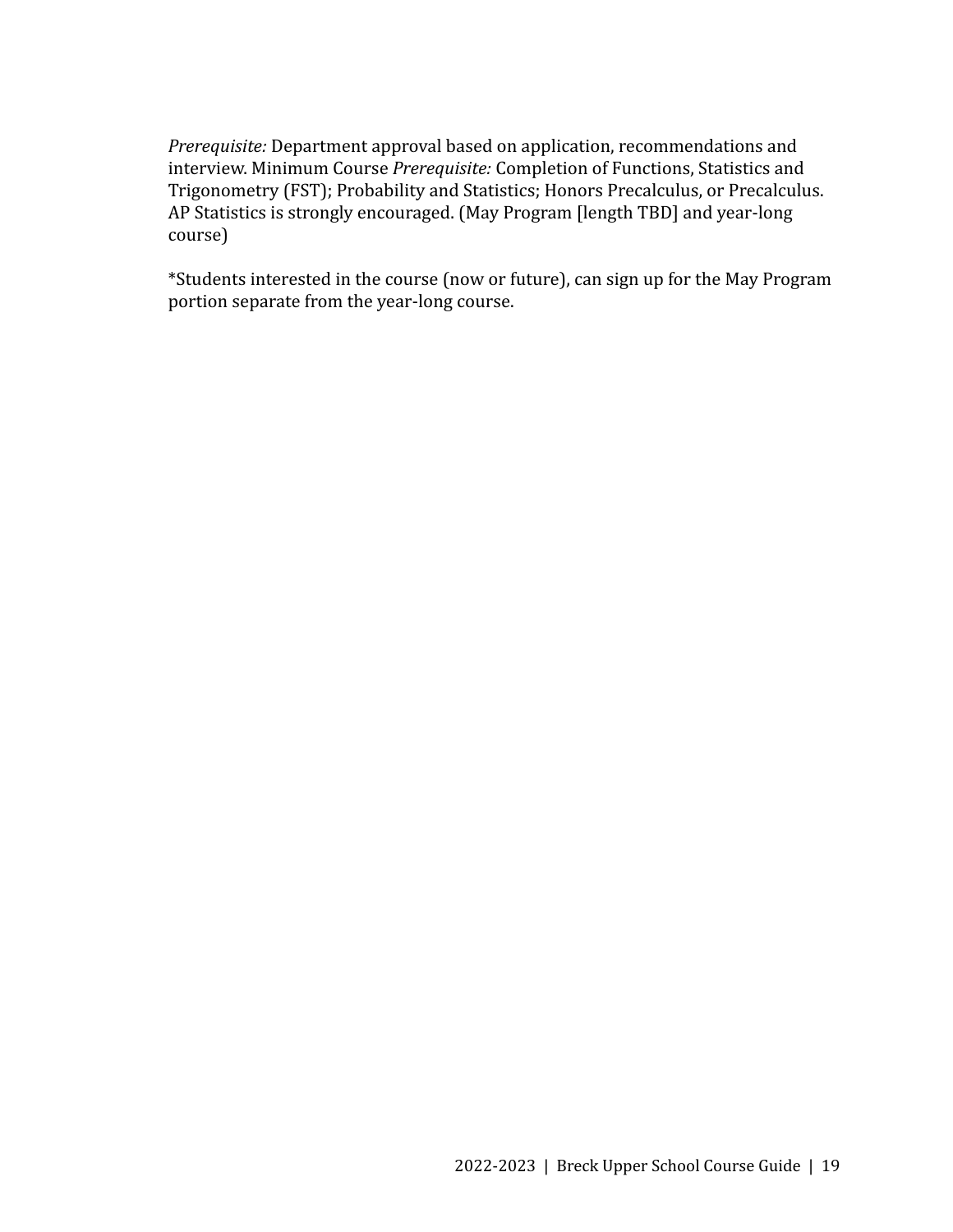*Prerequisite:* Department approval based on application, recommendations and interview. Minimum Course *Prerequisite:* Completion of Functions, Statistics and Trigonometry (FST); Probability and Statistics; Honors Precalculus, or Precalculus. AP Statistics is strongly encouraged. (May Program [length TBD] and year-long course)

*Students interested in the course (now or future), can sign up for the May Program portion separate from the year-long course.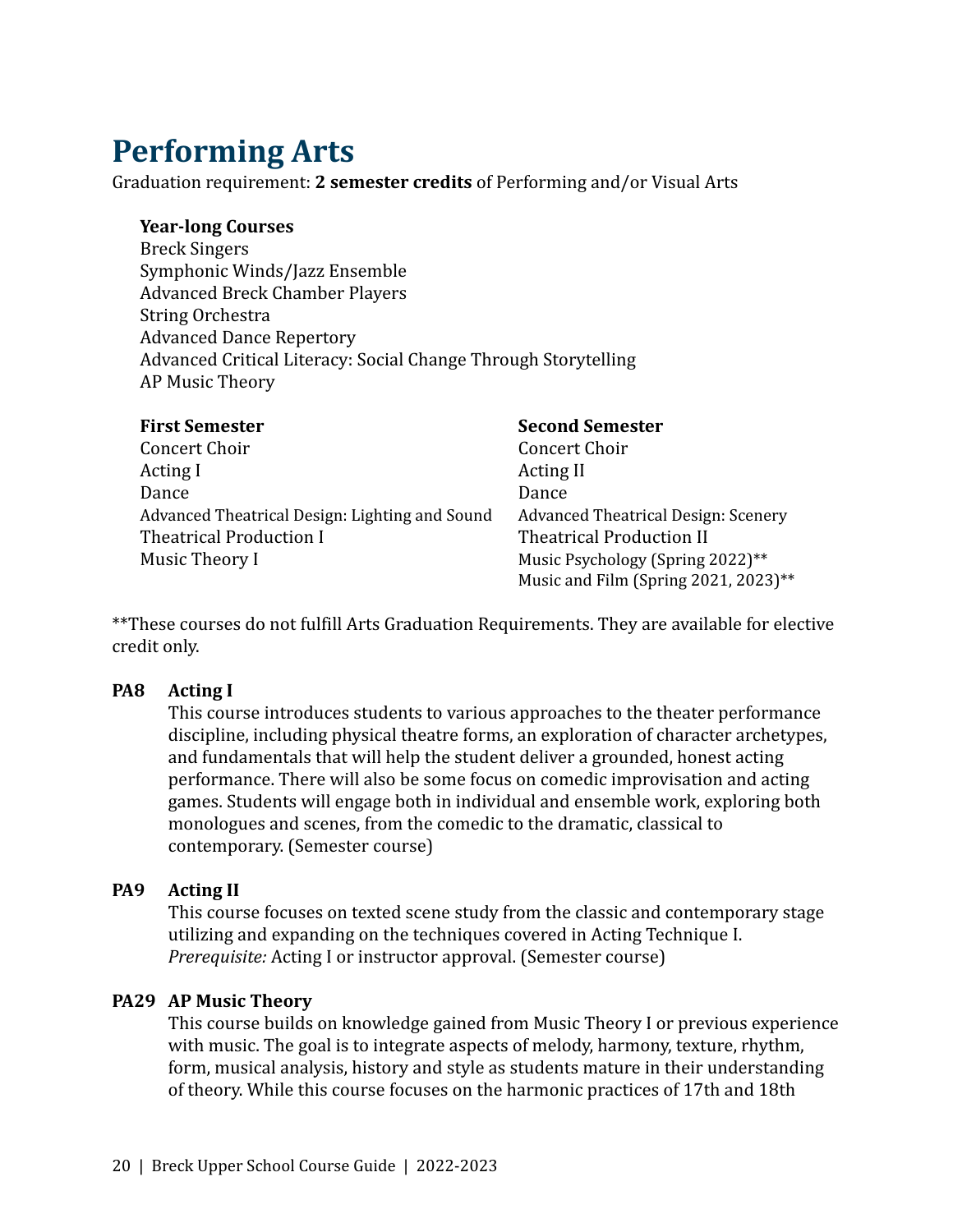# Performing Arts

Graduation requirement: **2 semester credits** of Performing and/or Visual Arts

**Year-long Courses**
Breck Singers
Symphonic Winds/Jazz Ensemble
Advanced Breck Chamber Players
String Orchestra
Advanced Dance Repertory
Advanced Critical Literacy: Social Change Through Storytelling
AP Music Theory

**First Semester**
Concert Choir
Acting I
Dance
Advanced Theatrical Design: Lighting and Sound
Theatrical Production I
Music Theory I

**Second Semester**
Concert Choir
Acting II
Dance
Advanced Theatrical Design: Scenery
Theatrical Production II
Music Psychology (Spring 2022)**
Music and Film (Spring 2021, 2023)**

**These courses do not fulfill Arts Graduation Requirements. They are available for elective credit only.

**PA8 Acting I**

This course introduces students to various approaches to the theater performance discipline, including physical theatre forms, an exploration of character archetypes, and fundamentals that will help the student deliver a grounded, honest acting performance. There will also be some focus on comedic improvisation and acting games. Students will engage both in individual and ensemble work, exploring both monologues and scenes, from the comedic to the dramatic, classical to contemporary. (Semester course)

**PA9 Acting II**

This course focuses on texted scene study from the classic and contemporary stage utilizing and expanding on the techniques covered in Acting Technique I. *Prerequisite:* Acting I or instructor approval. (Semester course)

**PA29 AP Music Theory**

This course builds on knowledge gained from Music Theory I or previous experience with music. The goal is to integrate aspects of melody, harmony, texture, rhythm, form, musical analysis, history and style as students mature in their understanding of theory. While this course focuses on the harmonic practices of 17th and 18th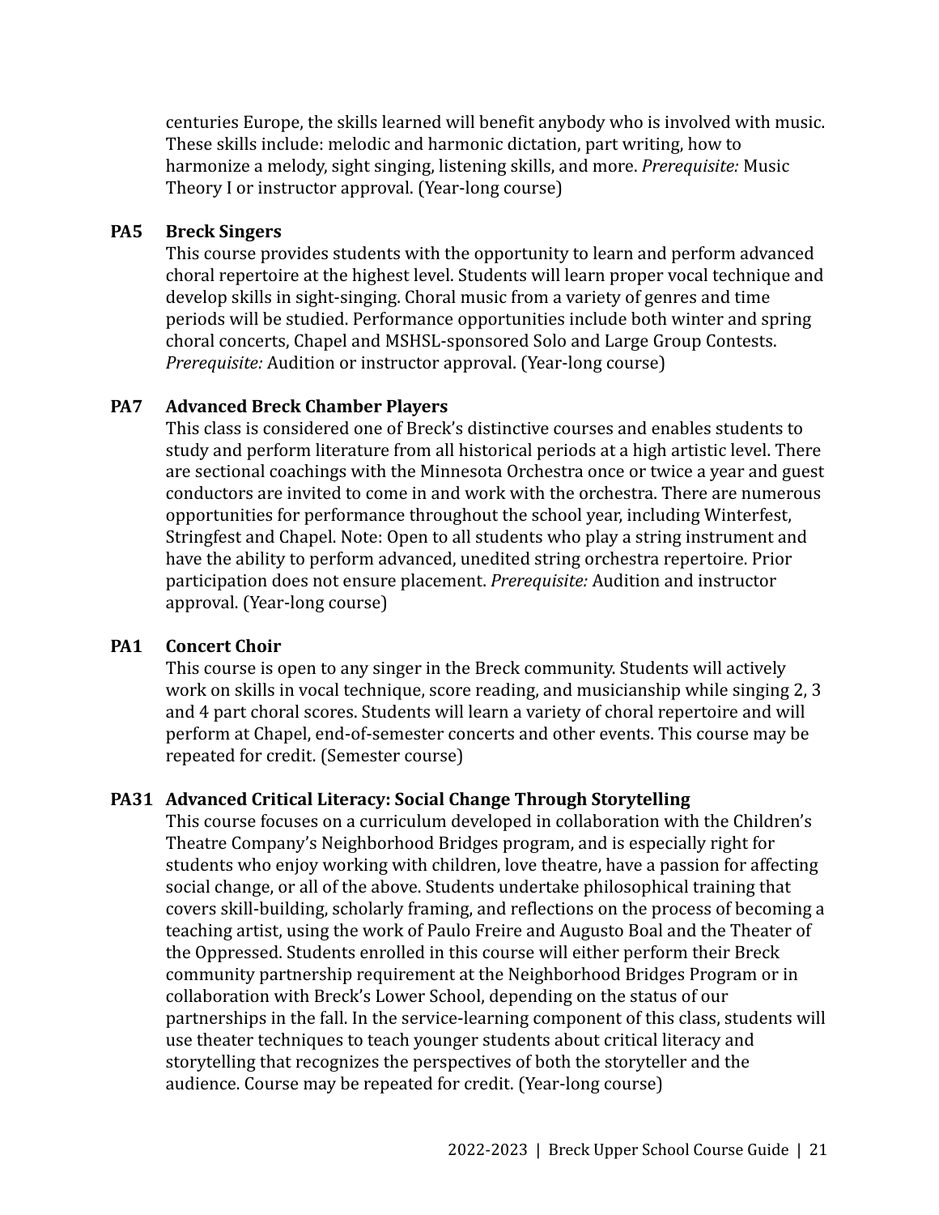centuries Europe, the skills learned will benefit anybody who is involved with music. These skills include: melodic and harmonic dictation, part writing, how to harmonize a melody, sight singing, listening skills, and more. *Prerequisite:* Music Theory I or instructor approval. (Year-long course)

**PA5 Breck Singers**

This course provides students with the opportunity to learn and perform advanced choral repertoire at the highest level. Students will learn proper vocal technique and develop skills in sight-singing. Choral music from a variety of genres and time periods will be studied. Performance opportunities include both winter and spring choral concerts, Chapel and MSHSL-sponsored Solo and Large Group Contests. *Prerequisite:* Audition or instructor approval. (Year-long course)

**PA7 Advanced Breck Chamber Players**

This class is considered one of Breck's distinctive courses and enables students to study and perform literature from all historical periods at a high artistic level. There are sectional coachings with the Minnesota Orchestra once or twice a year and guest conductors are invited to come in and work with the orchestra. There are numerous opportunities for performance throughout the school year, including Winterfest, Stringfest and Chapel. Note: Open to all students who play a string instrument and have the ability to perform advanced, unedited string orchestra repertoire. Prior participation does not ensure placement. *Prerequisite:* Audition and instructor approval. (Year-long course)

**PA1 Concert Choir**

This course is open to any singer in the Breck community. Students will actively work on skills in vocal technique, score reading, and musicianship while singing 2, 3 and 4 part choral scores. Students will learn a variety of choral repertoire and will perform at Chapel, end-of-semester concerts and other events. This course may be repeated for credit. (Semester course)

**PA31 Advanced Critical Literacy: Social Change Through Storytelling**

This course focuses on a curriculum developed in collaboration with the Children's Theatre Company's Neighborhood Bridges program, and is especially right for students who enjoy working with children, love theatre, have a passion for affecting social change, or all of the above. Students undertake philosophical training that covers skill-building, scholarly framing, and reflections on the process of becoming a teaching artist, using the work of Paulo Freire and Augusto Boal and the Theater of the Oppressed. Students enrolled in this course will either perform their Breck community partnership requirement at the Neighborhood Bridges Program or in collaboration with Breck's Lower School, depending on the status of our partnerships in the fall. In the service-learning component of this class, students will use theater techniques to teach younger students about critical literacy and storytelling that recognizes the perspectives of both the storyteller and the audience. Course may be repeated for credit. (Year-long course)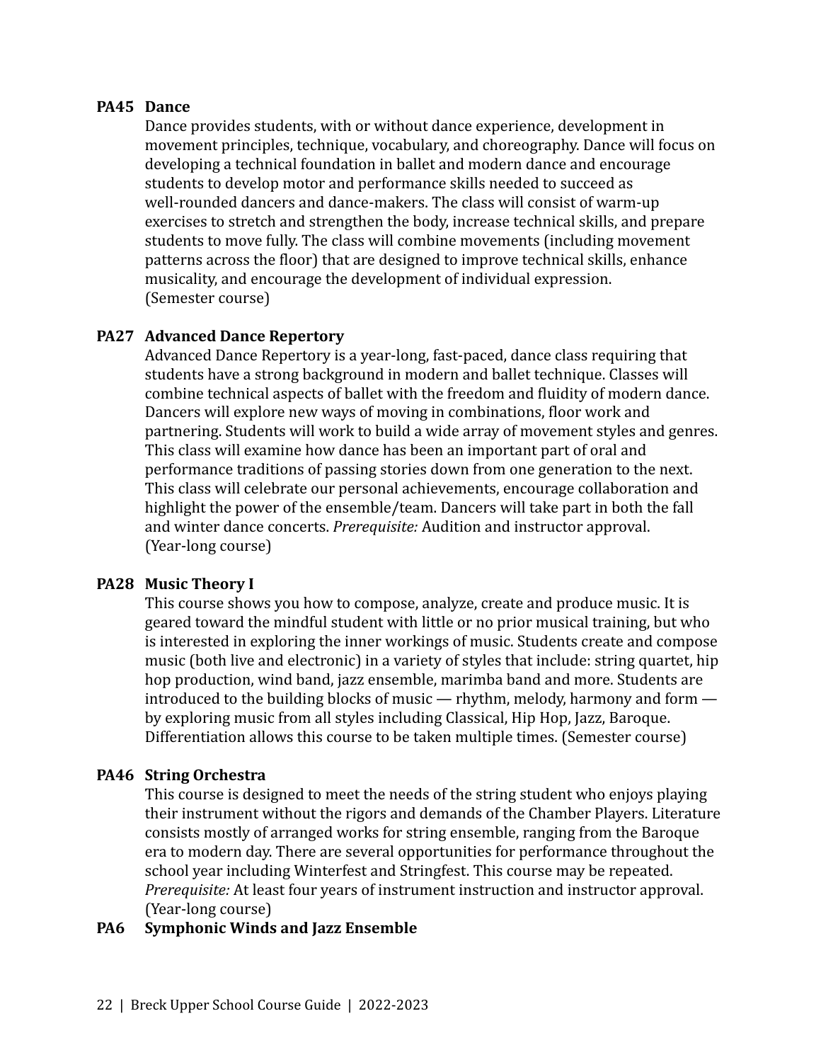**PA45 Dance**

Dance provides students, with or without dance experience, development in movement principles, technique, vocabulary, and choreography. Dance will focus on developing a technical foundation in ballet and modern dance and encourage students to develop motor and performance skills needed to succeed as well-rounded dancers and dance-makers. The class will consist of warm-up exercises to stretch and strengthen the body, increase technical skills, and prepare students to move fully. The class will combine movements (including movement patterns across the floor) that are designed to improve technical skills, enhance musicality, and encourage the development of individual expression. (Semester course)

**PA27 Advanced Dance Repertory**

Advanced Dance Repertory is a year-long, fast-paced, dance class requiring that students have a strong background in modern and ballet technique. Classes will combine technical aspects of ballet with the freedom and fluidity of modern dance. Dancers will explore new ways of moving in combinations, floor work and partnering. Students will work to build a wide array of movement styles and genres. This class will examine how dance has been an important part of oral and performance traditions of passing stories down from one generation to the next. This class will celebrate our personal achievements, encourage collaboration and highlight the power of the ensemble/team. Dancers will take part in both the fall and winter dance concerts. *Prerequisite:* Audition and instructor approval. (Year-long course)

**PA28 Music Theory I**

This course shows you how to compose, analyze, create and produce music. It is geared toward the mindful student with little or no prior musical training, but who is interested in exploring the inner workings of music. Students create and compose music (both live and electronic) in a variety of styles that include: string quartet, hip hop production, wind band, jazz ensemble, marimba band and more. Students are introduced to the building blocks of music — rhythm, melody, harmony and form — by exploring music from all styles including Classical, Hip Hop, Jazz, Baroque. Differentiation allows this course to be taken multiple times. (Semester course)

**PA46 String Orchestra**

This course is designed to meet the needs of the string student who enjoys playing their instrument without the rigors and demands of the Chamber Players. Literature consists mostly of arranged works for string ensemble, ranging from the Baroque era to modern day. There are several opportunities for performance throughout the school year including Winterfest and Stringfest. This course may be repeated. *Prerequisite:* At least four years of instrument instruction and instructor approval. (Year-long course)

**PA6 Symphonic Winds and Jazz Ensemble**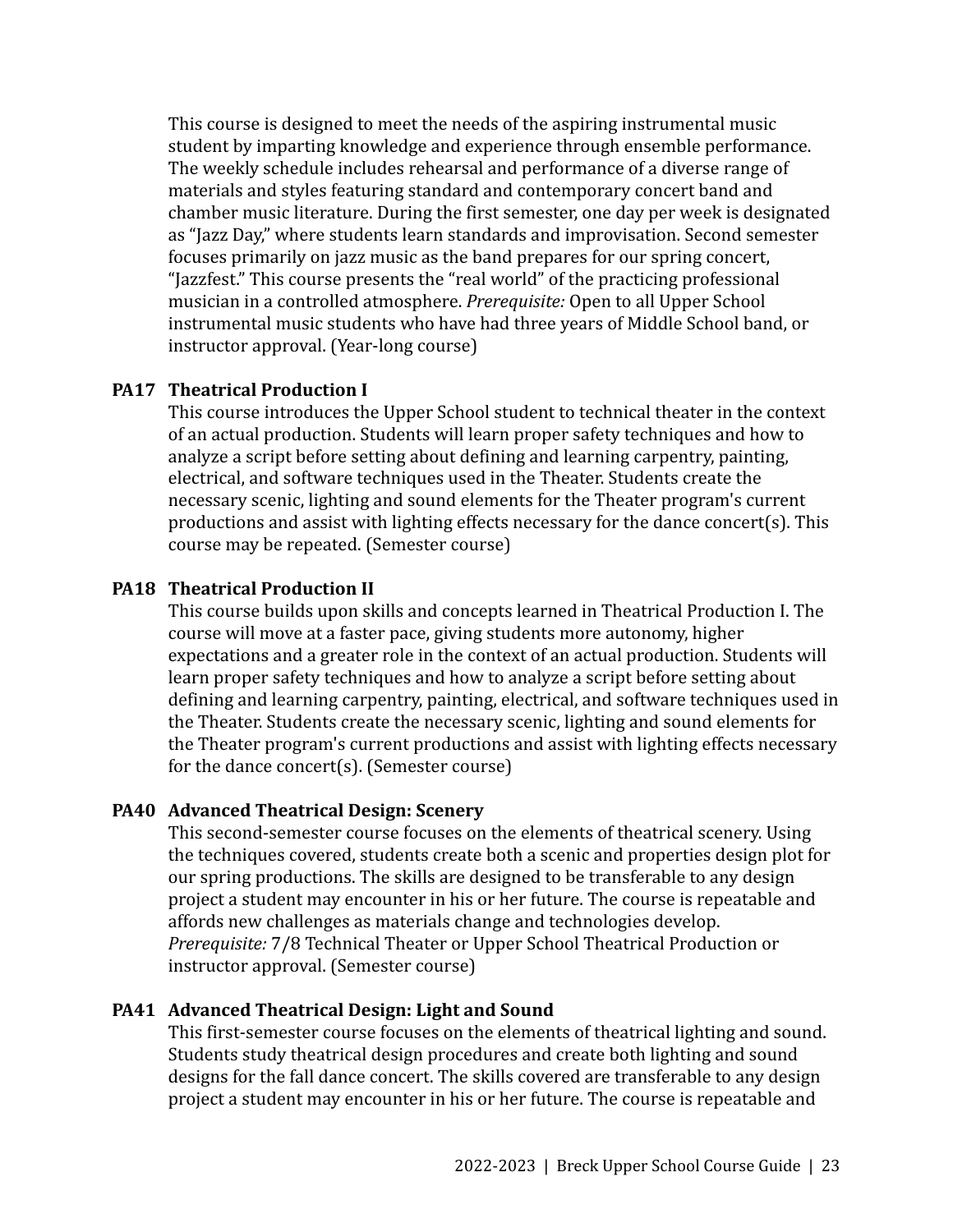This course is designed to meet the needs of the aspiring instrumental music student by imparting knowledge and experience through ensemble performance. The weekly schedule includes rehearsal and performance of a diverse range of materials and styles featuring standard and contemporary concert band and chamber music literature. During the first semester, one day per week is designated as "Jazz Day," where students learn standards and improvisation. Second semester focuses primarily on jazz music as the band prepares for our spring concert, "Jazzfest." This course presents the "real world" of the practicing professional musician in a controlled atmosphere. *Prerequisite:* Open to all Upper School instrumental music students who have had three years of Middle School band, or instructor approval. (Year-long course)

**PA17 Theatrical Production I**

This course introduces the Upper School student to technical theater in the context of an actual production. Students will learn proper safety techniques and how to analyze a script before setting about defining and learning carpentry, painting, electrical, and software techniques used in the Theater. Students create the necessary scenic, lighting and sound elements for the Theater program's current productions and assist with lighting effects necessary for the dance concert(s). This course may be repeated. (Semester course)

**PA18 Theatrical Production II**

This course builds upon skills and concepts learned in Theatrical Production I. The course will move at a faster pace, giving students more autonomy, higher expectations and a greater role in the context of an actual production. Students will learn proper safety techniques and how to analyze a script before setting about defining and learning carpentry, painting, electrical, and software techniques used in the Theater. Students create the necessary scenic, lighting and sound elements for the Theater program's current productions and assist with lighting effects necessary for the dance concert(s). (Semester course)

**PA40 Advanced Theatrical Design: Scenery**

This second-semester course focuses on the elements of theatrical scenery. Using the techniques covered, students create both a scenic and properties design plot for our spring productions. The skills are designed to be transferable to any design project a student may encounter in his or her future. The course is repeatable and affords new challenges as materials change and technologies develop. *Prerequisite:* 7/8 Technical Theater or Upper School Theatrical Production or instructor approval. (Semester course)

**PA41 Advanced Theatrical Design: Light and Sound**

This first-semester course focuses on the elements of theatrical lighting and sound. Students study theatrical design procedures and create both lighting and sound designs for the fall dance concert. The skills covered are transferable to any design project a student may encounter in his or her future. The course is repeatable and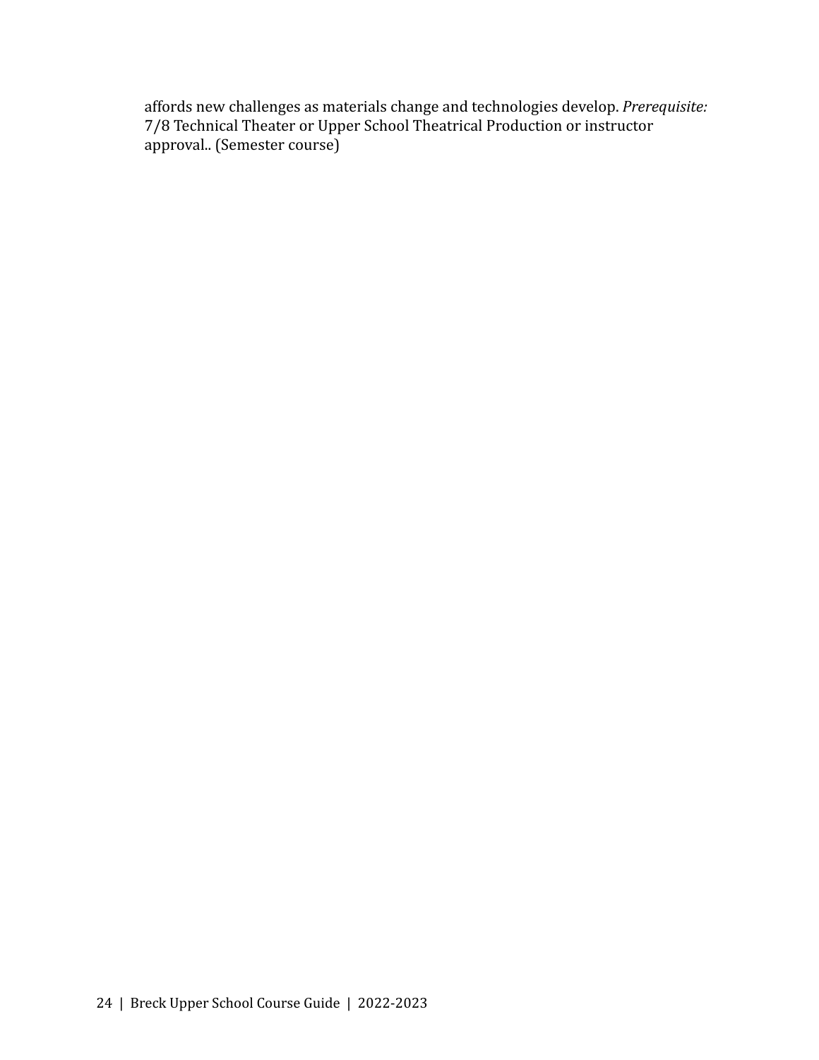affords new challenges as materials change and technologies develop. *Prerequisite:* 7/8 Technical Theater or Upper School Theatrical Production or instructor approval.. (Semester course)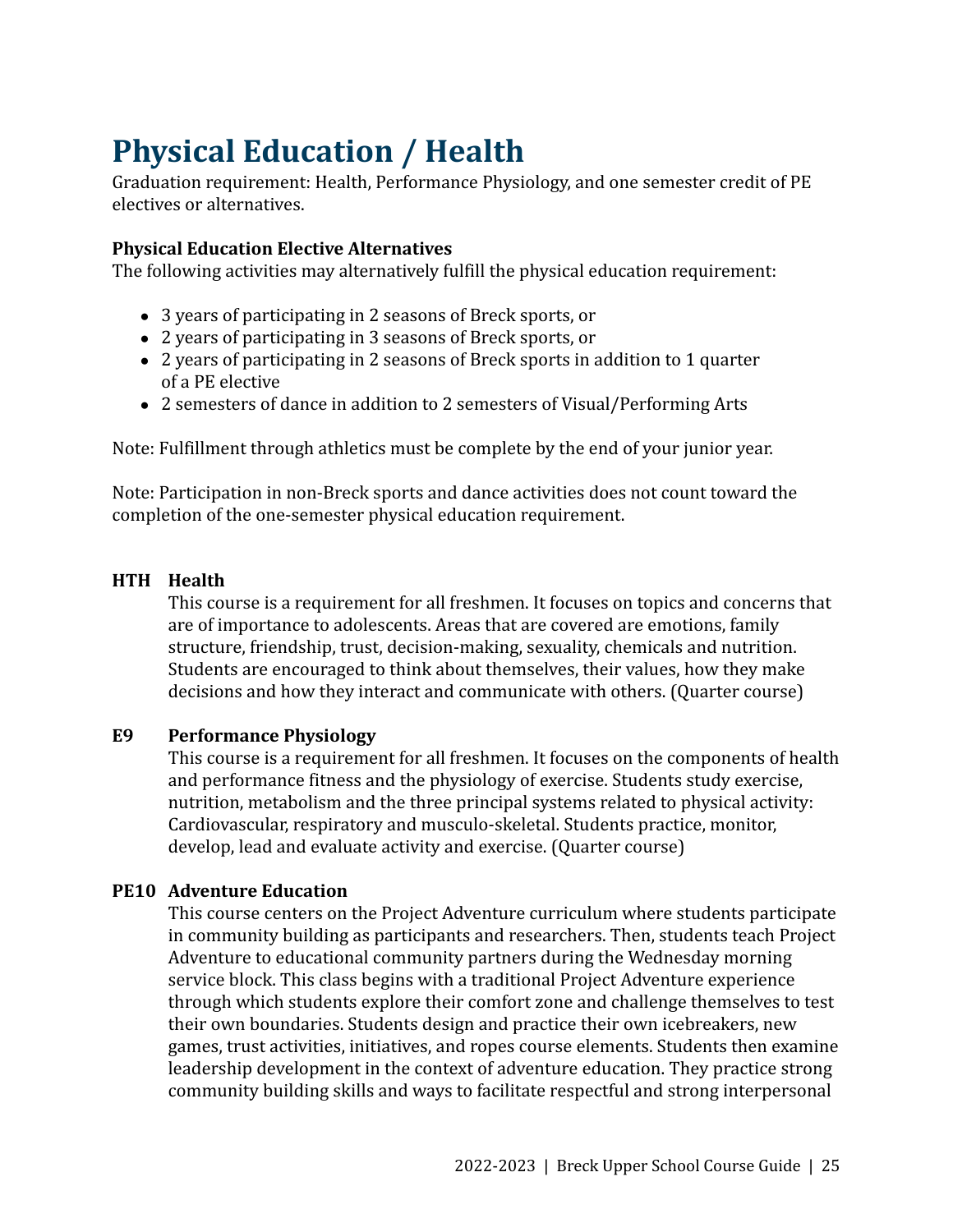# Physical Education / Health

Graduation requirement: Health, Performance Physiology, and one semester credit of PE electives or alternatives.

**Physical Education Elective Alternatives**

The following activities may alternatively fulfill the physical education requirement:

- 3 years of participating in 2 seasons of Breck sports, or
- 2 years of participating in 3 seasons of Breck sports, or
- 2 years of participating in 2 seasons of Breck sports in addition to 1 quarter of a PE elective
- 2 semesters of dance in addition to 2 semesters of Visual/Performing Arts

Note: Fulfillment through athletics must be complete by the end of your junior year.

Note: Participation in non-Breck sports and dance activities does not count toward the completion of the one-semester physical education requirement.

**HTH Health**

This course is a requirement for all freshmen. It focuses on topics and concerns that are of importance to adolescents. Areas that are covered are emotions, family structure, friendship, trust, decision-making, sexuality, chemicals and nutrition. Students are encouraged to think about themselves, their values, how they make decisions and how they interact and communicate with others. (Quarter course)

**E9 Performance Physiology**

This course is a requirement for all freshmen. It focuses on the components of health and performance fitness and the physiology of exercise. Students study exercise, nutrition, metabolism and the three principal systems related to physical activity: Cardiovascular, respiratory and musculo-skeletal. Students practice, monitor, develop, lead and evaluate activity and exercise. (Quarter course)

**PE10 Adventure Education**

This course centers on the Project Adventure curriculum where students participate in community building as participants and researchers. Then, students teach Project Adventure to educational community partners during the Wednesday morning service block. This class begins with a traditional Project Adventure experience through which students explore their comfort zone and challenge themselves to test their own boundaries. Students design and practice their own icebreakers, new games, trust activities, initiatives, and ropes course elements. Students then examine leadership development in the context of adventure education. They practice strong community building skills and ways to facilitate respectful and strong interpersonal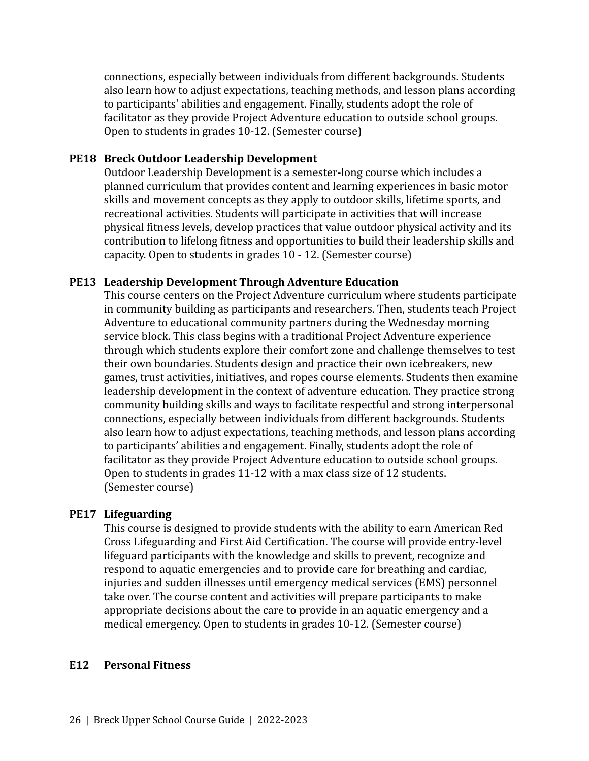connections, especially between individuals from different backgrounds. Students also learn how to adjust expectations, teaching methods, and lesson plans according to participants' abilities and engagement. Finally, students adopt the role of facilitator as they provide Project Adventure education to outside school groups. Open to students in grades 10-12. (Semester course)

**PE18 Breck Outdoor Leadership Development**

Outdoor Leadership Development is a semester-long course which includes a planned curriculum that provides content and learning experiences in basic motor skills and movement concepts as they apply to outdoor skills, lifetime sports, and recreational activities. Students will participate in activities that will increase physical fitness levels, develop practices that value outdoor physical activity and its contribution to lifelong fitness and opportunities to build their leadership skills and capacity. Open to students in grades 10 - 12. (Semester course)

**PE13 Leadership Development Through Adventure Education**

This course centers on the Project Adventure curriculum where students participate in community building as participants and researchers. Then, students teach Project Adventure to educational community partners during the Wednesday morning service block. This class begins with a traditional Project Adventure experience through which students explore their comfort zone and challenge themselves to test their own boundaries. Students design and practice their own icebreakers, new games, trust activities, initiatives, and ropes course elements. Students then examine leadership development in the context of adventure education. They practice strong community building skills and ways to facilitate respectful and strong interpersonal connections, especially between individuals from different backgrounds. Students also learn how to adjust expectations, teaching methods, and lesson plans according to participants' abilities and engagement. Finally, students adopt the role of facilitator as they provide Project Adventure education to outside school groups. Open to students in grades 11-12 with a max class size of 12 students. (Semester course)

**PE17 Lifeguarding**

This course is designed to provide students with the ability to earn American Red Cross Lifeguarding and First Aid Certification. The course will provide entry-level lifeguard participants with the knowledge and skills to prevent, recognize and respond to aquatic emergencies and to provide care for breathing and cardiac, injuries and sudden illnesses until emergency medical services (EMS) personnel take over. The course content and activities will prepare participants to make appropriate decisions about the care to provide in an aquatic emergency and a medical emergency. Open to students in grades 10-12. (Semester course)

**E12 Personal Fitness**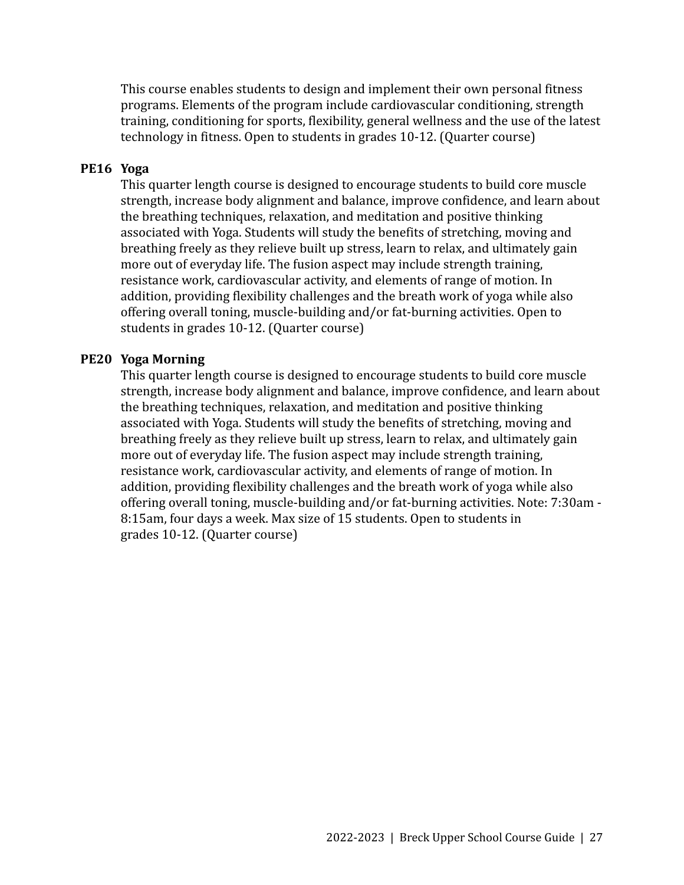This course enables students to design and implement their own personal fitness programs. Elements of the program include cardiovascular conditioning, strength training, conditioning for sports, flexibility, general wellness and the use of the latest technology in fitness. Open to students in grades 10-12. (Quarter course)

**PE16 Yoga**

This quarter length course is designed to encourage students to build core muscle strength, increase body alignment and balance, improve confidence, and learn about the breathing techniques, relaxation, and meditation and positive thinking associated with Yoga. Students will study the benefits of stretching, moving and breathing freely as they relieve built up stress, learn to relax, and ultimately gain more out of everyday life. The fusion aspect may include strength training, resistance work, cardiovascular activity, and elements of range of motion. In addition, providing flexibility challenges and the breath work of yoga while also offering overall toning, muscle-building and/or fat-burning activities. Open to students in grades 10-12. (Quarter course)

**PE20 Yoga Morning**

This quarter length course is designed to encourage students to build core muscle strength, increase body alignment and balance, improve confidence, and learn about the breathing techniques, relaxation, and meditation and positive thinking associated with Yoga. Students will study the benefits of stretching, moving and breathing freely as they relieve built up stress, learn to relax, and ultimately gain more out of everyday life. The fusion aspect may include strength training, resistance work, cardiovascular activity, and elements of range of motion. In addition, providing flexibility challenges and the breath work of yoga while also offering overall toning, muscle-building and/or fat-burning activities. Note: 7:30am - 8:15am, four days a week. Max size of 15 students. Open to students in grades 10-12. (Quarter course)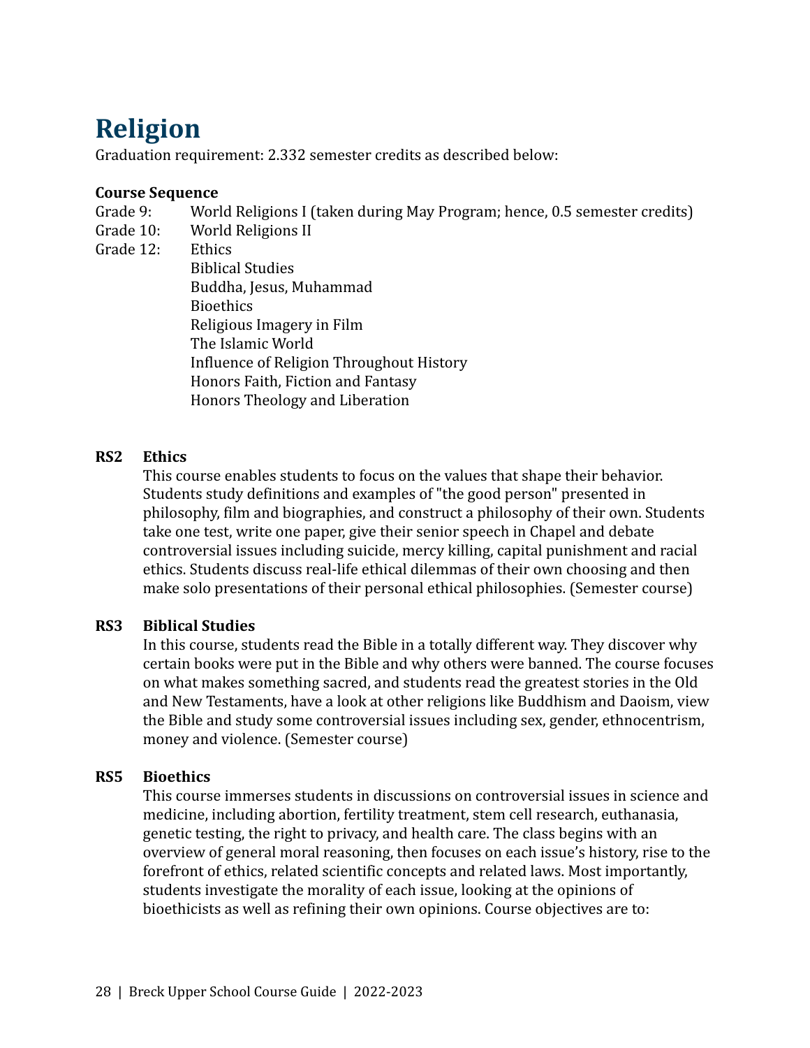# Religion

Graduation requirement: 2.332 semester credits as described below:

**Course Sequence**

Grade 9: World Religions I (taken during May Program; hence, 0.5 semester credits)

Grade 10: World Religions II

Grade 12: Ethics
- Biblical Studies
- Buddha, Jesus, Muhammad
- Bioethics
- Religious Imagery in Film
- The Islamic World
- Influence of Religion Throughout History
- Honors Faith, Fiction and Fantasy
- Honors Theology and Liberation

### RS2 Ethics

This course enables students to focus on the values that shape their behavior. Students study definitions and examples of "the good person" presented in philosophy, film and biographies, and construct a philosophy of their own. Students take one test, write one paper, give their senior speech in Chapel and debate controversial issues including suicide, mercy killing, capital punishment and racial ethics. Students discuss real-life ethical dilemmas of their own choosing and then make solo presentations of their personal ethical philosophies. (Semester course)

### RS3 Biblical Studies

In this course, students read the Bible in a totally different way. They discover why certain books were put in the Bible and why others were banned. The course focuses on what makes something sacred, and students read the greatest stories in the Old and New Testaments, have a look at other religions like Buddhism and Daoism, view the Bible and study some controversial issues including sex, gender, ethnocentrism, money and violence. (Semester course)

### RS5 Bioethics

This course immerses students in discussions on controversial issues in science and medicine, including abortion, fertility treatment, stem cell research, euthanasia, genetic testing, the right to privacy, and health care. The class begins with an overview of general moral reasoning, then focuses on each issue's history, rise to the forefront of ethics, related scientific concepts and related laws. Most importantly, students investigate the morality of each issue, looking at the opinions of bioethicists as well as refining their own opinions. Course objectives are to: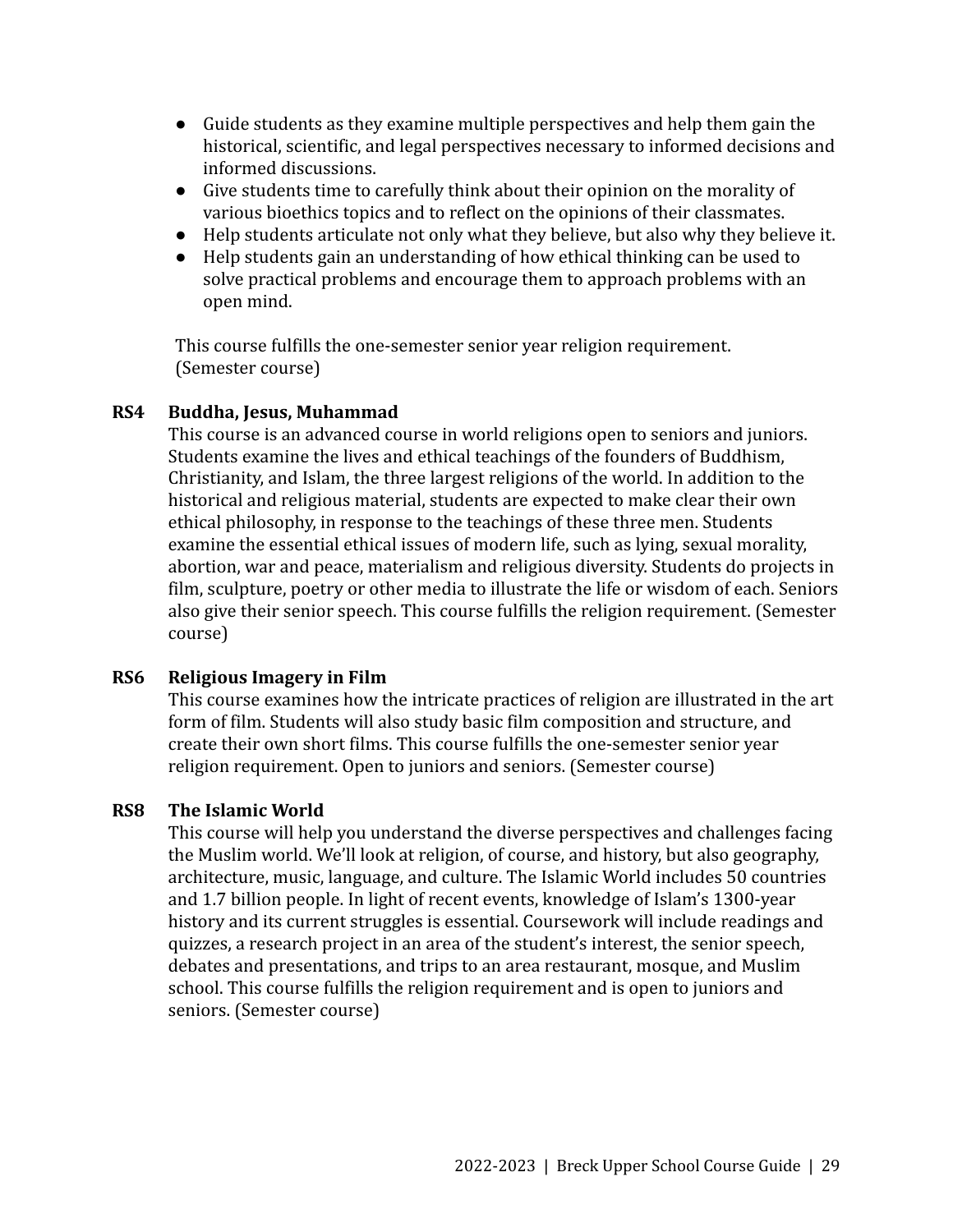- Guide students as they examine multiple perspectives and help them gain the historical, scientific, and legal perspectives necessary to informed decisions and informed discussions.
- Give students time to carefully think about their opinion on the morality of various bioethics topics and to reflect on the opinions of their classmates.
- Help students articulate not only what they believe, but also why they believe it.
- Help students gain an understanding of how ethical thinking can be used to solve practical problems and encourage them to approach problems with an open mind.

This course fulfills the one-semester senior year religion requirement. (Semester course)

### RS4 Buddha, Jesus, Muhammad

This course is an advanced course in world religions open to seniors and juniors. Students examine the lives and ethical teachings of the founders of Buddhism, Christianity, and Islam, the three largest religions of the world. In addition to the historical and religious material, students are expected to make clear their own ethical philosophy, in response to the teachings of these three men. Students examine the essential ethical issues of modern life, such as lying, sexual morality, abortion, war and peace, materialism and religious diversity. Students do projects in film, sculpture, poetry or other media to illustrate the life or wisdom of each. Seniors also give their senior speech. This course fulfills the religion requirement. (Semester course)

### RS6 Religious Imagery in Film

This course examines how the intricate practices of religion are illustrated in the art form of film. Students will also study basic film composition and structure, and create their own short films. This course fulfills the one-semester senior year religion requirement. Open to juniors and seniors. (Semester course)

### RS8 The Islamic World

This course will help you understand the diverse perspectives and challenges facing the Muslim world. We'll look at religion, of course, and history, but also geography, architecture, music, language, and culture. The Islamic World includes 50 countries and 1.7 billion people. In light of recent events, knowledge of Islam's 1300-year history and its current struggles is essential. Coursework will include readings and quizzes, a research project in an area of the student's interest, the senior speech, debates and presentations, and trips to an area restaurant, mosque, and Muslim school. This course fulfills the religion requirement and is open to juniors and seniors. (Semester course)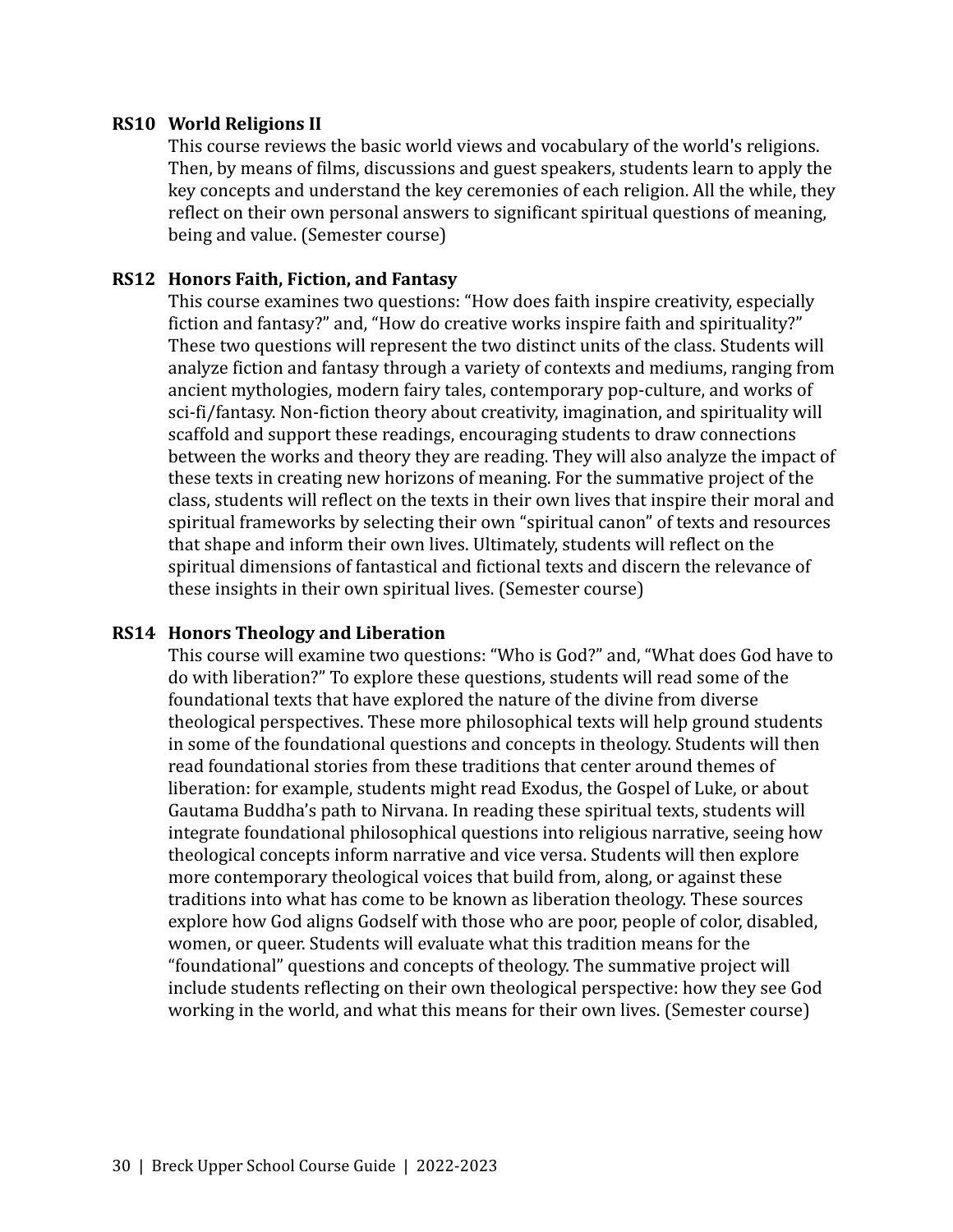**RS10 World Religions II**

This course reviews the basic world views and vocabulary of the world's religions. Then, by means of films, discussions and guest speakers, students learn to apply the key concepts and understand the key ceremonies of each religion. All the while, they reflect on their own personal answers to significant spiritual questions of meaning, being and value. (Semester course)

**RS12 Honors Faith, Fiction, and Fantasy**

This course examines two questions: "How does faith inspire creativity, especially fiction and fantasy?" and, "How do creative works inspire faith and spirituality?" These two questions will represent the two distinct units of the class. Students will analyze fiction and fantasy through a variety of contexts and mediums, ranging from ancient mythologies, modern fairy tales, contemporary pop-culture, and works of sci-fi/fantasy. Non-fiction theory about creativity, imagination, and spirituality will scaffold and support these readings, encouraging students to draw connections between the works and theory they are reading. They will also analyze the impact of these texts in creating new horizons of meaning. For the summative project of the class, students will reflect on the texts in their own lives that inspire their moral and spiritual frameworks by selecting their own "spiritual canon" of texts and resources that shape and inform their own lives. Ultimately, students will reflect on the spiritual dimensions of fantastical and fictional texts and discern the relevance of these insights in their own spiritual lives. (Semester course)

**RS14 Honors Theology and Liberation**

This course will examine two questions: "Who is God?" and, "What does God have to do with liberation?" To explore these questions, students will read some of the foundational texts that have explored the nature of the divine from diverse theological perspectives. These more philosophical texts will help ground students in some of the foundational questions and concepts in theology. Students will then read foundational stories from these traditions that center around themes of liberation: for example, students might read Exodus, the Gospel of Luke, or about Gautama Buddha's path to Nirvana. In reading these spiritual texts, students will integrate foundational philosophical questions into religious narrative, seeing how theological concepts inform narrative and vice versa. Students will then explore more contemporary theological voices that build from, along, or against these traditions into what has come to be known as liberation theology. These sources explore how God aligns Godself with those who are poor, people of color, disabled, women, or queer. Students will evaluate what this tradition means for the "foundational" questions and concepts of theology. The summative project will include students reflecting on their own theological perspective: how they see God working in the world, and what this means for their own lives. (Semester course)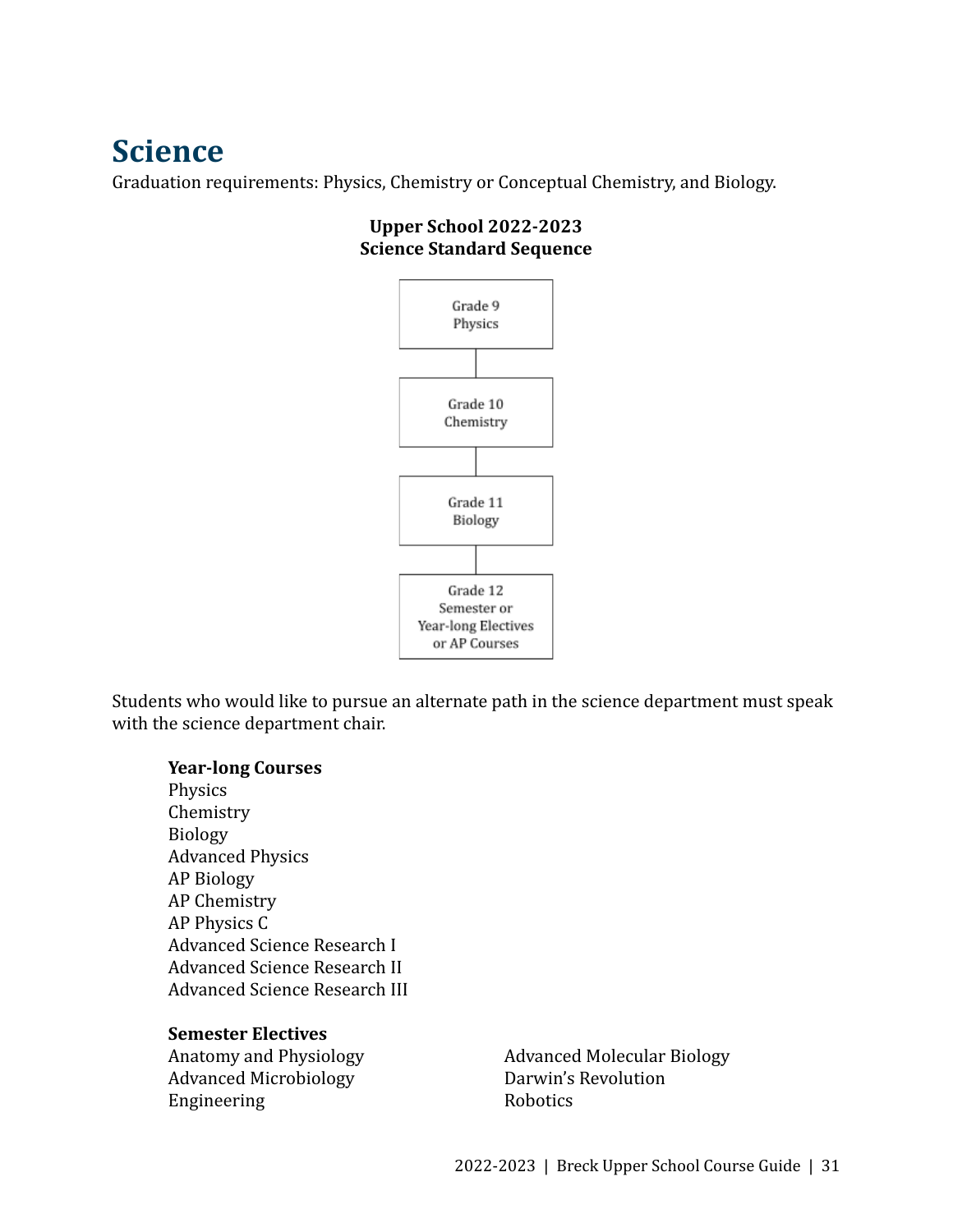# Science

Graduation requirements: Physics, Chemistry or Conceptual Chemistry, and Biology.

**Upper School 2022-2023**
**Science Standard Sequence**

Grade 9
Physics

Grade 10
Chemistry

Grade 11
Biology

Grade 12
Semester or
Year-long Electives
or AP Courses

Students who would like to pursue an alternate path in the science department must speak with the science department chair.

**Year-long Courses**

Physics
Chemistry
Biology
Advanced Physics
AP Biology
AP Chemistry
AP Physics C
Advanced Science Research I
Advanced Science Research II
Advanced Science Research III

**Semester Electives**

Anatomy and Physiology
Advanced Microbiology
Engineering
Advanced Molecular Biology
Darwin's Revolution
Robotics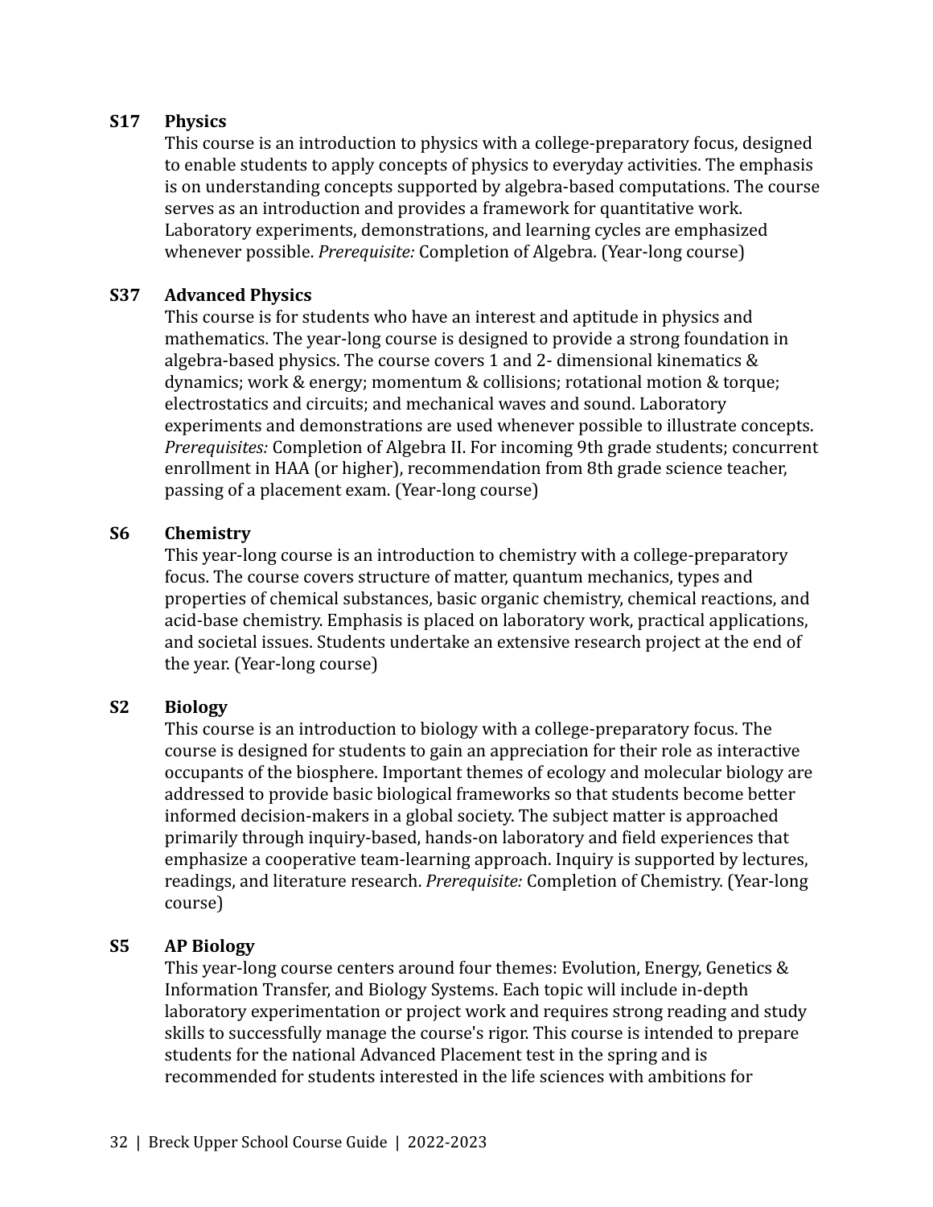### S17 Physics

This course is an introduction to physics with a college-preparatory focus, designed to enable students to apply concepts of physics to everyday activities. The emphasis is on understanding concepts supported by algebra-based computations. The course serves as an introduction and provides a framework for quantitative work. Laboratory experiments, demonstrations, and learning cycles are emphasized whenever possible. *Prerequisite:* Completion of Algebra. (Year-long course)

### S37 Advanced Physics

This course is for students who have an interest and aptitude in physics and mathematics. The year-long course is designed to provide a strong foundation in algebra-based physics. The course covers 1 and 2- dimensional kinematics & dynamics; work & energy; momentum & collisions; rotational motion & torque; electrostatics and circuits; and mechanical waves and sound. Laboratory experiments and demonstrations are used whenever possible to illustrate concepts. *Prerequisites:* Completion of Algebra II. For incoming 9th grade students; concurrent enrollment in HAA (or higher), recommendation from 8th grade science teacher, passing of a placement exam. (Year-long course)

### S6 Chemistry

This year-long course is an introduction to chemistry with a college-preparatory focus. The course covers structure of matter, quantum mechanics, types and properties of chemical substances, basic organic chemistry, chemical reactions, and acid-base chemistry. Emphasis is placed on laboratory work, practical applications, and societal issues. Students undertake an extensive research project at the end of the year. (Year-long course)

### S2 Biology

This course is an introduction to biology with a college-preparatory focus. The course is designed for students to gain an appreciation for their role as interactive occupants of the biosphere. Important themes of ecology and molecular biology are addressed to provide basic biological frameworks so that students become better informed decision-makers in a global society. The subject matter is approached primarily through inquiry-based, hands-on laboratory and field experiences that emphasize a cooperative team-learning approach. Inquiry is supported by lectures, readings, and literature research. *Prerequisite:* Completion of Chemistry. (Year-long course)

### S5 AP Biology

This year-long course centers around four themes: Evolution, Energy, Genetics & Information Transfer, and Biology Systems. Each topic will include in-depth laboratory experimentation or project work and requires strong reading and study skills to successfully manage the course's rigor. This course is intended to prepare students for the national Advanced Placement test in the spring and is recommended for students interested in the life sciences with ambitions for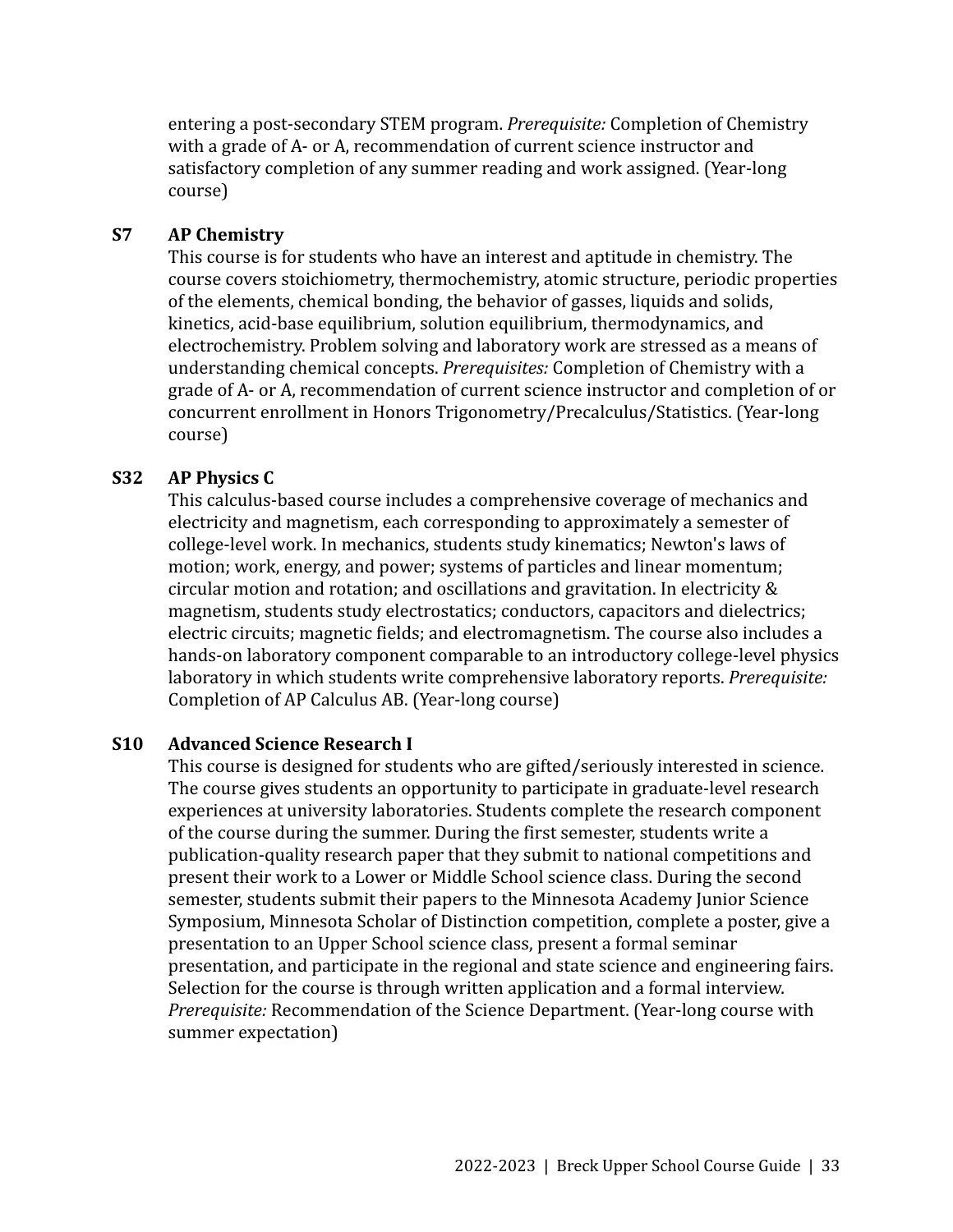entering a post-secondary STEM program. *Prerequisite:* Completion of Chemistry with a grade of A- or A, recommendation of current science instructor and satisfactory completion of any summer reading and work assigned. (Year-long course)

### S7 AP Chemistry

This course is for students who have an interest and aptitude in chemistry. The course covers stoichiometry, thermochemistry, atomic structure, periodic properties of the elements, chemical bonding, the behavior of gasses, liquids and solids, kinetics, acid-base equilibrium, solution equilibrium, thermodynamics, and electrochemistry. Problem solving and laboratory work are stressed as a means of understanding chemical concepts. *Prerequisites:* Completion of Chemistry with a grade of A- or A, recommendation of current science instructor and completion of or concurrent enrollment in Honors Trigonometry/Precalculus/Statistics. (Year-long course)

### S32 AP Physics C

This calculus-based course includes a comprehensive coverage of mechanics and electricity and magnetism, each corresponding to approximately a semester of college-level work. In mechanics, students study kinematics; Newton's laws of motion; work, energy, and power; systems of particles and linear momentum; circular motion and rotation; and oscillations and gravitation. In electricity & magnetism, students study electrostatics; conductors, capacitors and dielectrics; electric circuits; magnetic fields; and electromagnetism. The course also includes a hands-on laboratory component comparable to an introductory college-level physics laboratory in which students write comprehensive laboratory reports. *Prerequisite:* Completion of AP Calculus AB. (Year-long course)

### S10 Advanced Science Research I

This course is designed for students who are gifted/seriously interested in science. The course gives students an opportunity to participate in graduate-level research experiences at university laboratories. Students complete the research component of the course during the summer. During the first semester, students write a publication-quality research paper that they submit to national competitions and present their work to a Lower or Middle School science class. During the second semester, students submit their papers to the Minnesota Academy Junior Science Symposium, Minnesota Scholar of Distinction competition, complete a poster, give a presentation to an Upper School science class, present a formal seminar presentation, and participate in the regional and state science and engineering fairs. Selection for the course is through written application and a formal interview. *Prerequisite:* Recommendation of the Science Department. (Year-long course with summer expectation)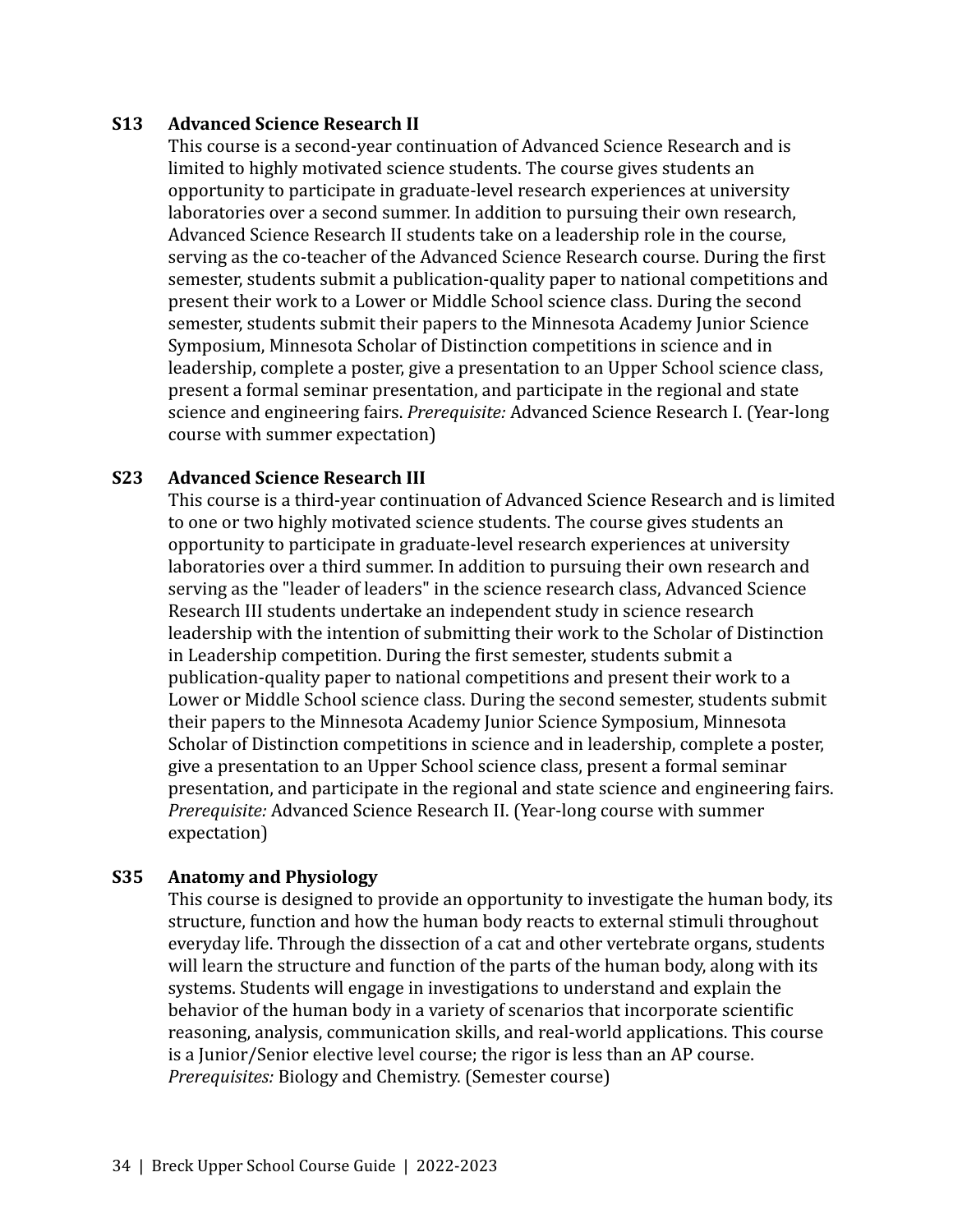**S13 Advanced Science Research II**

This course is a second-year continuation of Advanced Science Research and is limited to highly motivated science students. The course gives students an opportunity to participate in graduate-level research experiences at university laboratories over a second summer. In addition to pursuing their own research, Advanced Science Research II students take on a leadership role in the course, serving as the co-teacher of the Advanced Science Research course. During the first semester, students submit a publication-quality paper to national competitions and present their work to a Lower or Middle School science class. During the second semester, students submit their papers to the Minnesota Academy Junior Science Symposium, Minnesota Scholar of Distinction competitions in science and in leadership, complete a poster, give a presentation to an Upper School science class, present a formal seminar presentation, and participate in the regional and state science and engineering fairs. *Prerequisite:* Advanced Science Research I. (Year-long course with summer expectation)

**S23 Advanced Science Research III**

This course is a third-year continuation of Advanced Science Research and is limited to one or two highly motivated science students. The course gives students an opportunity to participate in graduate-level research experiences at university laboratories over a third summer. In addition to pursuing their own research and serving as the "leader of leaders" in the science research class, Advanced Science Research III students undertake an independent study in science research leadership with the intention of submitting their work to the Scholar of Distinction in Leadership competition. During the first semester, students submit a publication-quality paper to national competitions and present their work to a Lower or Middle School science class. During the second semester, students submit their papers to the Minnesota Academy Junior Science Symposium, Minnesota Scholar of Distinction competitions in science and in leadership, complete a poster, give a presentation to an Upper School science class, present a formal seminar presentation, and participate in the regional and state science and engineering fairs. *Prerequisite:* Advanced Science Research II. (Year-long course with summer expectation)

**S35 Anatomy and Physiology**

This course is designed to provide an opportunity to investigate the human body, its structure, function and how the human body reacts to external stimuli throughout everyday life. Through the dissection of a cat and other vertebrate organs, students will learn the structure and function of the parts of the human body, along with its systems. Students will engage in investigations to understand and explain the behavior of the human body in a variety of scenarios that incorporate scientific reasoning, analysis, communication skills, and real-world applications. This course is a Junior/Senior elective level course; the rigor is less than an AP course. *Prerequisites:* Biology and Chemistry. (Semester course)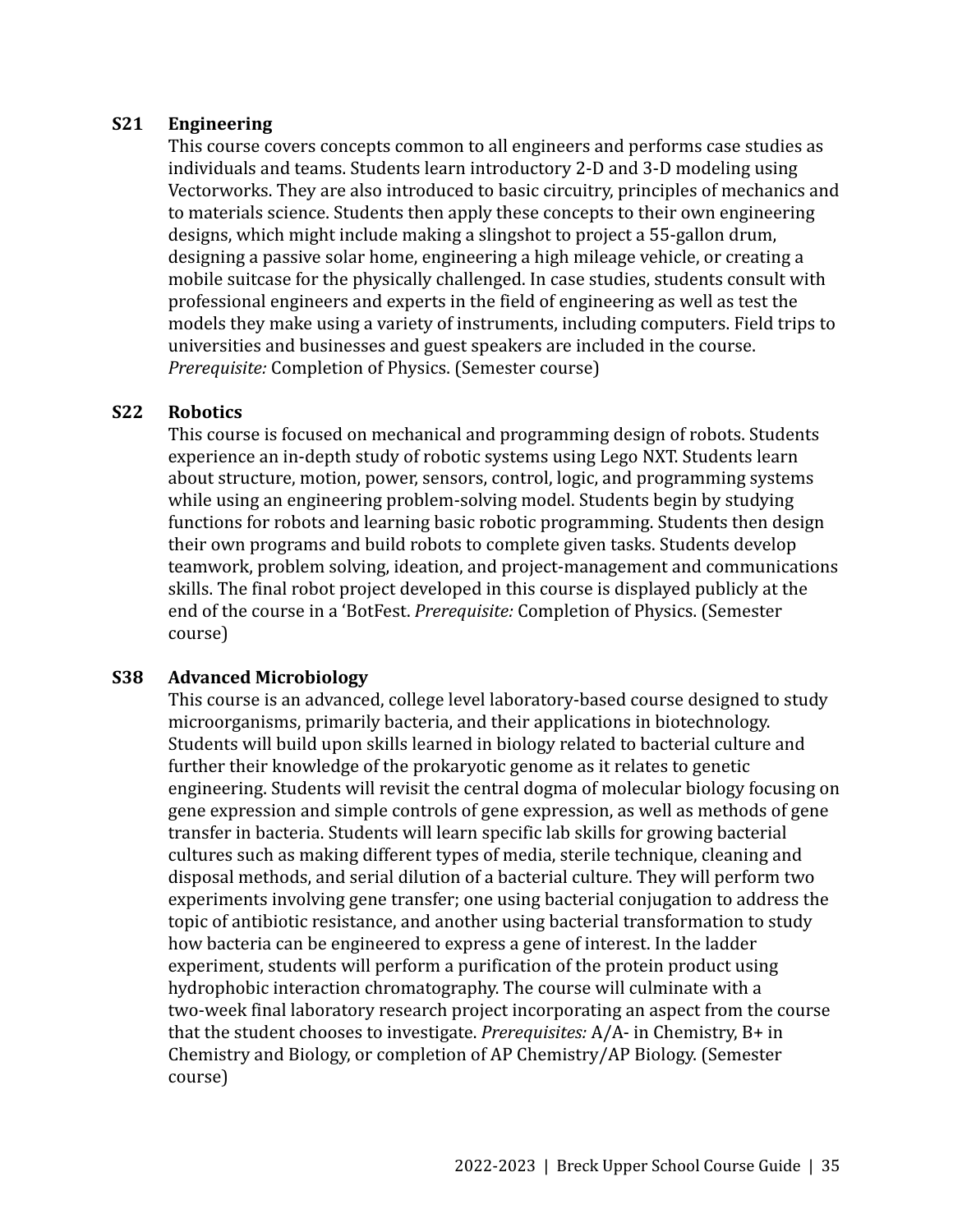### S21 Engineering

This course covers concepts common to all engineers and performs case studies as individuals and teams. Students learn introductory 2-D and 3-D modeling using Vectorworks. They are also introduced to basic circuitry, principles of mechanics and to materials science. Students then apply these concepts to their own engineering designs, which might include making a slingshot to project a 55-gallon drum, designing a passive solar home, engineering a high mileage vehicle, or creating a mobile suitcase for the physically challenged. In case studies, students consult with professional engineers and experts in the field of engineering as well as test the models they make using a variety of instruments, including computers. Field trips to universities and businesses and guest speakers are included in the course. *Prerequisite:* Completion of Physics. (Semester course)

### S22 Robotics

This course is focused on mechanical and programming design of robots. Students experience an in-depth study of robotic systems using Lego NXT. Students learn about structure, motion, power, sensors, control, logic, and programming systems while using an engineering problem-solving model. Students begin by studying functions for robots and learning basic robotic programming. Students then design their own programs and build robots to complete given tasks. Students develop teamwork, problem solving, ideation, and project-management and communications skills. The final robot project developed in this course is displayed publicly at the end of the course in a 'BotFest. *Prerequisite:* Completion of Physics. (Semester course)

### S38 Advanced Microbiology

This course is an advanced, college level laboratory-based course designed to study microorganisms, primarily bacteria, and their applications in biotechnology. Students will build upon skills learned in biology related to bacterial culture and further their knowledge of the prokaryotic genome as it relates to genetic engineering. Students will revisit the central dogma of molecular biology focusing on gene expression and simple controls of gene expression, as well as methods of gene transfer in bacteria. Students will learn specific lab skills for growing bacterial cultures such as making different types of media, sterile technique, cleaning and disposal methods, and serial dilution of a bacterial culture. They will perform two experiments involving gene transfer; one using bacterial conjugation to address the topic of antibiotic resistance, and another using bacterial transformation to study how bacteria can be engineered to express a gene of interest. In the ladder experiment, students will perform a purification of the protein product using hydrophobic interaction chromatography. The course will culminate with a two-week final laboratory research project incorporating an aspect from the course that the student chooses to investigate. *Prerequisites:* A/A- in Chemistry, B+ in Chemistry and Biology, or completion of AP Chemistry/AP Biology. (Semester course)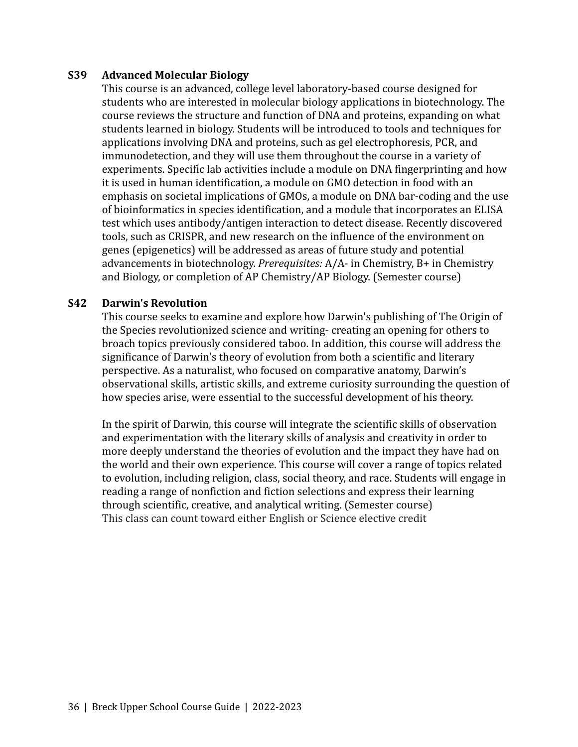### S39 Advanced Molecular Biology

This course is an advanced, college level laboratory-based course designed for students who are interested in molecular biology applications in biotechnology. The course reviews the structure and function of DNA and proteins, expanding on what students learned in biology. Students will be introduced to tools and techniques for applications involving DNA and proteins, such as gel electrophoresis, PCR, and immunodetection, and they will use them throughout the course in a variety of experiments. Specific lab activities include a module on DNA fingerprinting and how it is used in human identification, a module on GMO detection in food with an emphasis on societal implications of GMOs, a module on DNA bar-coding and the use of bioinformatics in species identification, and a module that incorporates an ELISA test which uses antibody/antigen interaction to detect disease. Recently discovered tools, such as CRISPR, and new research on the influence of the environment on genes (epigenetics) will be addressed as areas of future study and potential advancements in biotechnology. *Prerequisites:* A/A- in Chemistry, B+ in Chemistry and Biology, or completion of AP Chemistry/AP Biology. (Semester course)

### S42 Darwin's Revolution

This course seeks to examine and explore how Darwin's publishing of The Origin of the Species revolutionized science and writing- creating an opening for others to broach topics previously considered taboo. In addition, this course will address the significance of Darwin's theory of evolution from both a scientific and literary perspective. As a naturalist, who focused on comparative anatomy, Darwin's observational skills, artistic skills, and extreme curiosity surrounding the question of how species arise, were essential to the successful development of his theory.

In the spirit of Darwin, this course will integrate the scientific skills of observation and experimentation with the literary skills of analysis and creativity in order to more deeply understand the theories of evolution and the impact they have had on the world and their own experience. This course will cover a range of topics related to evolution, including religion, class, social theory, and race. Students will engage in reading a range of nonfiction and fiction selections and express their learning through scientific, creative, and analytical writing. (Semester course)
This class can count toward either English or Science elective credit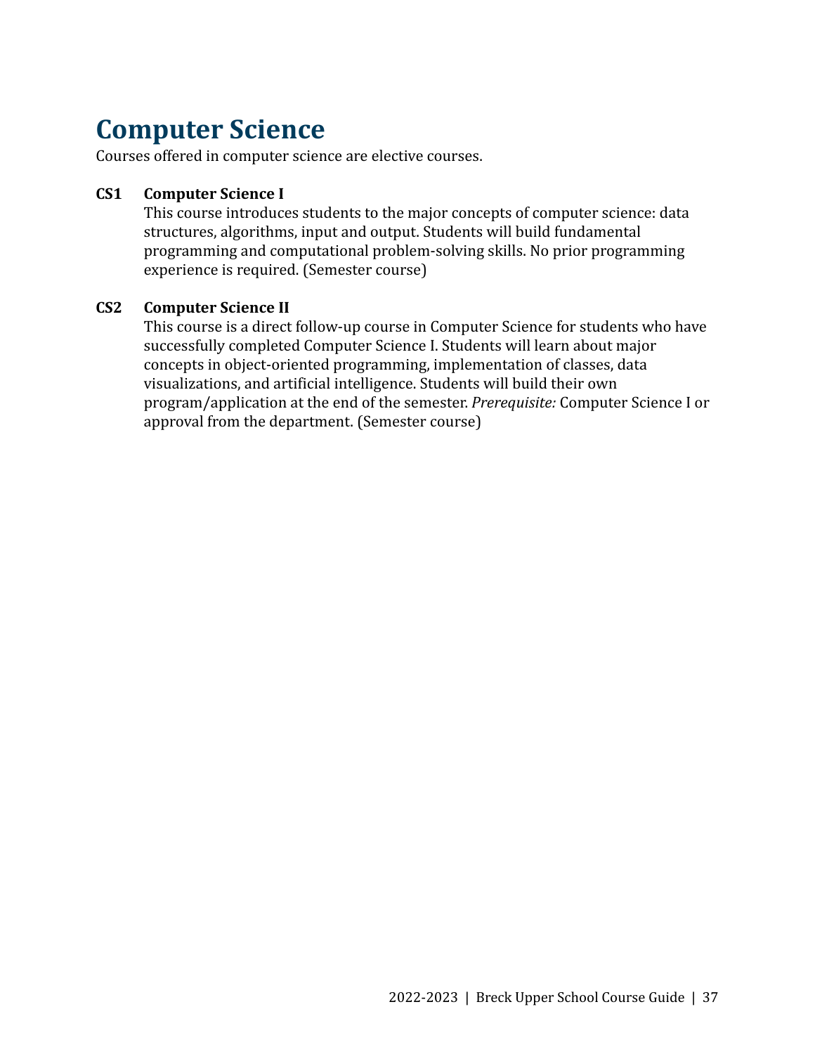# Computer Science

Courses offered in computer science are elective courses.

**CS1 Computer Science I**

This course introduces students to the major concepts of computer science: data structures, algorithms, input and output. Students will build fundamental programming and computational problem-solving skills. No prior programming experience is required. (Semester course)

**CS2 Computer Science II**

This course is a direct follow-up course in Computer Science for students who have successfully completed Computer Science I. Students will learn about major concepts in object-oriented programming, implementation of classes, data visualizations, and artificial intelligence. Students will build their own program/application at the end of the semester. *Prerequisite:* Computer Science I or approval from the department. (Semester course)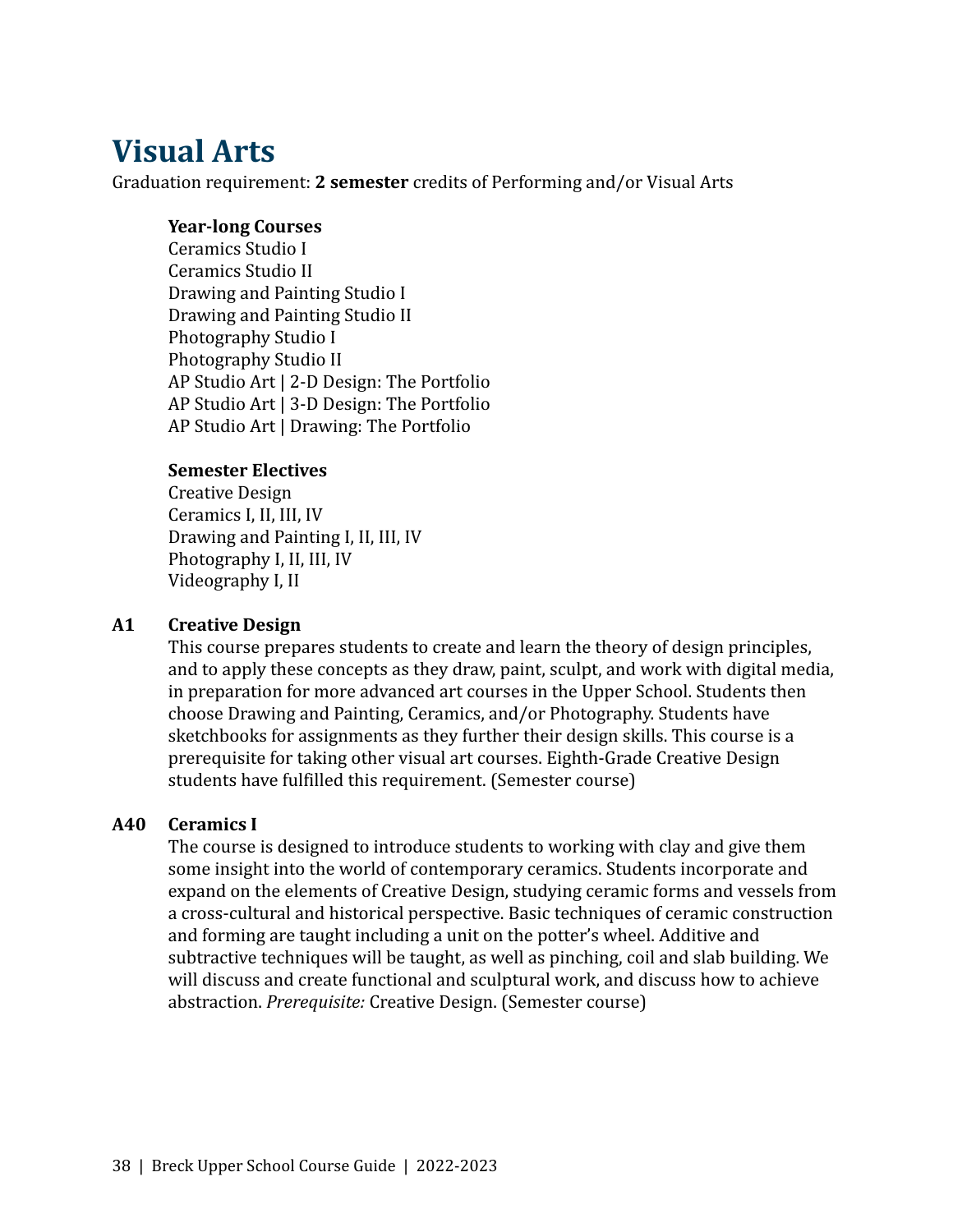# Visual Arts

Graduation requirement: **2 semester** credits of Performing and/or Visual Arts

**Year-long Courses**

Ceramics Studio I
Ceramics Studio II
Drawing and Painting Studio I
Drawing and Painting Studio II
Photography Studio I
Photography Studio II
AP Studio Art | 2-D Design: The Portfolio
AP Studio Art | 3-D Design: The Portfolio
AP Studio Art | Drawing: The Portfolio

**Semester Electives**

Creative Design
Ceramics I, II, III, IV
Drawing and Painting I, II, III, IV
Photography I, II, III, IV
Videography I, II

### A1 Creative Design

This course prepares students to create and learn the theory of design principles, and to apply these concepts as they draw, paint, sculpt, and work with digital media, in preparation for more advanced art courses in the Upper School. Students then choose Drawing and Painting, Ceramics, and/or Photography. Students have sketchbooks for assignments as they further their design skills. This course is a prerequisite for taking other visual art courses. Eighth-Grade Creative Design students have fulfilled this requirement. (Semester course)

### A40 Ceramics I

The course is designed to introduce students to working with clay and give them some insight into the world of contemporary ceramics. Students incorporate and expand on the elements of Creative Design, studying ceramic forms and vessels from a cross-cultural and historical perspective. Basic techniques of ceramic construction and forming are taught including a unit on the potter's wheel. Additive and subtractive techniques will be taught, as well as pinching, coil and slab building. We will discuss and create functional and sculptural work, and discuss how to achieve abstraction. *Prerequisite:* Creative Design. (Semester course)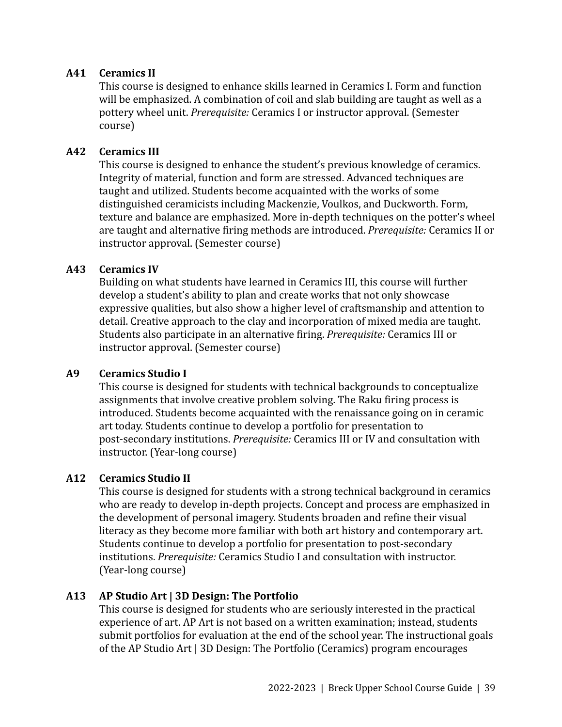### A41 Ceramics II

This course is designed to enhance skills learned in Ceramics I. Form and function will be emphasized. A combination of coil and slab building are taught as well as a pottery wheel unit. *Prerequisite:* Ceramics I or instructor approval. (Semester course)

### A42 Ceramics III

This course is designed to enhance the student's previous knowledge of ceramics. Integrity of material, function and form are stressed. Advanced techniques are taught and utilized. Students become acquainted with the works of some distinguished ceramicists including Mackenzie, Voulkos, and Duckworth. Form, texture and balance are emphasized. More in-depth techniques on the potter's wheel are taught and alternative firing methods are introduced. *Prerequisite:* Ceramics II or instructor approval. (Semester course)

### A43 Ceramics IV

Building on what students have learned in Ceramics III, this course will further develop a student's ability to plan and create works that not only showcase expressive qualities, but also show a higher level of craftsmanship and attention to detail. Creative approach to the clay and incorporation of mixed media are taught. Students also participate in an alternative firing. *Prerequisite:* Ceramics III or instructor approval. (Semester course)

### A9 Ceramics Studio I

This course is designed for students with technical backgrounds to conceptualize assignments that involve creative problem solving. The Raku firing process is introduced. Students become acquainted with the renaissance going on in ceramic art today. Students continue to develop a portfolio for presentation to post-secondary institutions. *Prerequisite:* Ceramics III or IV and consultation with instructor. (Year-long course)

### A12 Ceramics Studio II

This course is designed for students with a strong technical background in ceramics who are ready to develop in-depth projects. Concept and process are emphasized in the development of personal imagery. Students broaden and refine their visual literacy as they become more familiar with both art history and contemporary art. Students continue to develop a portfolio for presentation to post-secondary institutions. *Prerequisite:* Ceramics Studio I and consultation with instructor. (Year-long course)

### A13 AP Studio Art | 3D Design: The Portfolio

This course is designed for students who are seriously interested in the practical experience of art. AP Art is not based on a written examination; instead, students submit portfolios for evaluation at the end of the school year. The instructional goals of the AP Studio Art | 3D Design: The Portfolio (Ceramics) program encourages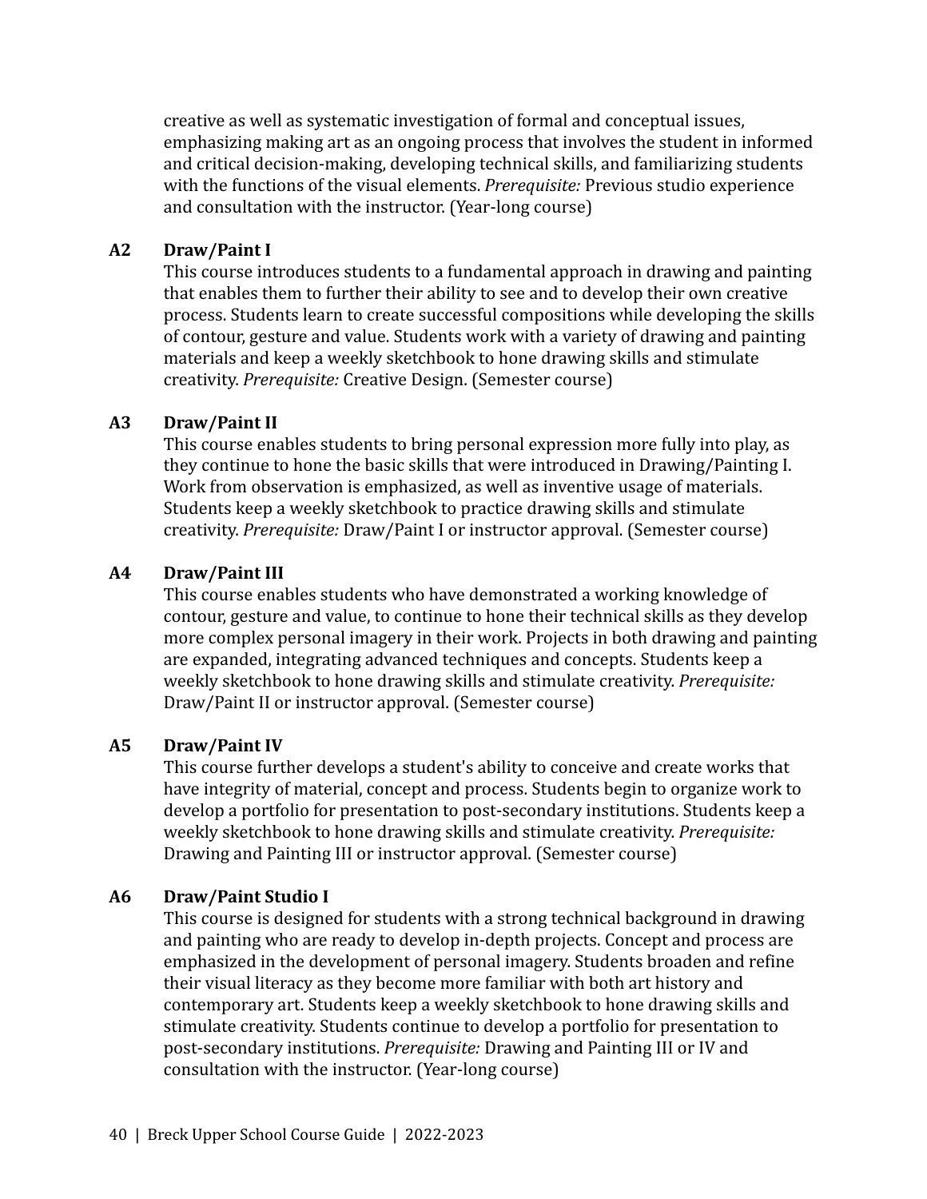creative as well as systematic investigation of formal and conceptual issues, emphasizing making art as an ongoing process that involves the student in informed and critical decision-making, developing technical skills, and familiarizing students with the functions of the visual elements. *Prerequisite:* Previous studio experience and consultation with the instructor. (Year-long course)

**A2 Draw/Paint I**

This course introduces students to a fundamental approach in drawing and painting that enables them to further their ability to see and to develop their own creative process. Students learn to create successful compositions while developing the skills of contour, gesture and value. Students work with a variety of drawing and painting materials and keep a weekly sketchbook to hone drawing skills and stimulate creativity. *Prerequisite:* Creative Design. (Semester course)

**A3 Draw/Paint II**

This course enables students to bring personal expression more fully into play, as they continue to hone the basic skills that were introduced in Drawing/Painting I. Work from observation is emphasized, as well as inventive usage of materials. Students keep a weekly sketchbook to practice drawing skills and stimulate creativity. *Prerequisite:* Draw/Paint I or instructor approval. (Semester course)

**A4 Draw/Paint III**

This course enables students who have demonstrated a working knowledge of contour, gesture and value, to continue to hone their technical skills as they develop more complex personal imagery in their work. Projects in both drawing and painting are expanded, integrating advanced techniques and concepts. Students keep a weekly sketchbook to hone drawing skills and stimulate creativity. *Prerequisite:* Draw/Paint II or instructor approval. (Semester course)

**A5 Draw/Paint IV**

This course further develops a student's ability to conceive and create works that have integrity of material, concept and process. Students begin to organize work to develop a portfolio for presentation to post-secondary institutions. Students keep a weekly sketchbook to hone drawing skills and stimulate creativity. *Prerequisite:* Drawing and Painting III or instructor approval. (Semester course)

**A6 Draw/Paint Studio I**

This course is designed for students with a strong technical background in drawing and painting who are ready to develop in-depth projects. Concept and process are emphasized in the development of personal imagery. Students broaden and refine their visual literacy as they become more familiar with both art history and contemporary art. Students keep a weekly sketchbook to hone drawing skills and stimulate creativity. Students continue to develop a portfolio for presentation to post-secondary institutions. *Prerequisite:* Drawing and Painting III or IV and consultation with the instructor. (Year-long course)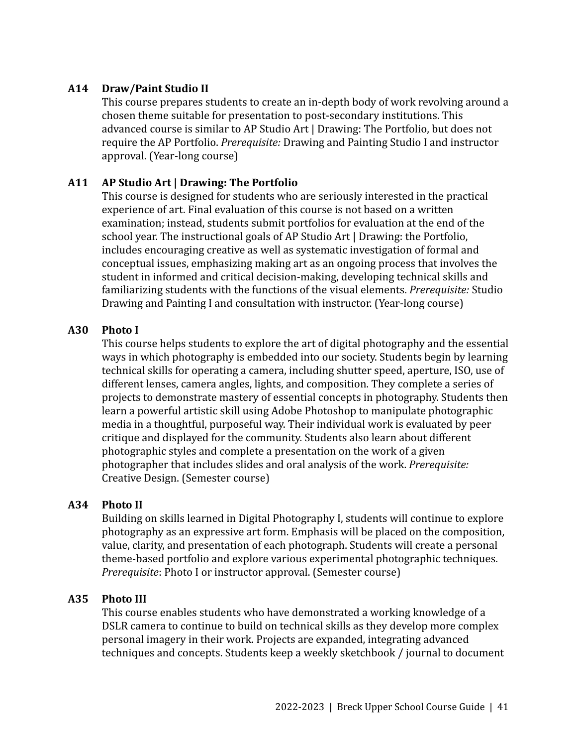### A14 Draw/Paint Studio II

This course prepares students to create an in-depth body of work revolving around a chosen theme suitable for presentation to post-secondary institutions. This advanced course is similar to AP Studio Art | Drawing: The Portfolio, but does not require the AP Portfolio. *Prerequisite:* Drawing and Painting Studio I and instructor approval. (Year-long course)

### A11 AP Studio Art | Drawing: The Portfolio

This course is designed for students who are seriously interested in the practical experience of art. Final evaluation of this course is not based on a written examination; instead, students submit portfolios for evaluation at the end of the school year. The instructional goals of AP Studio Art | Drawing: the Portfolio, includes encouraging creative as well as systematic investigation of formal and conceptual issues, emphasizing making art as an ongoing process that involves the student in informed and critical decision-making, developing technical skills and familiarizing students with the functions of the visual elements. *Prerequisite:* Studio Drawing and Painting I and consultation with instructor. (Year-long course)

### A30 Photo I

This course helps students to explore the art of digital photography and the essential ways in which photography is embedded into our society. Students begin by learning technical skills for operating a camera, including shutter speed, aperture, ISO, use of different lenses, camera angles, lights, and composition. They complete a series of projects to demonstrate mastery of essential concepts in photography. Students then learn a powerful artistic skill using Adobe Photoshop to manipulate photographic media in a thoughtful, purposeful way. Their individual work is evaluated by peer critique and displayed for the community. Students also learn about different photographic styles and complete a presentation on the work of a given photographer that includes slides and oral analysis of the work. *Prerequisite:* Creative Design. (Semester course)

### A34 Photo II

Building on skills learned in Digital Photography I, students will continue to explore photography as an expressive art form. Emphasis will be placed on the composition, value, clarity, and presentation of each photograph. Students will create a personal theme-based portfolio and explore various experimental photographic techniques. *Prerequisite*: Photo I or instructor approval. (Semester course)

### A35 Photo III

This course enables students who have demonstrated a working knowledge of a DSLR camera to continue to build on technical skills as they develop more complex personal imagery in their work. Projects are expanded, integrating advanced techniques and concepts. Students keep a weekly sketchbook / journal to document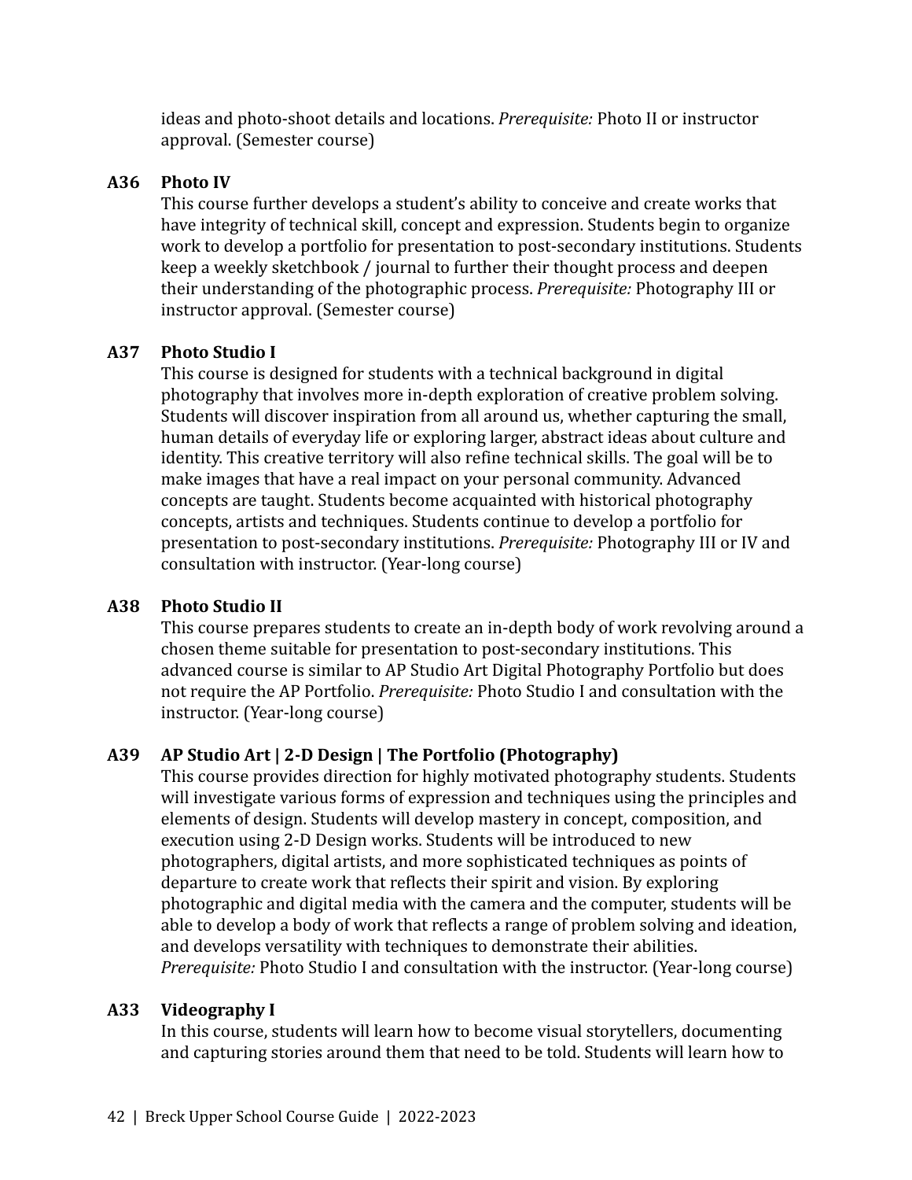ideas and photo-shoot details and locations. *Prerequisite:* Photo II or instructor approval. (Semester course)

**A36 Photo IV**

This course further develops a student's ability to conceive and create works that have integrity of technical skill, concept and expression. Students begin to organize work to develop a portfolio for presentation to post-secondary institutions. Students keep a weekly sketchbook / journal to further their thought process and deepen their understanding of the photographic process. *Prerequisite:* Photography III or instructor approval. (Semester course)

**A37 Photo Studio I**

This course is designed for students with a technical background in digital photography that involves more in-depth exploration of creative problem solving. Students will discover inspiration from all around us, whether capturing the small, human details of everyday life or exploring larger, abstract ideas about culture and identity. This creative territory will also refine technical skills. The goal will be to make images that have a real impact on your personal community. Advanced concepts are taught. Students become acquainted with historical photography concepts, artists and techniques. Students continue to develop a portfolio for presentation to post-secondary institutions. *Prerequisite:* Photography III or IV and consultation with instructor. (Year-long course)

**A38 Photo Studio II**

This course prepares students to create an in-depth body of work revolving around a chosen theme suitable for presentation to post-secondary institutions. This advanced course is similar to AP Studio Art Digital Photography Portfolio but does not require the AP Portfolio. *Prerequisite:* Photo Studio I and consultation with the instructor. (Year-long course)

**A39 AP Studio Art | 2-D Design | The Portfolio (Photography)**

This course provides direction for highly motivated photography students. Students will investigate various forms of expression and techniques using the principles and elements of design. Students will develop mastery in concept, composition, and execution using 2-D Design works. Students will be introduced to new photographers, digital artists, and more sophisticated techniques as points of departure to create work that reflects their spirit and vision. By exploring photographic and digital media with the camera and the computer, students will be able to develop a body of work that reflects a range of problem solving and ideation, and develops versatility with techniques to demonstrate their abilities. *Prerequisite:* Photo Studio I and consultation with the instructor. (Year-long course)

**A33 Videography I**

In this course, students will learn how to become visual storytellers, documenting and capturing stories around them that need to be told. Students will learn how to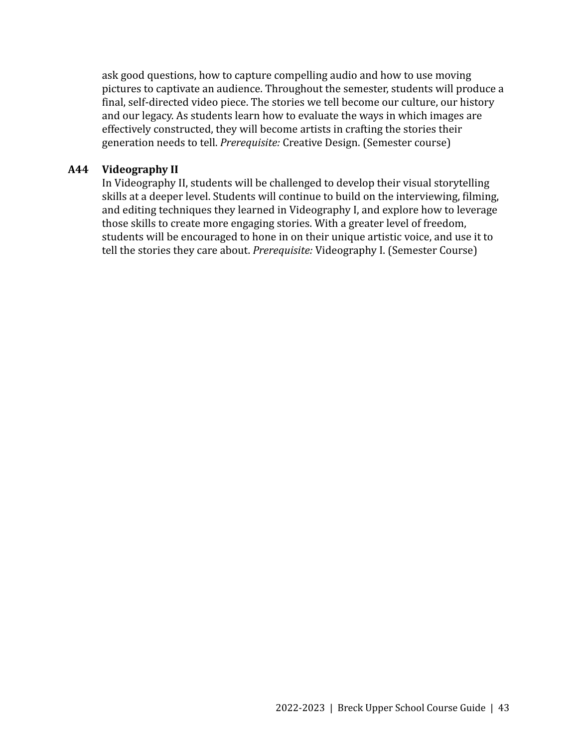ask good questions, how to capture compelling audio and how to use moving pictures to captivate an audience. Throughout the semester, students will produce a final, self-directed video piece. The stories we tell become our culture, our history and our legacy. As students learn how to evaluate the ways in which images are effectively constructed, they will become artists in crafting the stories their generation needs to tell. *Prerequisite:* Creative Design. (Semester course)

**A44 Videography II**

In Videography II, students will be challenged to develop their visual storytelling skills at a deeper level. Students will continue to build on the interviewing, filming, and editing techniques they learned in Videography I, and explore how to leverage those skills to create more engaging stories. With a greater level of freedom, students will be encouraged to hone in on their unique artistic voice, and use it to tell the stories they care about. *Prerequisite:* Videography I. (Semester Course)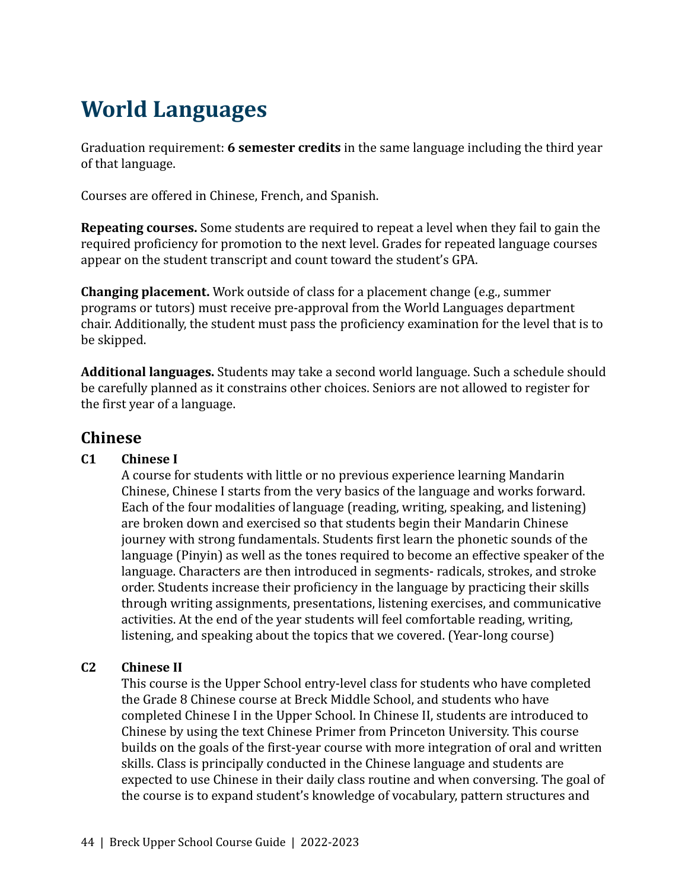# World Languages

Graduation requirement: **6 semester credits** in the same language including the third year of that language.

Courses are offered in Chinese, French, and Spanish.

**Repeating courses.** Some students are required to repeat a level when they fail to gain the required proficiency for promotion to the next level. Grades for repeated language courses appear on the student transcript and count toward the student's GPA.

**Changing placement.** Work outside of class for a placement change (e.g., summer programs or tutors) must receive pre-approval from the World Languages department chair. Additionally, the student must pass the proficiency examination for the level that is to be skipped.

**Additional languages.** Students may take a second world language. Such a schedule should be carefully planned as it constrains other choices. Seniors are not allowed to register for the first year of a language.

## Chinese

**C1 Chinese I**

A course for students with little or no previous experience learning Mandarin Chinese, Chinese I starts from the very basics of the language and works forward. Each of the four modalities of language (reading, writing, speaking, and listening) are broken down and exercised so that students begin their Mandarin Chinese journey with strong fundamentals. Students first learn the phonetic sounds of the language (Pinyin) as well as the tones required to become an effective speaker of the language. Characters are then introduced in segments- radicals, strokes, and stroke order. Students increase their proficiency in the language by practicing their skills through writing assignments, presentations, listening exercises, and communicative activities. At the end of the year students will feel comfortable reading, writing, listening, and speaking about the topics that we covered. (Year-long course)

**C2 Chinese II**

This course is the Upper School entry-level class for students who have completed the Grade 8 Chinese course at Breck Middle School, and students who have completed Chinese I in the Upper School. In Chinese II, students are introduced to Chinese by using the text Chinese Primer from Princeton University. This course builds on the goals of the first-year course with more integration of oral and written skills. Class is principally conducted in the Chinese language and students are expected to use Chinese in their daily class routine and when conversing. The goal of the course is to expand student's knowledge of vocabulary, pattern structures and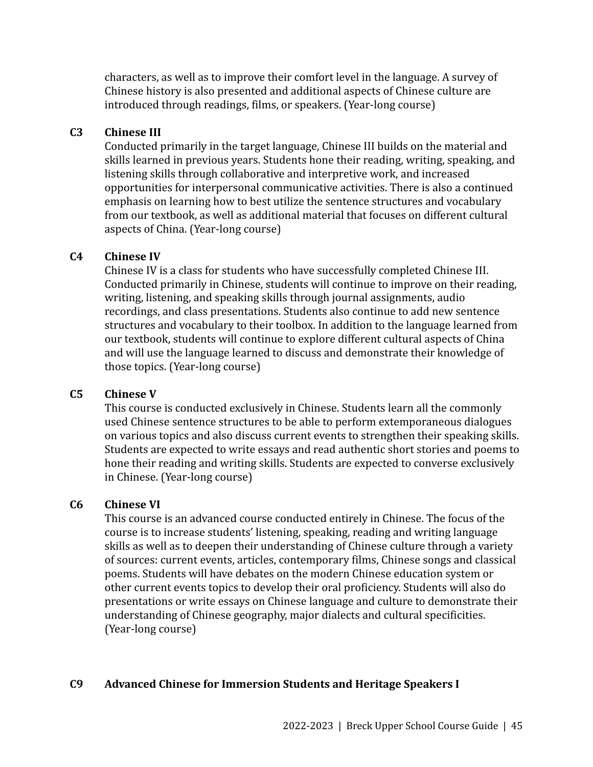characters, as well as to improve their comfort level in the language. A survey of Chinese history is also presented and additional aspects of Chinese culture are introduced through readings, films, or speakers. (Year-long course)

### C3 Chinese III

Conducted primarily in the target language, Chinese III builds on the material and skills learned in previous years. Students hone their reading, writing, speaking, and listening skills through collaborative and interpretive work, and increased opportunities for interpersonal communicative activities. There is also a continued emphasis on learning how to best utilize the sentence structures and vocabulary from our textbook, as well as additional material that focuses on different cultural aspects of China. (Year-long course)

### C4 Chinese IV

Chinese IV is a class for students who have successfully completed Chinese III. Conducted primarily in Chinese, students will continue to improve on their reading, writing, listening, and speaking skills through journal assignments, audio recordings, and class presentations. Students also continue to add new sentence structures and vocabulary to their toolbox. In addition to the language learned from our textbook, students will continue to explore different cultural aspects of China and will use the language learned to discuss and demonstrate their knowledge of those topics. (Year-long course)

### C5 Chinese V

This course is conducted exclusively in Chinese. Students learn all the commonly used Chinese sentence structures to be able to perform extemporaneous dialogues on various topics and also discuss current events to strengthen their speaking skills. Students are expected to write essays and read authentic short stories and poems to hone their reading and writing skills. Students are expected to converse exclusively in Chinese. (Year-long course)

### C6 Chinese VI

This course is an advanced course conducted entirely in Chinese. The focus of the course is to increase students' listening, speaking, reading and writing language skills as well as to deepen their understanding of Chinese culture through a variety of sources: current events, articles, contemporary films, Chinese songs and classical poems. Students will have debates on the modern Chinese education system or other current events topics to develop their oral proficiency. Students will also do presentations or write essays on Chinese language and culture to demonstrate their understanding of Chinese geography, major dialects and cultural specificities. (Year-long course)

### C9 Advanced Chinese for Immersion Students and Heritage Speakers I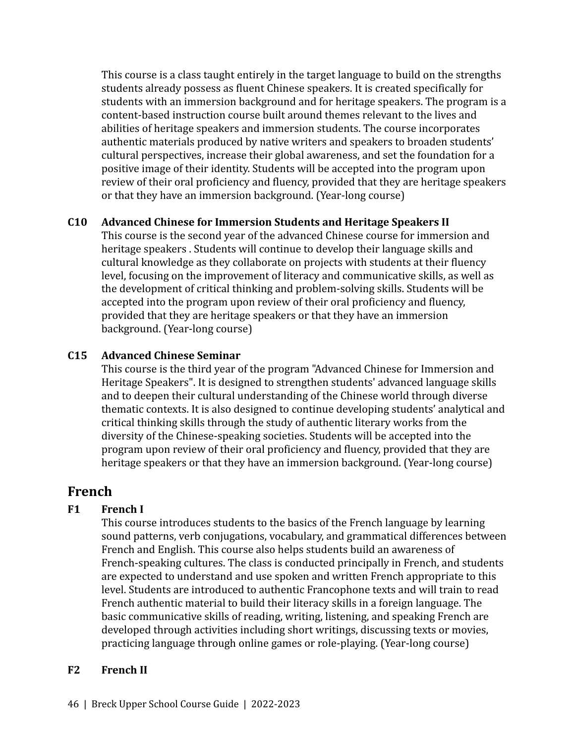This course is a class taught entirely in the target language to build on the strengths students already possess as fluent Chinese speakers. It is created specifically for students with an immersion background and for heritage speakers. The program is a content-based instruction course built around themes relevant to the lives and abilities of heritage speakers and immersion students. The course incorporates authentic materials produced by native writers and speakers to broaden students' cultural perspectives, increase their global awareness, and set the foundation for a positive image of their identity. Students will be accepted into the program upon review of their oral proficiency and fluency, provided that they are heritage speakers or that they have an immersion background. (Year-long course)

**C10 Advanced Chinese for Immersion Students and Heritage Speakers II**

This course is the second year of the advanced Chinese course for immersion and heritage speakers . Students will continue to develop their language skills and cultural knowledge as they collaborate on projects with students at their fluency level, focusing on the improvement of literacy and communicative skills, as well as the development of critical thinking and problem-solving skills. Students will be accepted into the program upon review of their oral proficiency and fluency, provided that they are heritage speakers or that they have an immersion background. (Year-long course)

**C15 Advanced Chinese Seminar**

This course is the third year of the program "Advanced Chinese for Immersion and Heritage Speakers". It is designed to strengthen students' advanced language skills and to deepen their cultural understanding of the Chinese world through diverse thematic contexts. It is also designed to continue developing students' analytical and critical thinking skills through the study of authentic literary works from the diversity of the Chinese-speaking societies. Students will be accepted into the program upon review of their oral proficiency and fluency, provided that they are heritage speakers or that they have an immersion background. (Year-long course)

## French

**F1 French I**

This course introduces students to the basics of the French language by learning sound patterns, verb conjugations, vocabulary, and grammatical differences between French and English. This course also helps students build an awareness of French-speaking cultures. The class is conducted principally in French, and students are expected to understand and use spoken and written French appropriate to this level. Students are introduced to authentic Francophone texts and will train to read French authentic material to build their literacy skills in a foreign language. The basic communicative skills of reading, writing, listening, and speaking French are developed through activities including short writings, discussing texts or movies, practicing language through online games or role-playing. (Year-long course)

**F2 French II**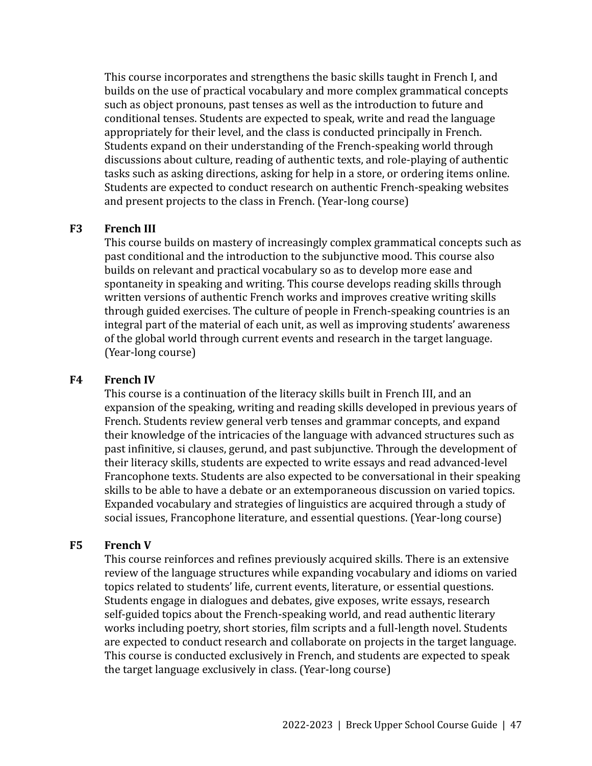This course incorporates and strengthens the basic skills taught in French I, and builds on the use of practical vocabulary and more complex grammatical concepts such as object pronouns, past tenses as well as the introduction to future and conditional tenses. Students are expected to speak, write and read the language appropriately for their level, and the class is conducted principally in French. Students expand on their understanding of the French-speaking world through discussions about culture, reading of authentic texts, and role-playing of authentic tasks such as asking directions, asking for help in a store, or ordering items online. Students are expected to conduct research on authentic French-speaking websites and present projects to the class in French. (Year-long course)

**F3 French III**

This course builds on mastery of increasingly complex grammatical concepts such as past conditional and the introduction to the subjunctive mood. This course also builds on relevant and practical vocabulary so as to develop more ease and spontaneity in speaking and writing. This course develops reading skills through written versions of authentic French works and improves creative writing skills through guided exercises. The culture of people in French-speaking countries is an integral part of the material of each unit, as well as improving students' awareness of the global world through current events and research in the target language. (Year-long course)

**F4 French IV**

This course is a continuation of the literacy skills built in French III, and an expansion of the speaking, writing and reading skills developed in previous years of French. Students review general verb tenses and grammar concepts, and expand their knowledge of the intricacies of the language with advanced structures such as past infinitive, si clauses, gerund, and past subjunctive. Through the development of their literacy skills, students are expected to write essays and read advanced-level Francophone texts. Students are also expected to be conversational in their speaking skills to be able to have a debate or an extemporaneous discussion on varied topics. Expanded vocabulary and strategies of linguistics are acquired through a study of social issues, Francophone literature, and essential questions. (Year-long course)

**F5 French V**

This course reinforces and refines previously acquired skills. There is an extensive review of the language structures while expanding vocabulary and idioms on varied topics related to students' life, current events, literature, or essential questions. Students engage in dialogues and debates, give exposes, write essays, research self-guided topics about the French-speaking world, and read authentic literary works including poetry, short stories, film scripts and a full-length novel. Students are expected to conduct research and collaborate on projects in the target language. This course is conducted exclusively in French, and students are expected to speak the target language exclusively in class. (Year-long course)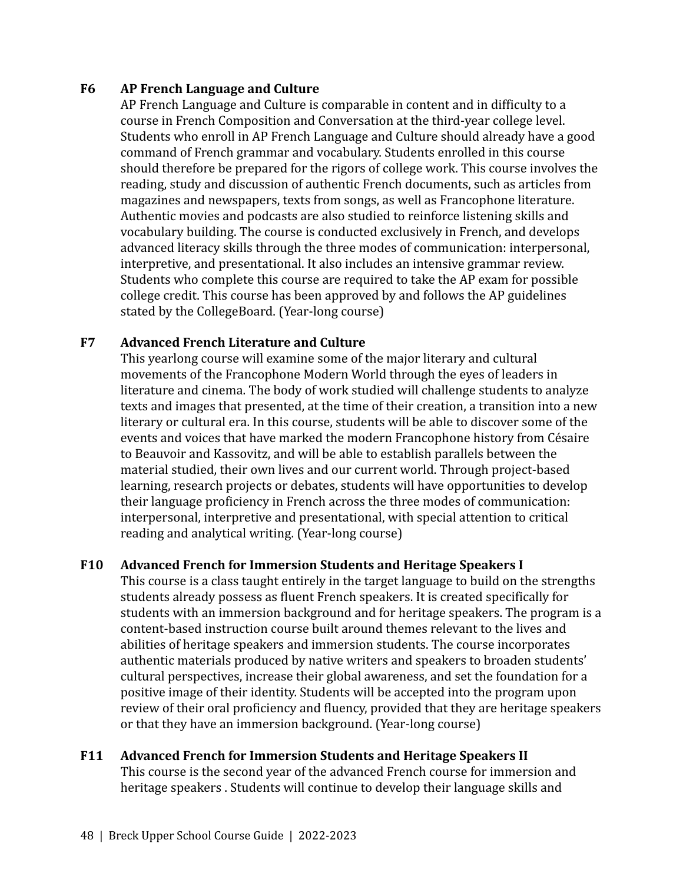### F6 AP French Language and Culture

AP French Language and Culture is comparable in content and in difficulty to a course in French Composition and Conversation at the third-year college level. Students who enroll in AP French Language and Culture should already have a good command of French grammar and vocabulary. Students enrolled in this course should therefore be prepared for the rigors of college work. This course involves the reading, study and discussion of authentic French documents, such as articles from magazines and newspapers, texts from songs, as well as Francophone literature. Authentic movies and podcasts are also studied to reinforce listening skills and vocabulary building. The course is conducted exclusively in French, and develops advanced literacy skills through the three modes of communication: interpersonal, interpretive, and presentational. It also includes an intensive grammar review. Students who complete this course are required to take the AP exam for possible college credit. This course has been approved by and follows the AP guidelines stated by the CollegeBoard. (Year-long course)

### F7 Advanced French Literature and Culture

This yearlong course will examine some of the major literary and cultural movements of the Francophone Modern World through the eyes of leaders in literature and cinema. The body of work studied will challenge students to analyze texts and images that presented, at the time of their creation, a transition into a new literary or cultural era. In this course, students will be able to discover some of the events and voices that have marked the modern Francophone history from Césaire to Beauvoir and Kassovitz, and will be able to establish parallels between the material studied, their own lives and our current world. Through project-based learning, research projects or debates, students will have opportunities to develop their language proficiency in French across the three modes of communication: interpersonal, interpretive and presentational, with special attention to critical reading and analytical writing. (Year-long course)

### F10 Advanced French for Immersion Students and Heritage Speakers I

This course is a class taught entirely in the target language to build on the strengths students already possess as fluent French speakers. It is created specifically for students with an immersion background and for heritage speakers. The program is a content-based instruction course built around themes relevant to the lives and abilities of heritage speakers and immersion students. The course incorporates authentic materials produced by native writers and speakers to broaden students' cultural perspectives, increase their global awareness, and set the foundation for a positive image of their identity. Students will be accepted into the program upon review of their oral proficiency and fluency, provided that they are heritage speakers or that they have an immersion background. (Year-long course)

### F11 Advanced French for Immersion Students and Heritage Speakers II

This course is the second year of the advanced French course for immersion and heritage speakers . Students will continue to develop their language skills and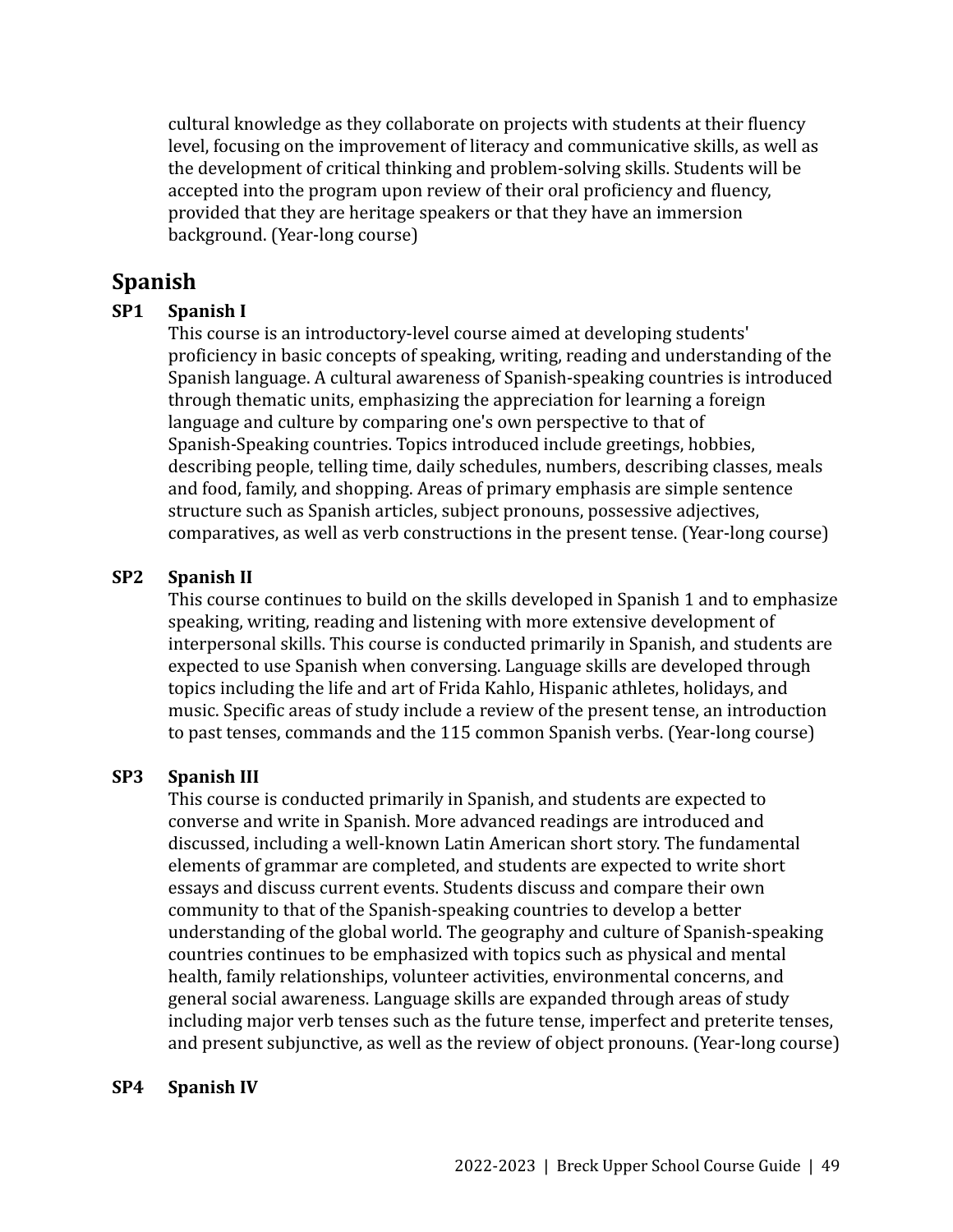cultural knowledge as they collaborate on projects with students at their fluency level, focusing on the improvement of literacy and communicative skills, as well as the development of critical thinking and problem-solving skills. Students will be accepted into the program upon review of their oral proficiency and fluency, provided that they are heritage speakers or that they have an immersion background. (Year-long course)

## Spanish

**SP1 Spanish I**

This course is an introductory-level course aimed at developing students' proficiency in basic concepts of speaking, writing, reading and understanding of the Spanish language. A cultural awareness of Spanish-speaking countries is introduced through thematic units, emphasizing the appreciation for learning a foreign language and culture by comparing one's own perspective to that of Spanish-Speaking countries. Topics introduced include greetings, hobbies, describing people, telling time, daily schedules, numbers, describing classes, meals and food, family, and shopping. Areas of primary emphasis are simple sentence structure such as Spanish articles, subject pronouns, possessive adjectives, comparatives, as well as verb constructions in the present tense. (Year-long course)

**SP2 Spanish II**

This course continues to build on the skills developed in Spanish 1 and to emphasize speaking, writing, reading and listening with more extensive development of interpersonal skills. This course is conducted primarily in Spanish, and students are expected to use Spanish when conversing. Language skills are developed through topics including the life and art of Frida Kahlo, Hispanic athletes, holidays, and music. Specific areas of study include a review of the present tense, an introduction to past tenses, commands and the 115 common Spanish verbs. (Year-long course)

**SP3 Spanish III**

This course is conducted primarily in Spanish, and students are expected to converse and write in Spanish. More advanced readings are introduced and discussed, including a well-known Latin American short story. The fundamental elements of grammar are completed, and students are expected to write short essays and discuss current events. Students discuss and compare their own community to that of the Spanish-speaking countries to develop a better understanding of the global world. The geography and culture of Spanish-speaking countries continues to be emphasized with topics such as physical and mental health, family relationships, volunteer activities, environmental concerns, and general social awareness. Language skills are expanded through areas of study including major verb tenses such as the future tense, imperfect and preterite tenses, and present subjunctive, as well as the review of object pronouns. (Year-long course)

**SP4 Spanish IV**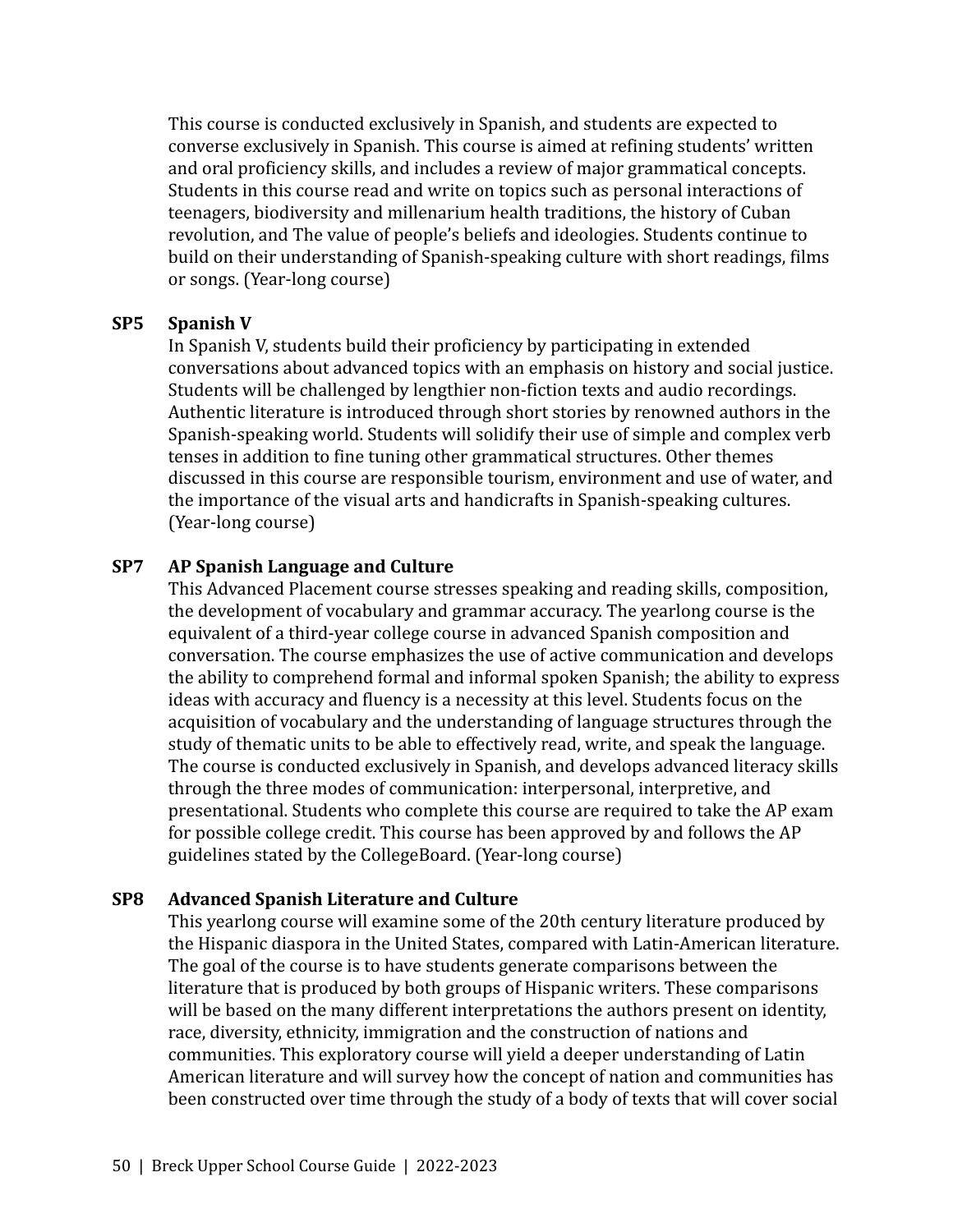This course is conducted exclusively in Spanish, and students are expected to converse exclusively in Spanish. This course is aimed at refining students' written and oral proficiency skills, and includes a review of major grammatical concepts. Students in this course read and write on topics such as personal interactions of teenagers, biodiversity and millenarium health traditions, the history of Cuban revolution, and The value of people's beliefs and ideologies. Students continue to build on their understanding of Spanish-speaking culture with short readings, films or songs. (Year-long course)

### SP5 Spanish V

In Spanish V, students build their proficiency by participating in extended conversations about advanced topics with an emphasis on history and social justice. Students will be challenged by lengthier non-fiction texts and audio recordings. Authentic literature is introduced through short stories by renowned authors in the Spanish-speaking world. Students will solidify their use of simple and complex verb tenses in addition to fine tuning other grammatical structures. Other themes discussed in this course are responsible tourism, environment and use of water, and the importance of the visual arts and handicrafts in Spanish-speaking cultures. (Year-long course)

### SP7 AP Spanish Language and Culture

This Advanced Placement course stresses speaking and reading skills, composition, the development of vocabulary and grammar accuracy. The yearlong course is the equivalent of a third-year college course in advanced Spanish composition and conversation. The course emphasizes the use of active communication and develops the ability to comprehend formal and informal spoken Spanish; the ability to express ideas with accuracy and fluency is a necessity at this level. Students focus on the acquisition of vocabulary and the understanding of language structures through the study of thematic units to be able to effectively read, write, and speak the language. The course is conducted exclusively in Spanish, and develops advanced literacy skills through the three modes of communication: interpersonal, interpretive, and presentational. Students who complete this course are required to take the AP exam for possible college credit. This course has been approved by and follows the AP guidelines stated by the CollegeBoard. (Year-long course)

### SP8 Advanced Spanish Literature and Culture

This yearlong course will examine some of the 20th century literature produced by the Hispanic diaspora in the United States, compared with Latin-American literature. The goal of the course is to have students generate comparisons between the literature that is produced by both groups of Hispanic writers. These comparisons will be based on the many different interpretations the authors present on identity, race, diversity, ethnicity, immigration and the construction of nations and communities. This exploratory course will yield a deeper understanding of Latin American literature and will survey how the concept of nation and communities has been constructed over time through the study of a body of texts that will cover social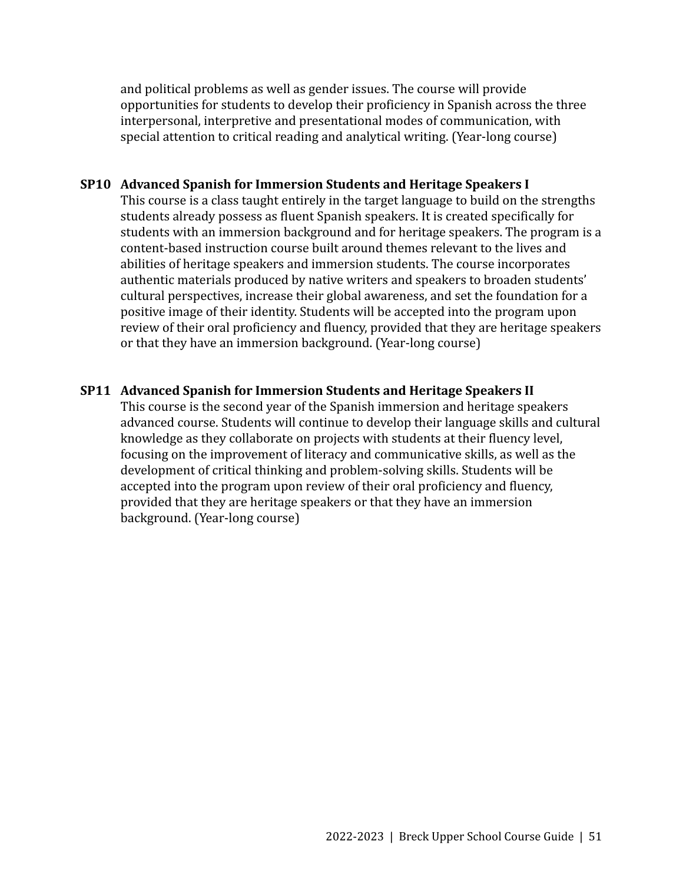and political problems as well as gender issues. The course will provide opportunities for students to develop their proficiency in Spanish across the three interpersonal, interpretive and presentational modes of communication, with special attention to critical reading and analytical writing. (Year-long course)

**SP10 Advanced Spanish for Immersion Students and Heritage Speakers I**

This course is a class taught entirely in the target language to build on the strengths students already possess as fluent Spanish speakers. It is created specifically for students with an immersion background and for heritage speakers. The program is a content-based instruction course built around themes relevant to the lives and abilities of heritage speakers and immersion students. The course incorporates authentic materials produced by native writers and speakers to broaden students' cultural perspectives, increase their global awareness, and set the foundation for a positive image of their identity. Students will be accepted into the program upon review of their oral proficiency and fluency, provided that they are heritage speakers or that they have an immersion background. (Year-long course)

**SP11 Advanced Spanish for Immersion Students and Heritage Speakers II**

This course is the second year of the Spanish immersion and heritage speakers advanced course. Students will continue to develop their language skills and cultural knowledge as they collaborate on projects with students at their fluency level, focusing on the improvement of literacy and communicative skills, as well as the development of critical thinking and problem-solving skills. Students will be accepted into the program upon review of their oral proficiency and fluency, provided that they are heritage speakers or that they have an immersion background. (Year-long course)